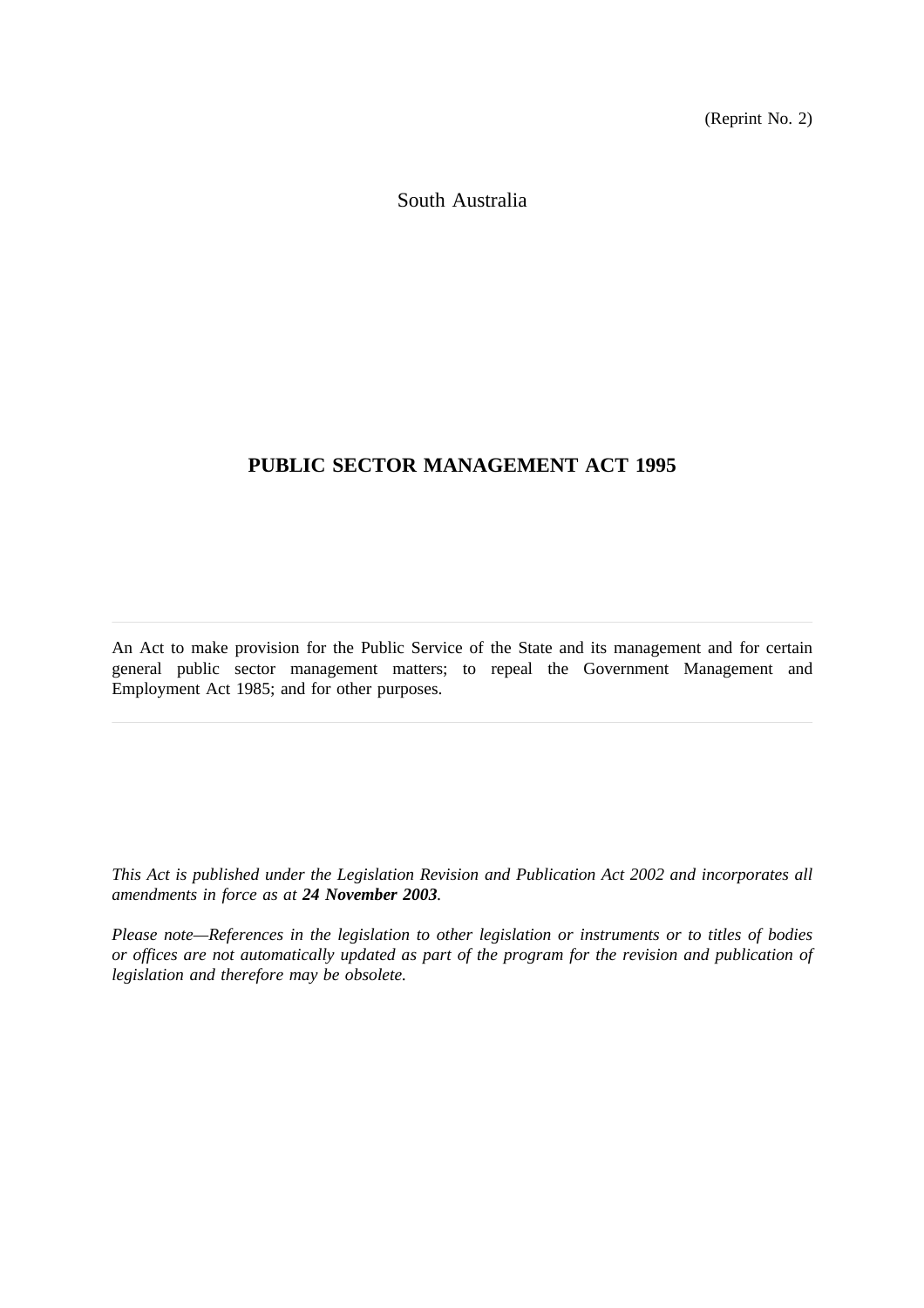(Reprint No. 2)

South Australia

# PUBLIC SECTOR MANAGEMENT ACT 1995

---

An Act to make provision for the Public Service of the State and its management and for certain general public sector management matters; to repeal the Government Management and Employment Act 1985; and for other purposes.

---

*This Act is published under the Legislation Revision and Publication Act 2002 and incorporates all amendments in force as at* ***24 November 2003****.*

*Please note—References in the legislation to other legislation or instruments or to titles of bodies or offices are not automatically updated as part of the program for the revision and publication of legislation and therefore may be obsolete.*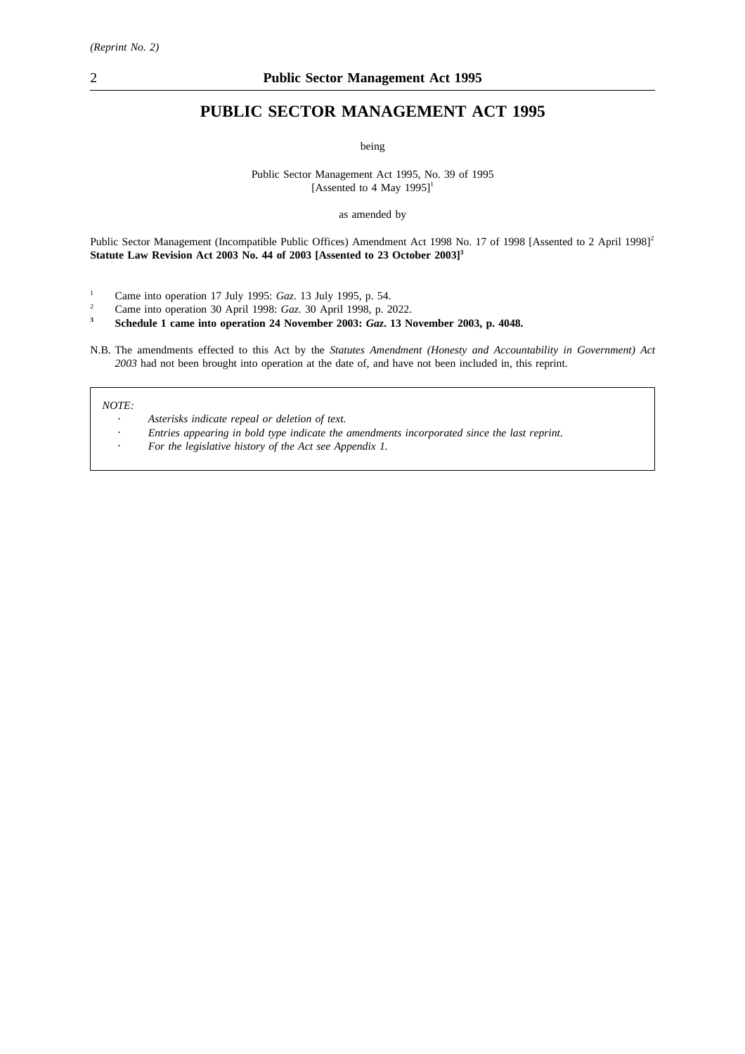# PUBLIC SECTOR MANAGEMENT ACT 1995

being

Public Sector Management Act 1995, No. 39 of 1995
[Assented to 4 May 1995][1]

as amended by

Public Sector Management (Incompatible Public Offices) Amendment Act 1998 No. 17 of 1998 [Assented to 2 April 1998][2]
**Statute Law Revision Act 2003 No. 44 of 2003 [Assented to 23 October 2003][3]**

[1] Came into operation 17 July 1995: *Gaz*. 13 July 1995, p. 54.

[2] Came into operation 30 April 1998: *Gaz.* 30 April 1998, p. 2022.

**[3] Schedule 1 came into operation 24 November 2003: *Gaz*. 13 November 2003, p. 4048.**

N.B. The amendments effected to this Act by the *Statutes Amendment (Honesty and Accountability in Government) Act 2003* had not been brought into operation at the date of, and have not been included in, this reprint.

*NOTE:*

- *Asterisks indicate repeal or deletion of text.*
- *Entries appearing in bold type indicate the amendments incorporated since the last reprint.*
- *For the legislative history of the Act see Appendix 1.*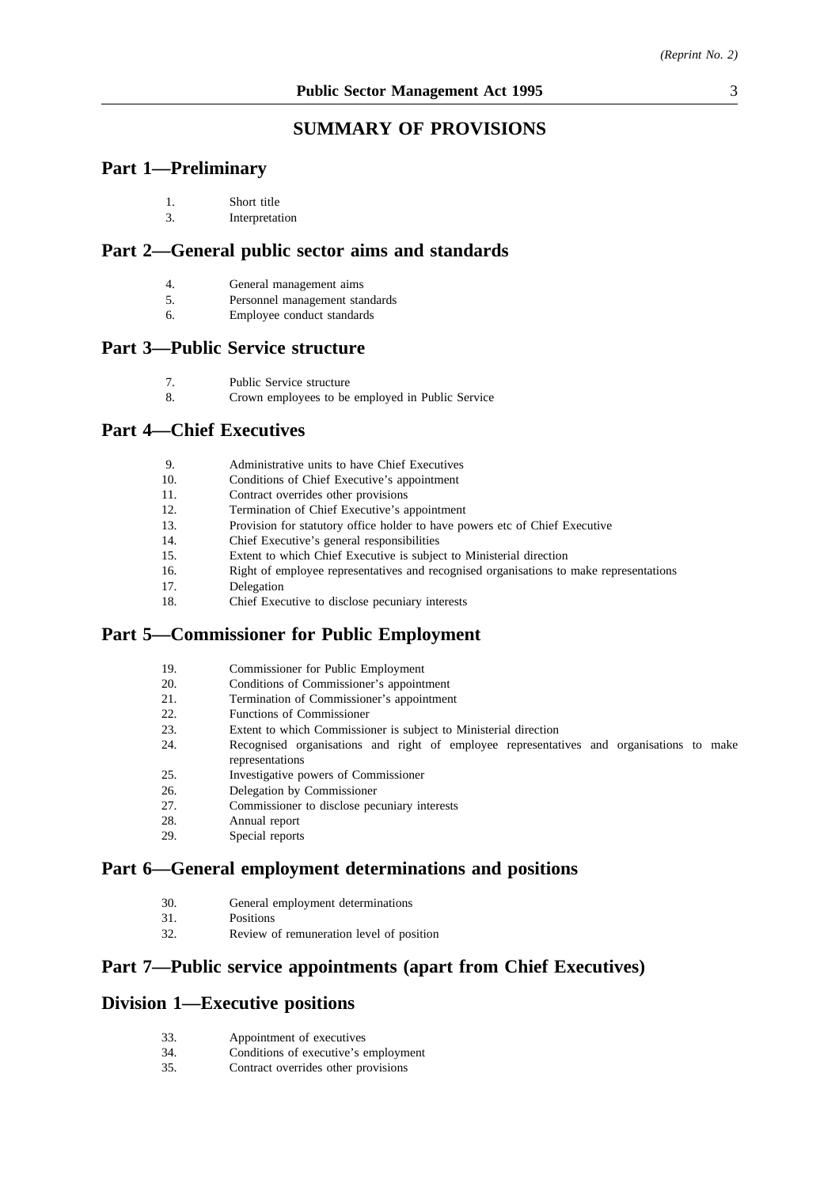## SUMMARY OF PROVISIONS

## Part 1—Preliminary

1. Short title
3. Interpretation

## Part 2—General public sector aims and standards

4. General management aims
5. Personnel management standards
6. Employee conduct standards

## Part 3—Public Service structure

7. Public Service structure
8. Crown employees to be employed in Public Service

## Part 4—Chief Executives

9. Administrative units to have Chief Executives
10. Conditions of Chief Executive's appointment
11. Contract overrides other provisions
12. Termination of Chief Executive's appointment
13. Provision for statutory office holder to have powers etc of Chief Executive
14. Chief Executive's general responsibilities
15. Extent to which Chief Executive is subject to Ministerial direction
16. Right of employee representatives and recognised organisations to make representations
17. Delegation
18. Chief Executive to disclose pecuniary interests

## Part 5—Commissioner for Public Employment

19. Commissioner for Public Employment
20. Conditions of Commissioner's appointment
21. Termination of Commissioner's appointment
22. Functions of Commissioner
23. Extent to which Commissioner is subject to Ministerial direction
24. Recognised organisations and right of employee representatives and organisations to make representations
25. Investigative powers of Commissioner
26. Delegation by Commissioner
27. Commissioner to disclose pecuniary interests
28. Annual report
29. Special reports

## Part 6—General employment determinations and positions

30. General employment determinations
31. Positions
32. Review of remuneration level of position

## Part 7—Public service appointments (apart from Chief Executives)

## Division 1—Executive positions

33. Appointment of executives
34. Conditions of executive's employment
35. Contract overrides other provisions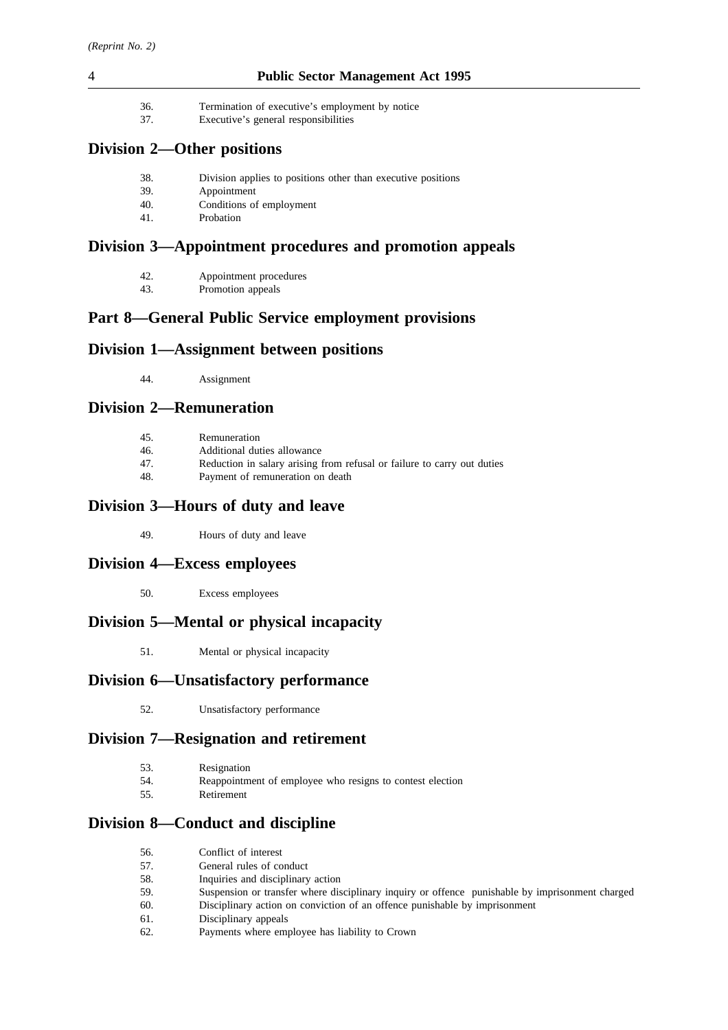36. Termination of executive's employment by notice
37. Executive's general responsibilities

## Division 2—Other positions

38. Division applies to positions other than executive positions
39. Appointment
40. Conditions of employment
41. Probation

## Division 3—Appointment procedures and promotion appeals

42. Appointment procedures
43. Promotion appeals

## Part 8—General Public Service employment provisions

## Division 1—Assignment between positions

44. Assignment

## Division 2—Remuneration

45. Remuneration
46. Additional duties allowance
47. Reduction in salary arising from refusal or failure to carry out duties
48. Payment of remuneration on death

## Division 3—Hours of duty and leave

49. Hours of duty and leave

## Division 4—Excess employees

50. Excess employees

## Division 5—Mental or physical incapacity

51. Mental or physical incapacity

## Division 6—Unsatisfactory performance

52. Unsatisfactory performance

## Division 7—Resignation and retirement

53. Resignation
54. Reappointment of employee who resigns to contest election
55. Retirement

## Division 8—Conduct and discipline

56. Conflict of interest
57. General rules of conduct
58. Inquiries and disciplinary action
59. Suspension or transfer where disciplinary inquiry or offence punishable by imprisonment charged
60. Disciplinary action on conviction of an offence punishable by imprisonment
61. Disciplinary appeals
62. Payments where employee has liability to Crown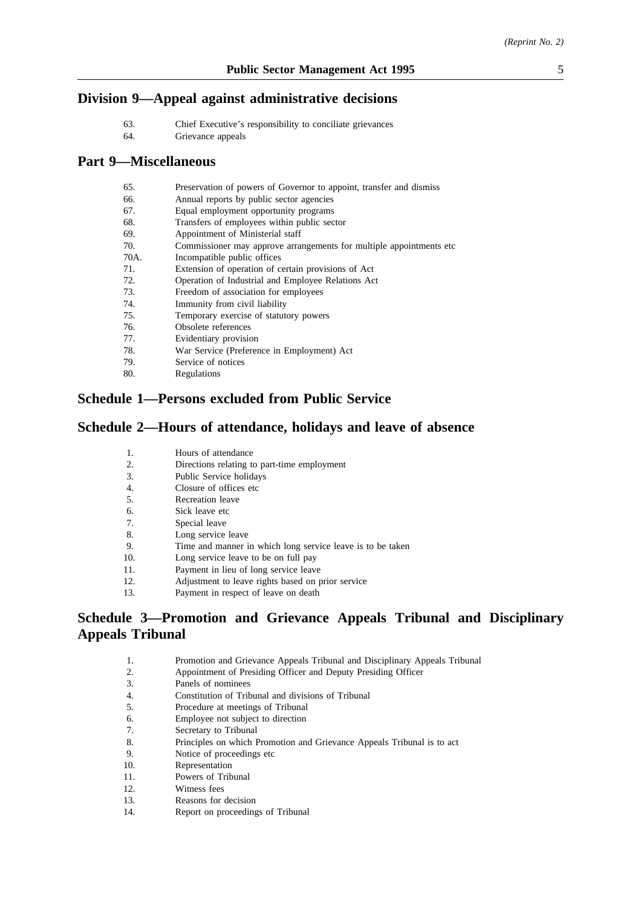## Division 9—Appeal against administrative decisions

63. Chief Executive's responsibility to conciliate grievances
64. Grievance appeals

## Part 9—Miscellaneous

65. Preservation of powers of Governor to appoint, transfer and dismiss
66. Annual reports by public sector agencies
67. Equal employment opportunity programs
68. Transfers of employees within public sector
69. Appointment of Ministerial staff
70. Commissioner may approve arrangements for multiple appointments etc
70A. Incompatible public offices
71. Extension of operation of certain provisions of Act
72. Operation of Industrial and Employee Relations Act
73. Freedom of association for employees
74. Immunity from civil liability
75. Temporary exercise of statutory powers
76. Obsolete references
77. Evidentiary provision
78. War Service (Preference in Employment) Act
79. Service of notices
80. Regulations

## Schedule 1—Persons excluded from Public Service

## Schedule 2—Hours of attendance, holidays and leave of absence

1. Hours of attendance
2. Directions relating to part-time employment
3. Public Service holidays
4. Closure of offices etc
5. Recreation leave
6. Sick leave etc
7. Special leave
8. Long service leave
9. Time and manner in which long service leave is to be taken
10. Long service leave to be on full pay
11. Payment in lieu of long service leave
12. Adjustment to leave rights based on prior service
13. Payment in respect of leave on death

## Schedule 3—Promotion and Grievance Appeals Tribunal and Disciplinary Appeals Tribunal

1. Promotion and Grievance Appeals Tribunal and Disciplinary Appeals Tribunal
2. Appointment of Presiding Officer and Deputy Presiding Officer
3. Panels of nominees
4. Constitution of Tribunal and divisions of Tribunal
5. Procedure at meetings of Tribunal
6. Employee not subject to direction
7. Secretary to Tribunal
8. Principles on which Promotion and Grievance Appeals Tribunal is to act
9. Notice of proceedings etc
10. Representation
11. Powers of Tribunal
12. Witness fees
13. Reasons for decision
14. Report on proceedings of Tribunal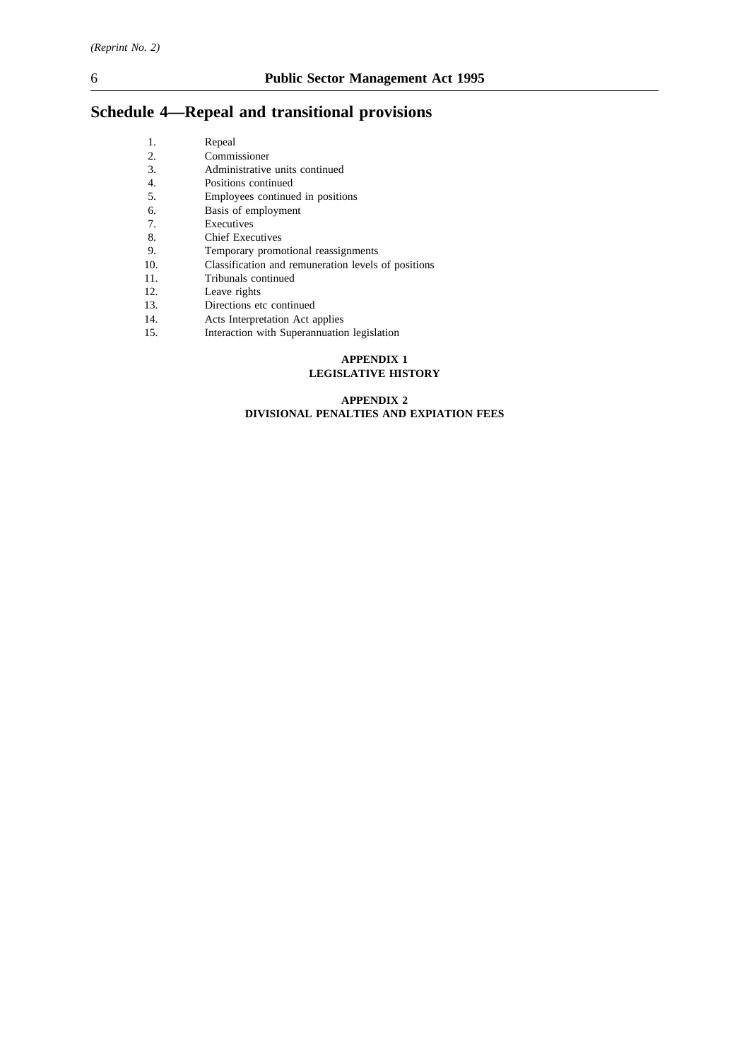## Schedule 4—Repeal and transitional provisions

1. Repeal
2. Commissioner
3. Administrative units continued
4. Positions continued
5. Employees continued in positions
6. Basis of employment
7. Executives
8. Chief Executives
9. Temporary promotional reassignments
10. Classification and remuneration levels of positions
11. Tribunals continued
12. Leave rights
13. Directions etc continued
14. Acts Interpretation Act applies
15. Interaction with Superannuation legislation

**APPENDIX 1**
**LEGISLATIVE HISTORY**

**APPENDIX 2**
**DIVISIONAL PENALTIES AND EXPIATION FEES**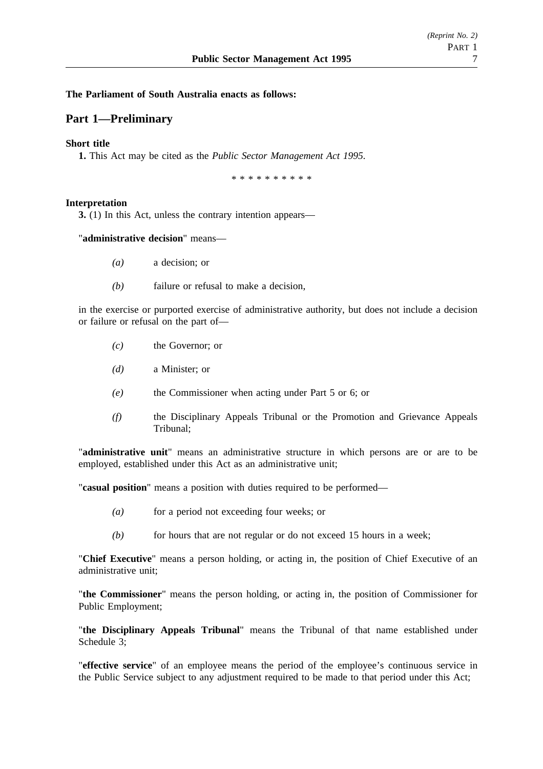**The Parliament of South Australia enacts as follows:**

## Part 1—Preliminary

**Short title**

**1.** This Act may be cited as the *Public Sector Management Act 1995*.

\* \* \* \* \* \* \* \* \* \*

**Interpretation**

**3.** (1) In this Act, unless the contrary intention appears—

"**administrative decision**" means—

*(a)* a decision; or

*(b)* failure or refusal to make a decision,

in the exercise or purported exercise of administrative authority, but does not include a decision or failure or refusal on the part of—

*(c)* the Governor; or

*(d)* a Minister; or

*(e)* the Commissioner when acting under Part 5 or 6; or

*(f)* the Disciplinary Appeals Tribunal or the Promotion and Grievance Appeals Tribunal;

"**administrative unit**" means an administrative structure in which persons are or are to be employed, established under this Act as an administrative unit;

"**casual position**" means a position with duties required to be performed—

*(a)* for a period not exceeding four weeks; or

*(b)* for hours that are not regular or do not exceed 15 hours in a week;

"**Chief Executive**" means a person holding, or acting in, the position of Chief Executive of an administrative unit;

"**the Commissioner**" means the person holding, or acting in, the position of Commissioner for Public Employment;

"**the Disciplinary Appeals Tribunal**" means the Tribunal of that name established under Schedule 3;

"**effective service**" of an employee means the period of the employee's continuous service in the Public Service subject to any adjustment required to be made to that period under this Act;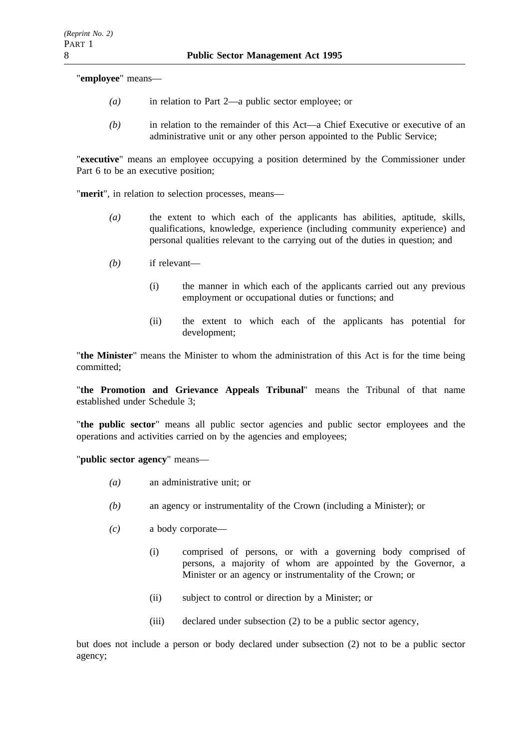"**employee**" means—

*(a)* in relation to Part 2—a public sector employee; or

*(b)* in relation to the remainder of this Act—a Chief Executive or executive of an administrative unit or any other person appointed to the Public Service;

"**executive**" means an employee occupying a position determined by the Commissioner under Part 6 to be an executive position;

"**merit**", in relation to selection processes, means—

*(a)* the extent to which each of the applicants has abilities, aptitude, skills, qualifications, knowledge, experience (including community experience) and personal qualities relevant to the carrying out of the duties in question; and

*(b)* if relevant—

(i) the manner in which each of the applicants carried out any previous employment or occupational duties or functions; and

(ii) the extent to which each of the applicants has potential for development;

"**the Minister**" means the Minister to whom the administration of this Act is for the time being committed;

"**the Promotion and Grievance Appeals Tribunal**" means the Tribunal of that name established under Schedule 3;

"**the public sector**" means all public sector agencies and public sector employees and the operations and activities carried on by the agencies and employees;

"**public sector agency**" means—

*(a)* an administrative unit; or

*(b)* an agency or instrumentality of the Crown (including a Minister); or

*(c)* a body corporate—

(i) comprised of persons, or with a governing body comprised of persons, a majority of whom are appointed by the Governor, a Minister or an agency or instrumentality of the Crown; or

(ii) subject to control or direction by a Minister; or

(iii) declared under subsection (2) to be a public sector agency,

but does not include a person or body declared under subsection (2) not to be a public sector agency;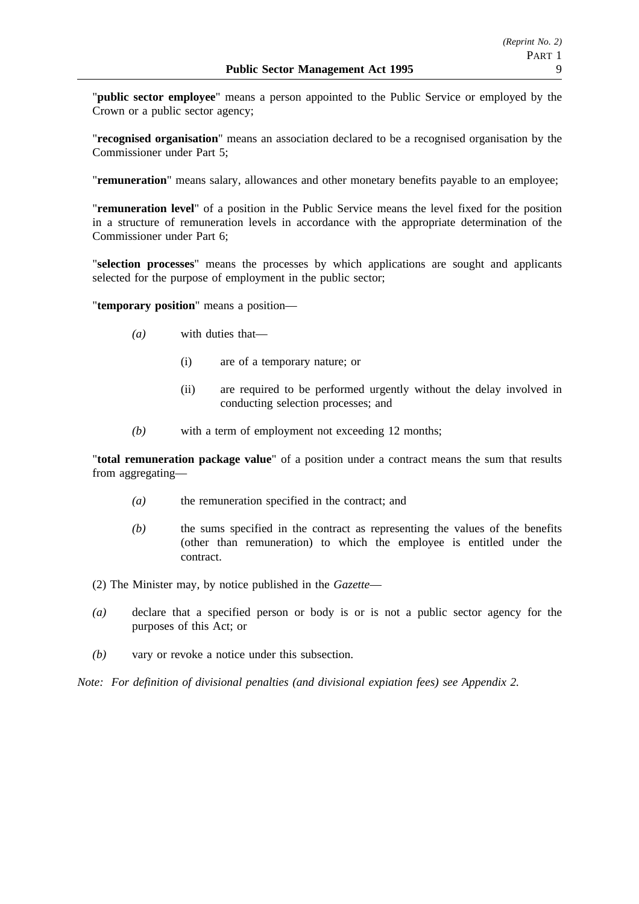"**public sector employee**" means a person appointed to the Public Service or employed by the Crown or a public sector agency;

"**recognised organisation**" means an association declared to be a recognised organisation by the Commissioner under Part 5;

"**remuneration**" means salary, allowances and other monetary benefits payable to an employee;

"**remuneration level**" of a position in the Public Service means the level fixed for the position in a structure of remuneration levels in accordance with the appropriate determination of the Commissioner under Part 6;

"**selection processes**" means the processes by which applications are sought and applicants selected for the purpose of employment in the public sector;

"**temporary position**" means a position—

*(a)* with duties that—

(i) are of a temporary nature; or

(ii) are required to be performed urgently without the delay involved in conducting selection processes; and

*(b)* with a term of employment not exceeding 12 months;

"**total remuneration package value**" of a position under a contract means the sum that results from aggregating—

*(a)* the remuneration specified in the contract; and

*(b)* the sums specified in the contract as representing the values of the benefits (other than remuneration) to which the employee is entitled under the contract.

(2) The Minister may, by notice published in the *Gazette*—

*(a)* declare that a specified person or body is or is not a public sector agency for the purposes of this Act; or

*(b)* vary or revoke a notice under this subsection.

*Note: For definition of divisional penalties (and divisional expiation fees) see Appendix 2.*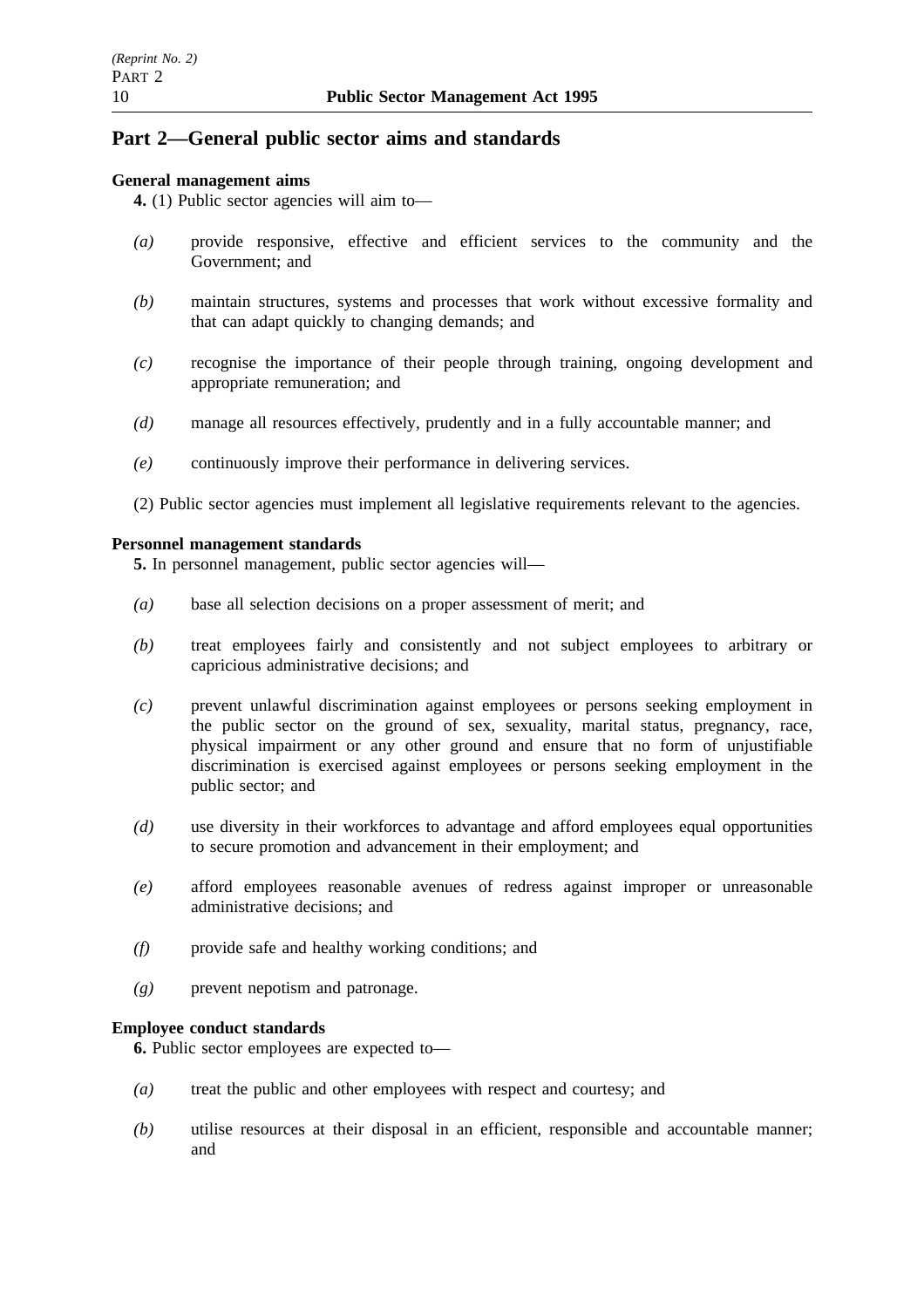## Part 2—General public sector aims and standards

**General management aims**

**4.** (1) Public sector agencies will aim to—

*(a)* provide responsive, effective and efficient services to the community and the Government; and

*(b)* maintain structures, systems and processes that work without excessive formality and that can adapt quickly to changing demands; and

*(c)* recognise the importance of their people through training, ongoing development and appropriate remuneration; and

*(d)* manage all resources effectively, prudently and in a fully accountable manner; and

*(e)* continuously improve their performance in delivering services.

(2) Public sector agencies must implement all legislative requirements relevant to the agencies.

**Personnel management standards**

**5.** In personnel management, public sector agencies will—

*(a)* base all selection decisions on a proper assessment of merit; and

*(b)* treat employees fairly and consistently and not subject employees to arbitrary or capricious administrative decisions; and

*(c)* prevent unlawful discrimination against employees or persons seeking employment in the public sector on the ground of sex, sexuality, marital status, pregnancy, race, physical impairment or any other ground and ensure that no form of unjustifiable discrimination is exercised against employees or persons seeking employment in the public sector; and

*(d)* use diversity in their workforces to advantage and afford employees equal opportunities to secure promotion and advancement in their employment; and

*(e)* afford employees reasonable avenues of redress against improper or unreasonable administrative decisions; and

*(f)* provide safe and healthy working conditions; and

*(g)* prevent nepotism and patronage.

**Employee conduct standards**

**6.** Public sector employees are expected to—

*(a)* treat the public and other employees with respect and courtesy; and

*(b)* utilise resources at their disposal in an efficient, responsible and accountable manner; and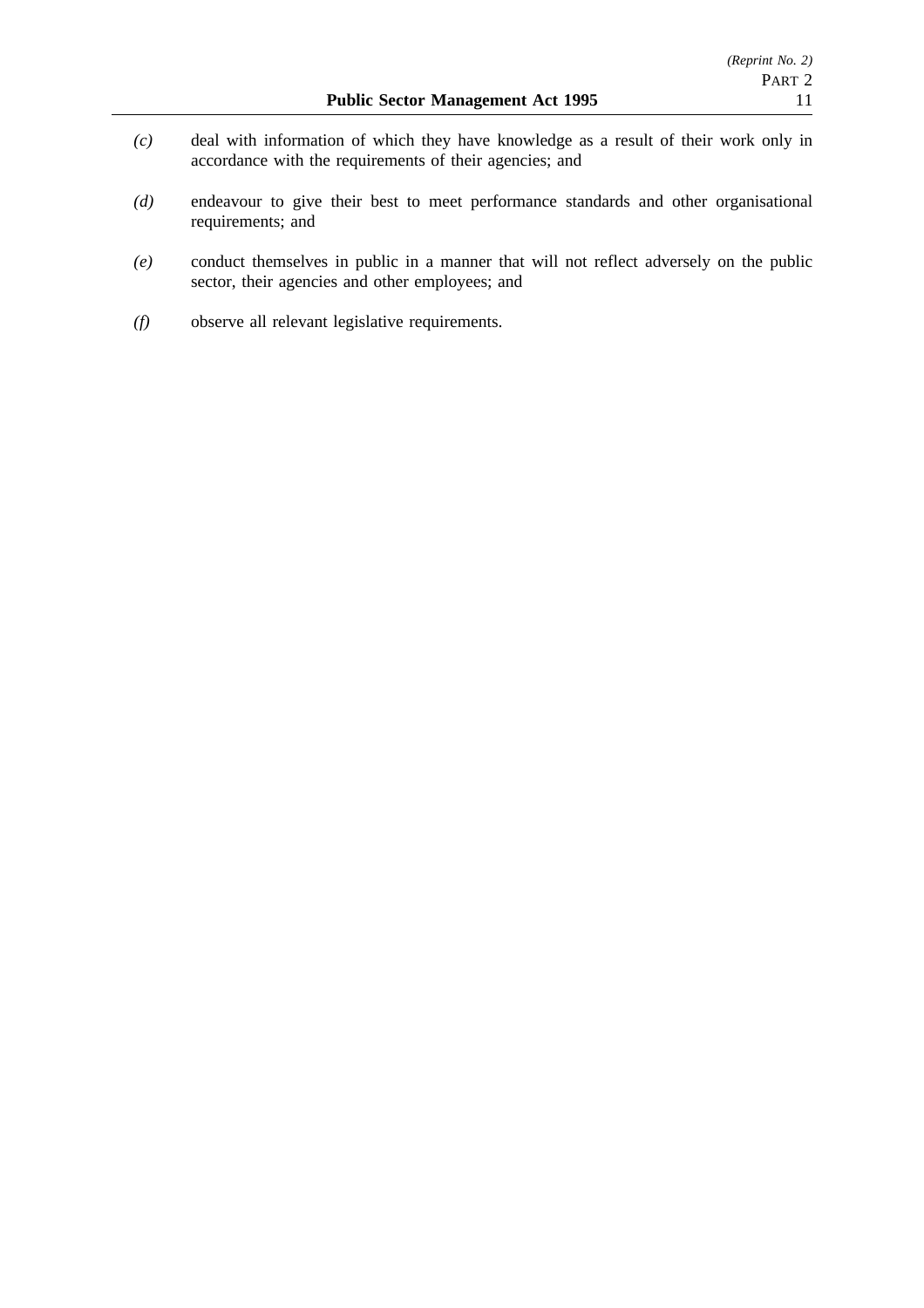*(c)* deal with information of which they have knowledge as a result of their work only in accordance with the requirements of their agencies; and

*(d)* endeavour to give their best to meet performance standards and other organisational requirements; and

*(e)* conduct themselves in public in a manner that will not reflect adversely on the public sector, their agencies and other employees; and

*(f)* observe all relevant legislative requirements.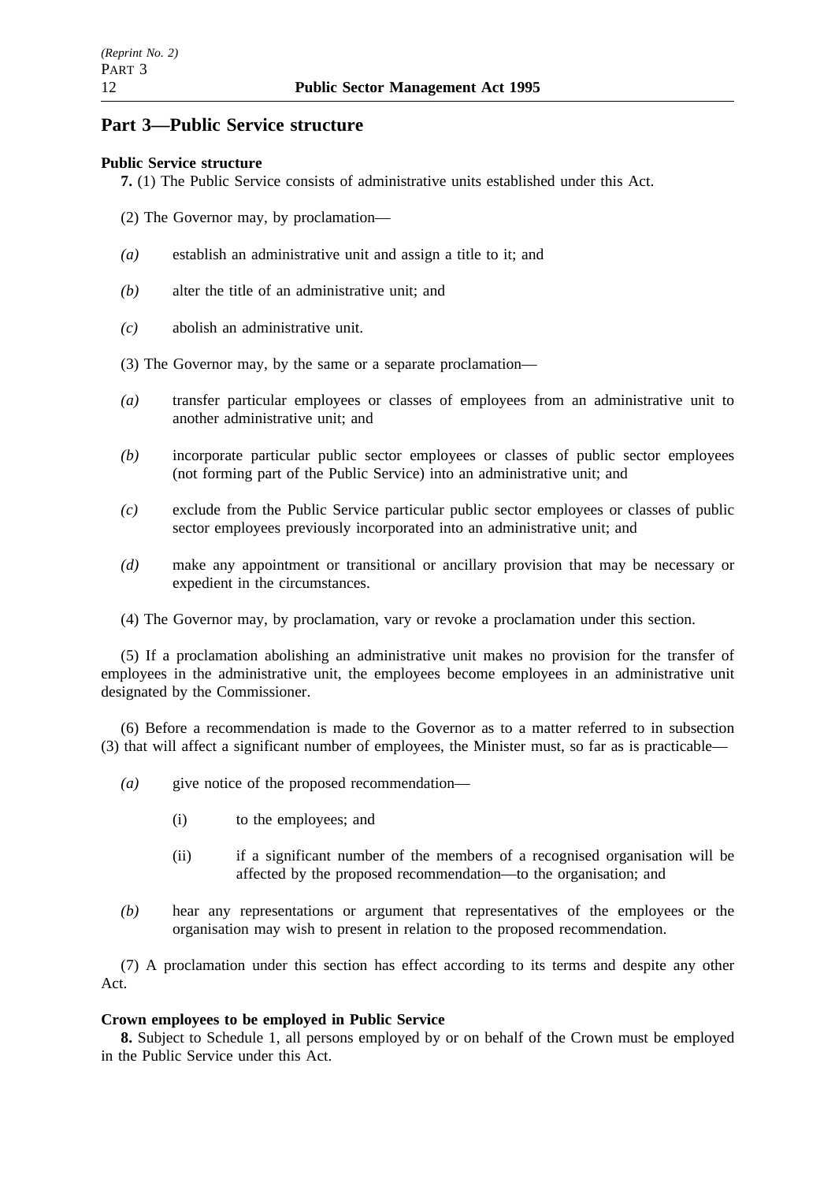## Part 3—Public Service structure

**Public Service structure**

**7.** (1) The Public Service consists of administrative units established under this Act.

(2) The Governor may, by proclamation—

*(a)* establish an administrative unit and assign a title to it; and

*(b)* alter the title of an administrative unit; and

*(c)* abolish an administrative unit.

(3) The Governor may, by the same or a separate proclamation—

*(a)* transfer particular employees or classes of employees from an administrative unit to another administrative unit; and

*(b)* incorporate particular public sector employees or classes of public sector employees (not forming part of the Public Service) into an administrative unit; and

*(c)* exclude from the Public Service particular public sector employees or classes of public sector employees previously incorporated into an administrative unit; and

*(d)* make any appointment or transitional or ancillary provision that may be necessary or expedient in the circumstances.

(4) The Governor may, by proclamation, vary or revoke a proclamation under this section.

(5) If a proclamation abolishing an administrative unit makes no provision for the transfer of employees in the administrative unit, the employees become employees in an administrative unit designated by the Commissioner.

(6) Before a recommendation is made to the Governor as to a matter referred to in subsection (3) that will affect a significant number of employees, the Minister must, so far as is practicable—

*(a)* give notice of the proposed recommendation—

(i) to the employees; and

(ii) if a significant number of the members of a recognised organisation will be affected by the proposed recommendation—to the organisation; and

*(b)* hear any representations or argument that representatives of the employees or the organisation may wish to present in relation to the proposed recommendation.

(7) A proclamation under this section has effect according to its terms and despite any other Act.

**Crown employees to be employed in Public Service**

**8.** Subject to Schedule 1, all persons employed by or on behalf of the Crown must be employed in the Public Service under this Act.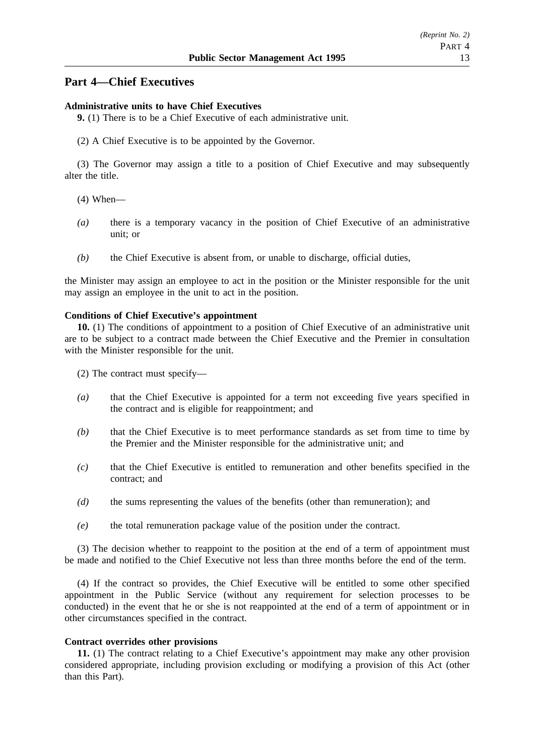## Part 4—Chief Executives

**Administrative units to have Chief Executives**

**9.** (1) There is to be a Chief Executive of each administrative unit.

(2) A Chief Executive is to be appointed by the Governor.

(3) The Governor may assign a title to a position of Chief Executive and may subsequently alter the title.

(4) When—

*(a)* there is a temporary vacancy in the position of Chief Executive of an administrative unit; or

*(b)* the Chief Executive is absent from, or unable to discharge, official duties,

the Minister may assign an employee to act in the position or the Minister responsible for the unit may assign an employee in the unit to act in the position.

**Conditions of Chief Executive's appointment**

**10.** (1) The conditions of appointment to a position of Chief Executive of an administrative unit are to be subject to a contract made between the Chief Executive and the Premier in consultation with the Minister responsible for the unit.

(2) The contract must specify—

*(a)* that the Chief Executive is appointed for a term not exceeding five years specified in the contract and is eligible for reappointment; and

*(b)* that the Chief Executive is to meet performance standards as set from time to time by the Premier and the Minister responsible for the administrative unit; and

*(c)* that the Chief Executive is entitled to remuneration and other benefits specified in the contract; and

*(d)* the sums representing the values of the benefits (other than remuneration); and

*(e)* the total remuneration package value of the position under the contract.

(3) The decision whether to reappoint to the position at the end of a term of appointment must be made and notified to the Chief Executive not less than three months before the end of the term.

(4) If the contract so provides, the Chief Executive will be entitled to some other specified appointment in the Public Service (without any requirement for selection processes to be conducted) in the event that he or she is not reappointed at the end of a term of appointment or in other circumstances specified in the contract.

**Contract overrides other provisions**

**11.** (1) The contract relating to a Chief Executive's appointment may make any other provision considered appropriate, including provision excluding or modifying a provision of this Act (other than this Part).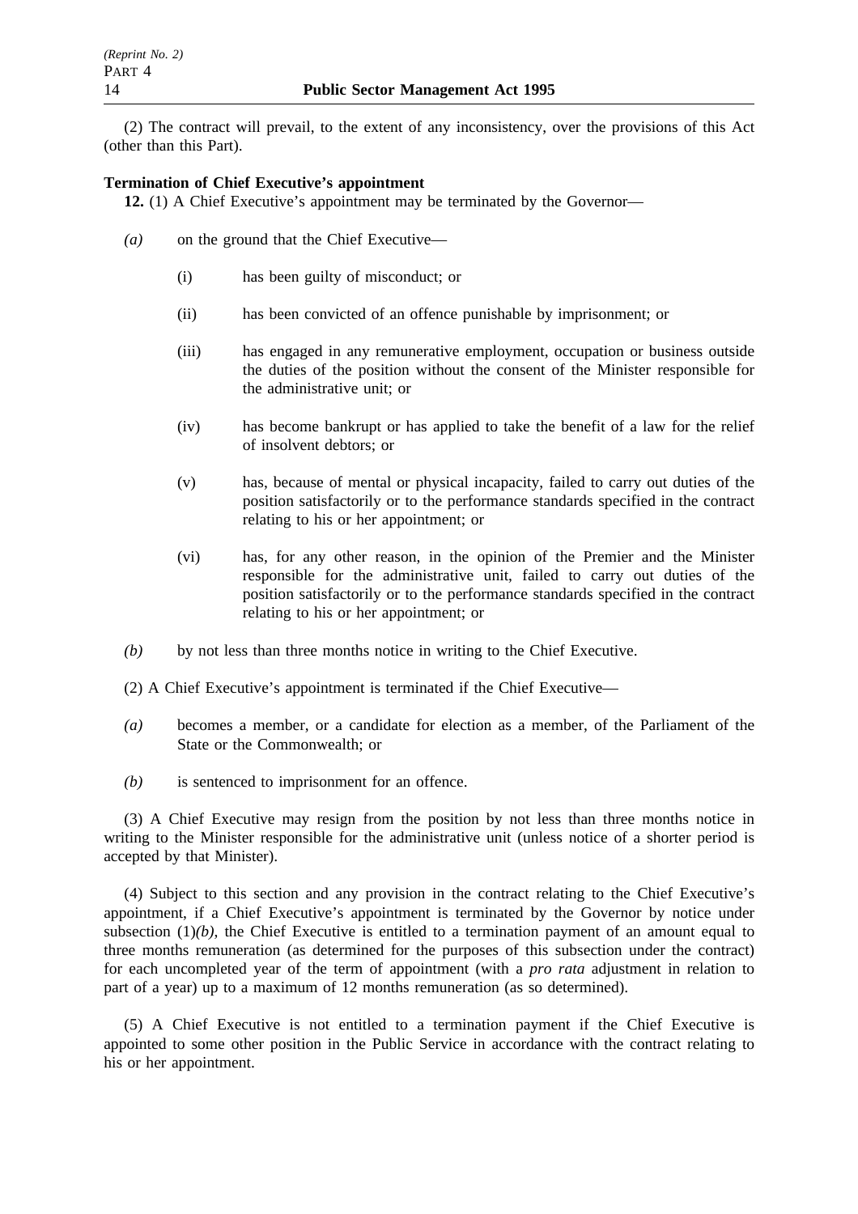(2) The contract will prevail, to the extent of any inconsistency, over the provisions of this Act (other than this Part).

**Termination of Chief Executive's appointment**

**12.** (1) A Chief Executive's appointment may be terminated by the Governor—

*(a)* on the ground that the Chief Executive—

(i) has been guilty of misconduct; or

(ii) has been convicted of an offence punishable by imprisonment; or

(iii) has engaged in any remunerative employment, occupation or business outside the duties of the position without the consent of the Minister responsible for the administrative unit; or

(iv) has become bankrupt or has applied to take the benefit of a law for the relief of insolvent debtors; or

(v) has, because of mental or physical incapacity, failed to carry out duties of the position satisfactorily or to the performance standards specified in the contract relating to his or her appointment; or

(vi) has, for any other reason, in the opinion of the Premier and the Minister responsible for the administrative unit, failed to carry out duties of the position satisfactorily or to the performance standards specified in the contract relating to his or her appointment; or

*(b)* by not less than three months notice in writing to the Chief Executive.

(2) A Chief Executive's appointment is terminated if the Chief Executive—

*(a)* becomes a member, or a candidate for election as a member, of the Parliament of the State or the Commonwealth; or

*(b)* is sentenced to imprisonment for an offence.

(3) A Chief Executive may resign from the position by not less than three months notice in writing to the Minister responsible for the administrative unit (unless notice of a shorter period is accepted by that Minister).

(4) Subject to this section and any provision in the contract relating to the Chief Executive's appointment, if a Chief Executive's appointment is terminated by the Governor by notice under subsection (1)*(b)*, the Chief Executive is entitled to a termination payment of an amount equal to three months remuneration (as determined for the purposes of this subsection under the contract) for each uncompleted year of the term of appointment (with a *pro rata* adjustment in relation to part of a year) up to a maximum of 12 months remuneration (as so determined).

(5) A Chief Executive is not entitled to a termination payment if the Chief Executive is appointed to some other position in the Public Service in accordance with the contract relating to his or her appointment.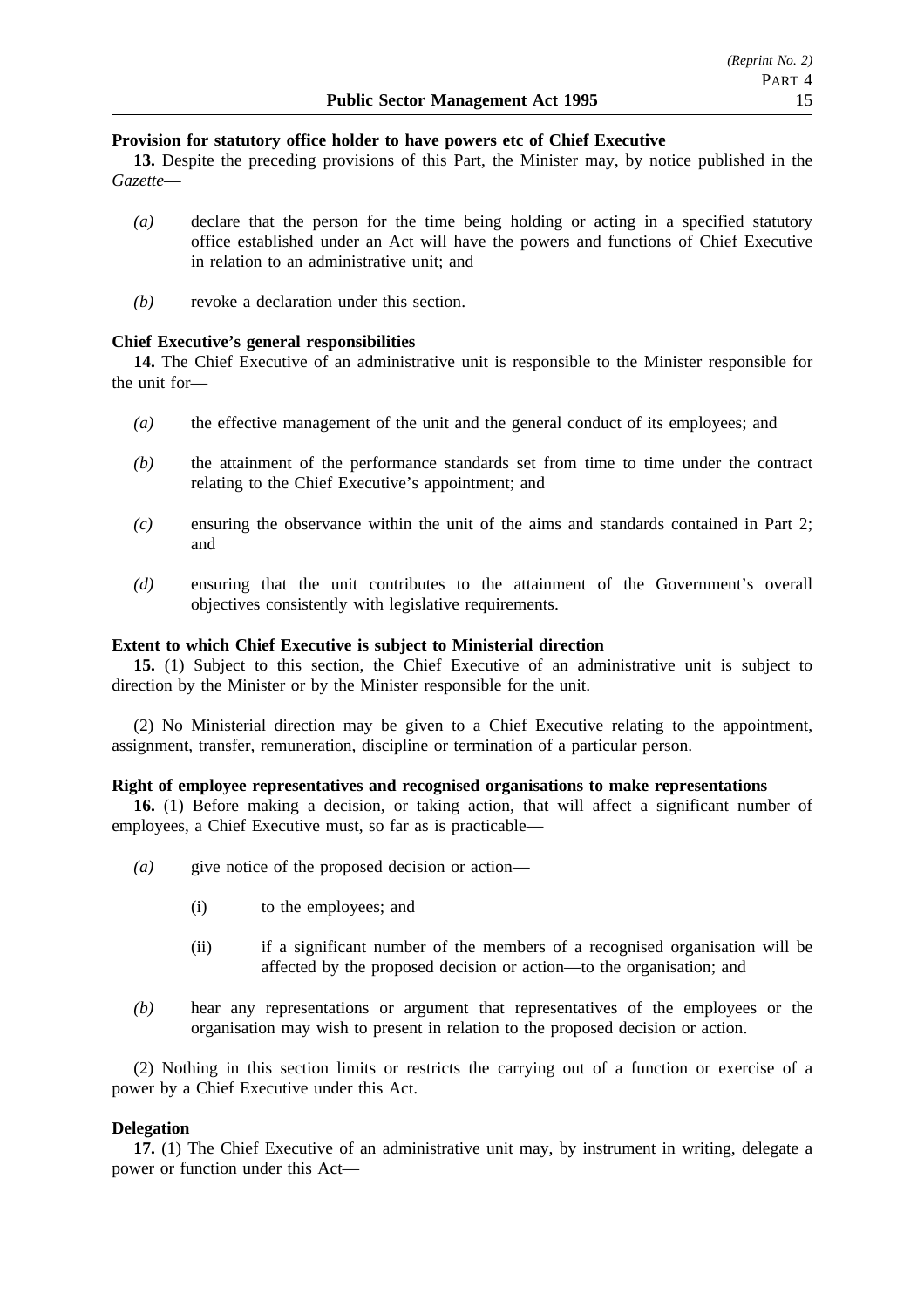**Provision for statutory office holder to have powers etc of Chief Executive**

**13.** Despite the preceding provisions of this Part, the Minister may, by notice published in the *Gazette*—

*(a)* declare that the person for the time being holding or acting in a specified statutory office established under an Act will have the powers and functions of Chief Executive in relation to an administrative unit; and

*(b)* revoke a declaration under this section.

**Chief Executive's general responsibilities**

**14.** The Chief Executive of an administrative unit is responsible to the Minister responsible for the unit for—

*(a)* the effective management of the unit and the general conduct of its employees; and

*(b)* the attainment of the performance standards set from time to time under the contract relating to the Chief Executive's appointment; and

*(c)* ensuring the observance within the unit of the aims and standards contained in Part 2; and

*(d)* ensuring that the unit contributes to the attainment of the Government's overall objectives consistently with legislative requirements.

**Extent to which Chief Executive is subject to Ministerial direction**

**15.** (1) Subject to this section, the Chief Executive of an administrative unit is subject to direction by the Minister or by the Minister responsible for the unit.

(2) No Ministerial direction may be given to a Chief Executive relating to the appointment, assignment, transfer, remuneration, discipline or termination of a particular person.

**Right of employee representatives and recognised organisations to make representations**

**16.** (1) Before making a decision, or taking action, that will affect a significant number of employees, a Chief Executive must, so far as is practicable—

*(a)* give notice of the proposed decision or action—

(i) to the employees; and

(ii) if a significant number of the members of a recognised organisation will be affected by the proposed decision or action—to the organisation; and

*(b)* hear any representations or argument that representatives of the employees or the organisation may wish to present in relation to the proposed decision or action.

(2) Nothing in this section limits or restricts the carrying out of a function or exercise of a power by a Chief Executive under this Act.

**Delegation**

**17.** (1) The Chief Executive of an administrative unit may, by instrument in writing, delegate a power or function under this Act—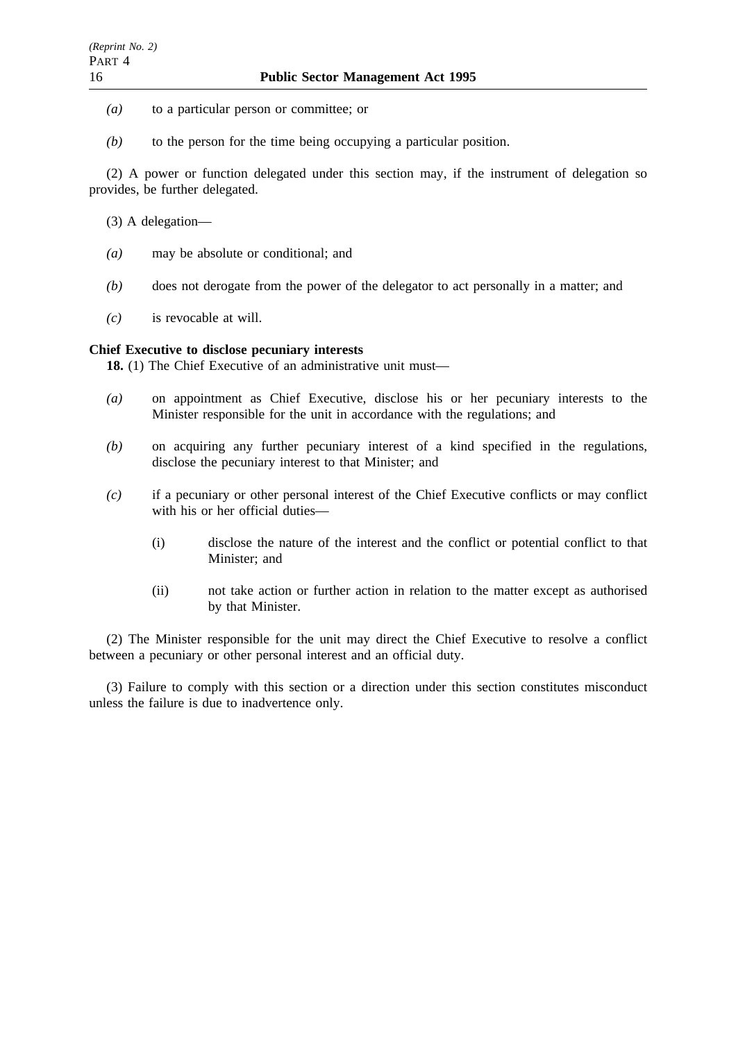*(a)* to a particular person or committee; or

*(b)* to the person for the time being occupying a particular position.

(2) A power or function delegated under this section may, if the instrument of delegation so provides, be further delegated.

(3) A delegation—

*(a)* may be absolute or conditional; and

*(b)* does not derogate from the power of the delegator to act personally in a matter; and

*(c)* is revocable at will.

**Chief Executive to disclose pecuniary interests**

**18.** (1) The Chief Executive of an administrative unit must—

*(a)* on appointment as Chief Executive, disclose his or her pecuniary interests to the Minister responsible for the unit in accordance with the regulations; and

*(b)* on acquiring any further pecuniary interest of a kind specified in the regulations, disclose the pecuniary interest to that Minister; and

*(c)* if a pecuniary or other personal interest of the Chief Executive conflicts or may conflict with his or her official duties—

(i) disclose the nature of the interest and the conflict or potential conflict to that Minister; and

(ii) not take action or further action in relation to the matter except as authorised by that Minister.

(2) The Minister responsible for the unit may direct the Chief Executive to resolve a conflict between a pecuniary or other personal interest and an official duty.

(3) Failure to comply with this section or a direction under this section constitutes misconduct unless the failure is due to inadvertence only.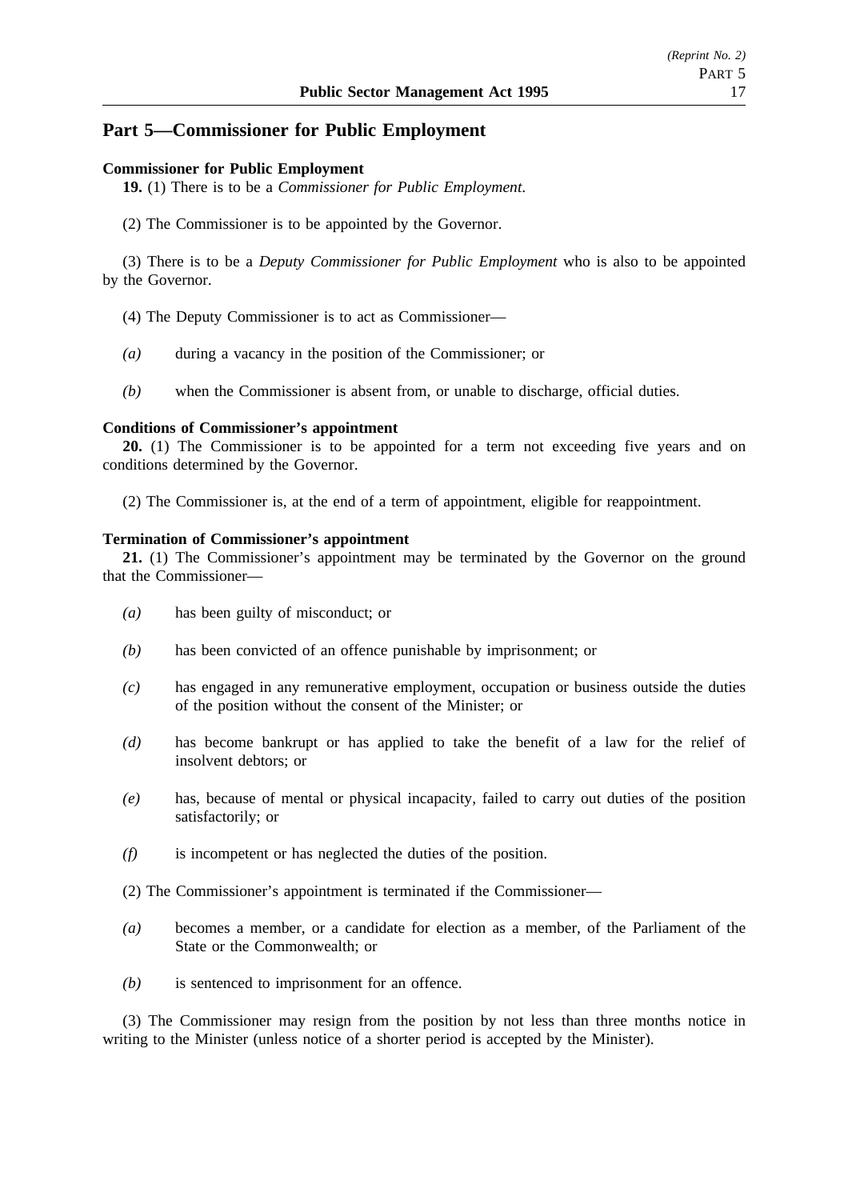## Part 5—Commissioner for Public Employment

**Commissioner for Public Employment**

**19.** (1) There is to be a *Commissioner for Public Employment*.

(2) The Commissioner is to be appointed by the Governor.

(3) There is to be a *Deputy Commissioner for Public Employment* who is also to be appointed by the Governor.

(4) The Deputy Commissioner is to act as Commissioner—

*(a)* during a vacancy in the position of the Commissioner; or

*(b)* when the Commissioner is absent from, or unable to discharge, official duties.

**Conditions of Commissioner's appointment**

**20.** (1) The Commissioner is to be appointed for a term not exceeding five years and on conditions determined by the Governor.

(2) The Commissioner is, at the end of a term of appointment, eligible for reappointment.

**Termination of Commissioner's appointment**

**21.** (1) The Commissioner's appointment may be terminated by the Governor on the ground that the Commissioner—

*(a)* has been guilty of misconduct; or

*(b)* has been convicted of an offence punishable by imprisonment; or

*(c)* has engaged in any remunerative employment, occupation or business outside the duties of the position without the consent of the Minister; or

*(d)* has become bankrupt or has applied to take the benefit of a law for the relief of insolvent debtors; or

*(e)* has, because of mental or physical incapacity, failed to carry out duties of the position satisfactorily; or

*(f)* is incompetent or has neglected the duties of the position.

(2) The Commissioner's appointment is terminated if the Commissioner—

*(a)* becomes a member, or a candidate for election as a member, of the Parliament of the State or the Commonwealth; or

*(b)* is sentenced to imprisonment for an offence.

(3) The Commissioner may resign from the position by not less than three months notice in writing to the Minister (unless notice of a shorter period is accepted by the Minister).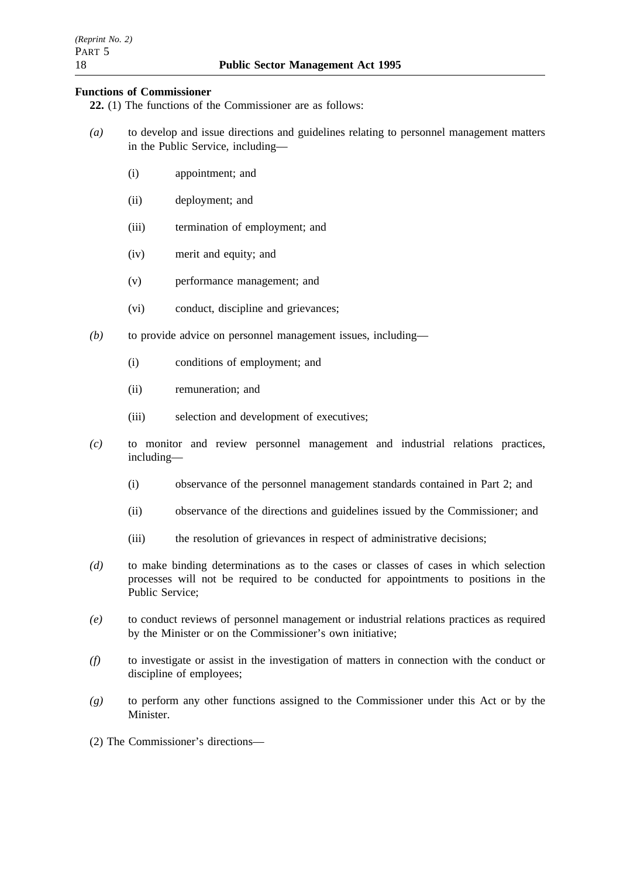**Functions of Commissioner**

**22.** (1) The functions of the Commissioner are as follows:

*(a)* to develop and issue directions and guidelines relating to personnel management matters in the Public Service, including—

- (i) appointment; and
- (ii) deployment; and
- (iii) termination of employment; and
- (iv) merit and equity; and
- (v) performance management; and
- (vi) conduct, discipline and grievances;

*(b)* to provide advice on personnel management issues, including—

- (i) conditions of employment; and
- (ii) remuneration; and
- (iii) selection and development of executives;

*(c)* to monitor and review personnel management and industrial relations practices, including—

- (i) observance of the personnel management standards contained in Part 2; and
- (ii) observance of the directions and guidelines issued by the Commissioner; and
- (iii) the resolution of grievances in respect of administrative decisions;

*(d)* to make binding determinations as to the cases or classes of cases in which selection processes will not be required to be conducted for appointments to positions in the Public Service;

*(e)* to conduct reviews of personnel management or industrial relations practices as required by the Minister or on the Commissioner's own initiative;

*(f)* to investigate or assist in the investigation of matters in connection with the conduct or discipline of employees;

*(g)* to perform any other functions assigned to the Commissioner under this Act or by the Minister.

(2) The Commissioner's directions—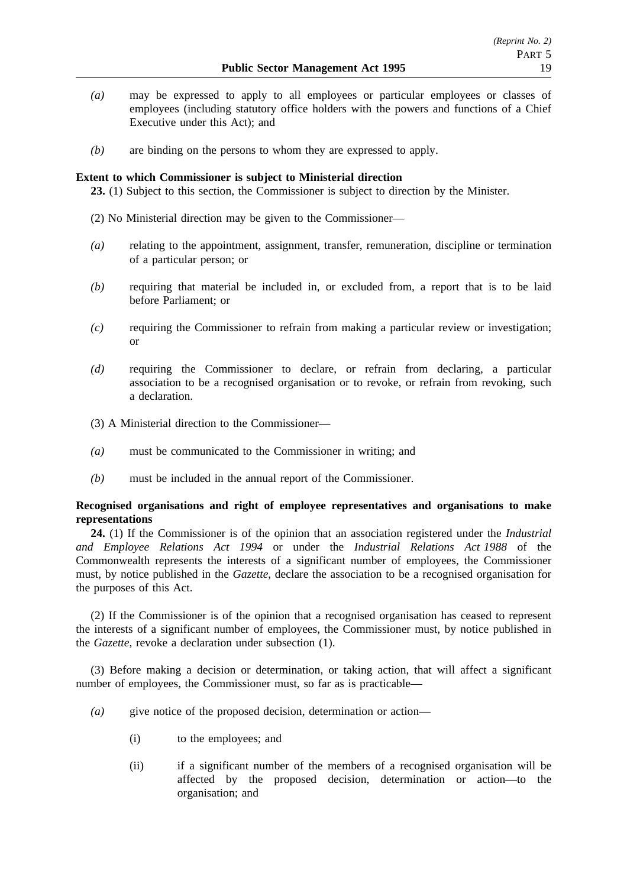*(a)* may be expressed to apply to all employees or particular employees or classes of employees (including statutory office holders with the powers and functions of a Chief Executive under this Act); and

*(b)* are binding on the persons to whom they are expressed to apply.

**Extent to which Commissioner is subject to Ministerial direction**

**23.** (1) Subject to this section, the Commissioner is subject to direction by the Minister.

(2) No Ministerial direction may be given to the Commissioner—

*(a)* relating to the appointment, assignment, transfer, remuneration, discipline or termination of a particular person; or

*(b)* requiring that material be included in, or excluded from, a report that is to be laid before Parliament; or

*(c)* requiring the Commissioner to refrain from making a particular review or investigation; or

*(d)* requiring the Commissioner to declare, or refrain from declaring, a particular association to be a recognised organisation or to revoke, or refrain from revoking, such a declaration.

(3) A Ministerial direction to the Commissioner—

*(a)* must be communicated to the Commissioner in writing; and

*(b)* must be included in the annual report of the Commissioner.

**Recognised organisations and right of employee representatives and organisations to make representations**

**24.** (1) If the Commissioner is of the opinion that an association registered under the *Industrial and Employee Relations Act 1994* or under the *Industrial Relations Act 1988* of the Commonwealth represents the interests of a significant number of employees, the Commissioner must, by notice published in the *Gazette*, declare the association to be a recognised organisation for the purposes of this Act.

(2) If the Commissioner is of the opinion that a recognised organisation has ceased to represent the interests of a significant number of employees, the Commissioner must, by notice published in the *Gazette*, revoke a declaration under subsection (1).

(3) Before making a decision or determination, or taking action, that will affect a significant number of employees, the Commissioner must, so far as is practicable—

*(a)* give notice of the proposed decision, determination or action—

(i) to the employees; and

(ii) if a significant number of the members of a recognised organisation will be affected by the proposed decision, determination or action—to the organisation; and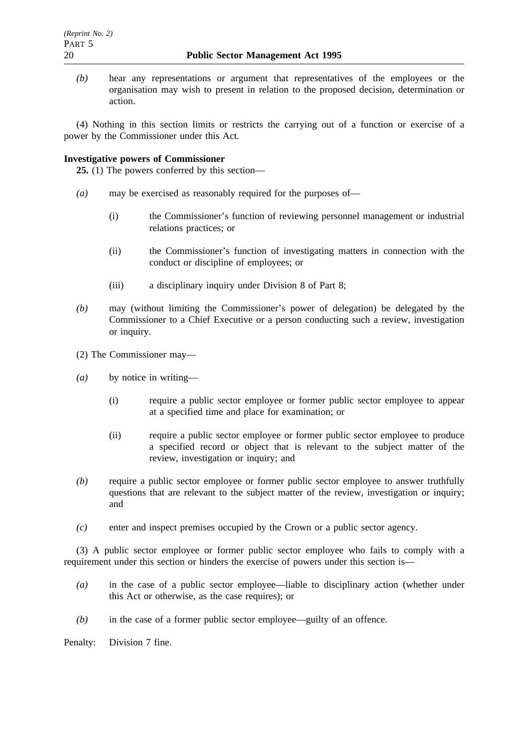*(b)* hear any representations or argument that representatives of the employees or the organisation may wish to present in relation to the proposed decision, determination or action.

(4) Nothing in this section limits or restricts the carrying out of a function or exercise of a power by the Commissioner under this Act.

**Investigative powers of Commissioner**

**25.** (1) The powers conferred by this section—

*(a)* may be exercised as reasonably required for the purposes of—

(i) the Commissioner's function of reviewing personnel management or industrial relations practices; or

(ii) the Commissioner's function of investigating matters in connection with the conduct or discipline of employees; or

(iii) a disciplinary inquiry under Division 8 of Part 8;

*(b)* may (without limiting the Commissioner's power of delegation) be delegated by the Commissioner to a Chief Executive or a person conducting such a review, investigation or inquiry.

(2) The Commissioner may—

*(a)* by notice in writing—

(i) require a public sector employee or former public sector employee to appear at a specified time and place for examination; or

(ii) require a public sector employee or former public sector employee to produce a specified record or object that is relevant to the subject matter of the review, investigation or inquiry; and

*(b)* require a public sector employee or former public sector employee to answer truthfully questions that are relevant to the subject matter of the review, investigation or inquiry; and

*(c)* enter and inspect premises occupied by the Crown or a public sector agency.

(3) A public sector employee or former public sector employee who fails to comply with a requirement under this section or hinders the exercise of powers under this section is—

*(a)* in the case of a public sector employee—liable to disciplinary action (whether under this Act or otherwise, as the case requires); or

*(b)* in the case of a former public sector employee—guilty of an offence.

Penalty: Division 7 fine.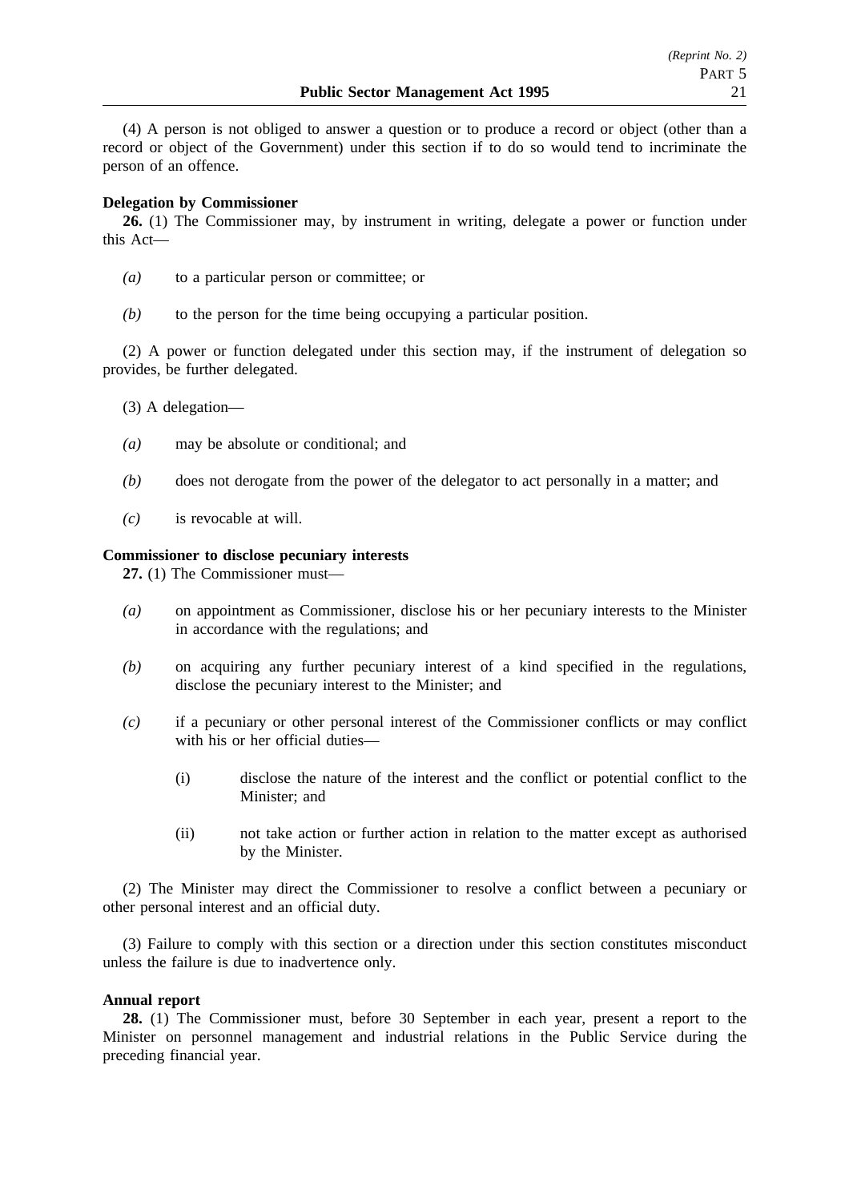(4) A person is not obliged to answer a question or to produce a record or object (other than a record or object of the Government) under this section if to do so would tend to incriminate the person of an offence.

**Delegation by Commissioner**

**26.** (1) The Commissioner may, by instrument in writing, delegate a power or function under this Act—

*(a)* to a particular person or committee; or

*(b)* to the person for the time being occupying a particular position.

(2) A power or function delegated under this section may, if the instrument of delegation so provides, be further delegated.

(3) A delegation—

*(a)* may be absolute or conditional; and

*(b)* does not derogate from the power of the delegator to act personally in a matter; and

*(c)* is revocable at will.

**Commissioner to disclose pecuniary interests**

**27.** (1) The Commissioner must—

*(a)* on appointment as Commissioner, disclose his or her pecuniary interests to the Minister in accordance with the regulations; and

*(b)* on acquiring any further pecuniary interest of a kind specified in the regulations, disclose the pecuniary interest to the Minister; and

*(c)* if a pecuniary or other personal interest of the Commissioner conflicts or may conflict with his or her official duties—

(i) disclose the nature of the interest and the conflict or potential conflict to the Minister; and

(ii) not take action or further action in relation to the matter except as authorised by the Minister.

(2) The Minister may direct the Commissioner to resolve a conflict between a pecuniary or other personal interest and an official duty.

(3) Failure to comply with this section or a direction under this section constitutes misconduct unless the failure is due to inadvertence only.

**Annual report**

**28.** (1) The Commissioner must, before 30 September in each year, present a report to the Minister on personnel management and industrial relations in the Public Service during the preceding financial year.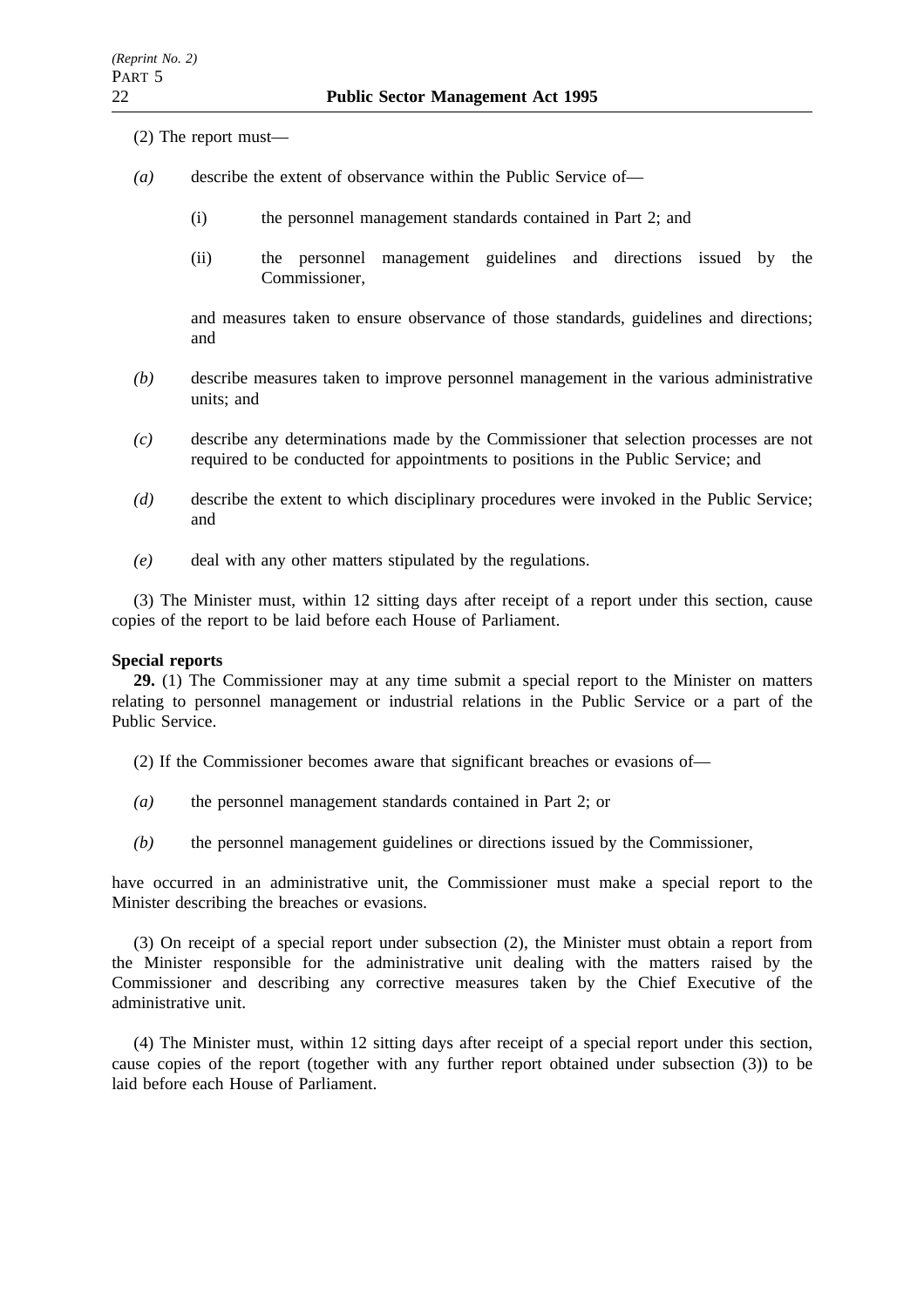(2) The report must—

*(a)* describe the extent of observance within the Public Service of—

(i) the personnel management standards contained in Part 2; and

(ii) the personnel management guidelines and directions issued by the Commissioner,

and measures taken to ensure observance of those standards, guidelines and directions; and

*(b)* describe measures taken to improve personnel management in the various administrative units; and

*(c)* describe any determinations made by the Commissioner that selection processes are not required to be conducted for appointments to positions in the Public Service; and

*(d)* describe the extent to which disciplinary procedures were invoked in the Public Service; and

*(e)* deal with any other matters stipulated by the regulations.

(3) The Minister must, within 12 sitting days after receipt of a report under this section, cause copies of the report to be laid before each House of Parliament.

**Special reports**

**29.** (1) The Commissioner may at any time submit a special report to the Minister on matters relating to personnel management or industrial relations in the Public Service or a part of the Public Service.

(2) If the Commissioner becomes aware that significant breaches or evasions of—

*(a)* the personnel management standards contained in Part 2; or

*(b)* the personnel management guidelines or directions issued by the Commissioner,

have occurred in an administrative unit, the Commissioner must make a special report to the Minister describing the breaches or evasions.

(3) On receipt of a special report under subsection (2), the Minister must obtain a report from the Minister responsible for the administrative unit dealing with the matters raised by the Commissioner and describing any corrective measures taken by the Chief Executive of the administrative unit.

(4) The Minister must, within 12 sitting days after receipt of a special report under this section, cause copies of the report (together with any further report obtained under subsection (3)) to be laid before each House of Parliament.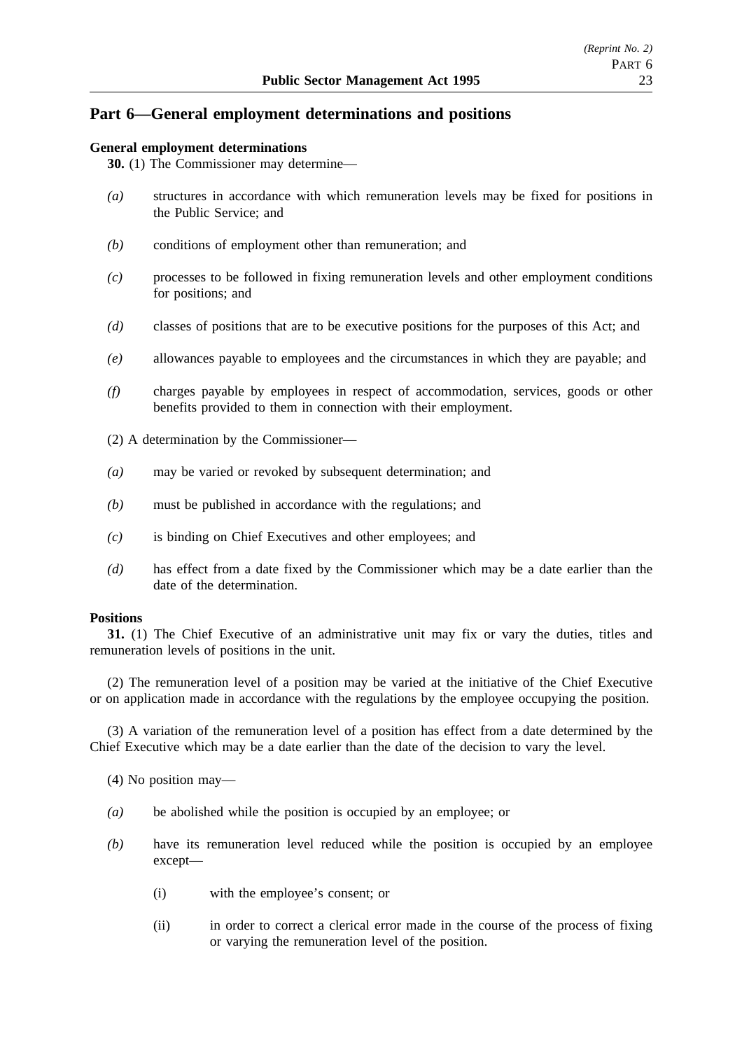## Part 6—General employment determinations and positions

**General employment determinations**

**30.** (1) The Commissioner may determine—

*(a)* structures in accordance with which remuneration levels may be fixed for positions in the Public Service; and

*(b)* conditions of employment other than remuneration; and

*(c)* processes to be followed in fixing remuneration levels and other employment conditions for positions; and

*(d)* classes of positions that are to be executive positions for the purposes of this Act; and

*(e)* allowances payable to employees and the circumstances in which they are payable; and

*(f)* charges payable by employees in respect of accommodation, services, goods or other benefits provided to them in connection with their employment.

(2) A determination by the Commissioner—

*(a)* may be varied or revoked by subsequent determination; and

*(b)* must be published in accordance with the regulations; and

*(c)* is binding on Chief Executives and other employees; and

*(d)* has effect from a date fixed by the Commissioner which may be a date earlier than the date of the determination.

**Positions**

**31.** (1) The Chief Executive of an administrative unit may fix or vary the duties, titles and remuneration levels of positions in the unit.

(2) The remuneration level of a position may be varied at the initiative of the Chief Executive or on application made in accordance with the regulations by the employee occupying the position.

(3) A variation of the remuneration level of a position has effect from a date determined by the Chief Executive which may be a date earlier than the date of the decision to vary the level.

(4) No position may—

*(a)* be abolished while the position is occupied by an employee; or

*(b)* have its remuneration level reduced while the position is occupied by an employee except—

(i) with the employee's consent; or

(ii) in order to correct a clerical error made in the course of the process of fixing or varying the remuneration level of the position.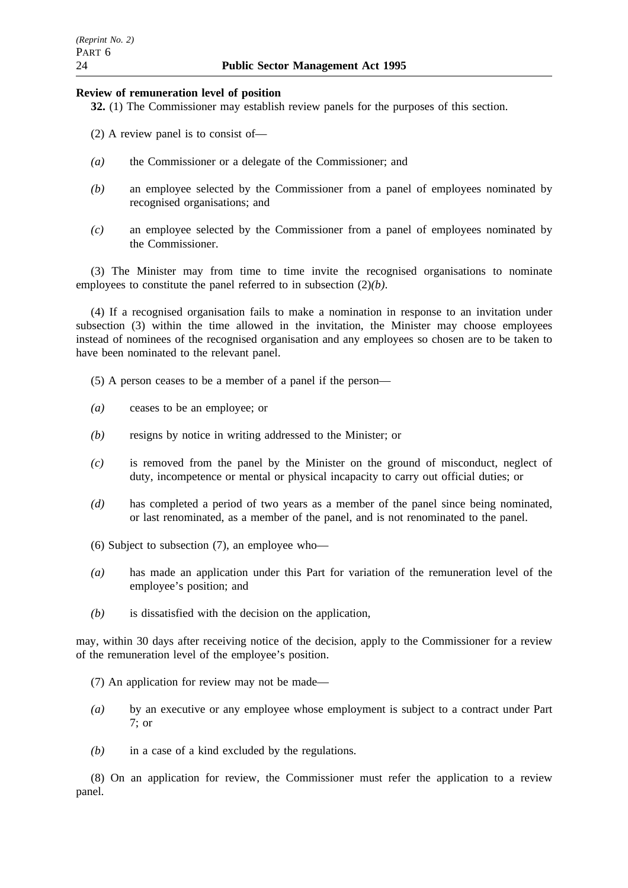**Review of remuneration level of position**

**32.** (1) The Commissioner may establish review panels for the purposes of this section.

(2) A review panel is to consist of—

*(a)* the Commissioner or a delegate of the Commissioner; and

*(b)* an employee selected by the Commissioner from a panel of employees nominated by recognised organisations; and

*(c)* an employee selected by the Commissioner from a panel of employees nominated by the Commissioner.

(3) The Minister may from time to time invite the recognised organisations to nominate employees to constitute the panel referred to in subsection (2)*(b)*.

(4) If a recognised organisation fails to make a nomination in response to an invitation under subsection (3) within the time allowed in the invitation, the Minister may choose employees instead of nominees of the recognised organisation and any employees so chosen are to be taken to have been nominated to the relevant panel.

(5) A person ceases to be a member of a panel if the person—

*(a)* ceases to be an employee; or

*(b)* resigns by notice in writing addressed to the Minister; or

*(c)* is removed from the panel by the Minister on the ground of misconduct, neglect of duty, incompetence or mental or physical incapacity to carry out official duties; or

*(d)* has completed a period of two years as a member of the panel since being nominated, or last renominated, as a member of the panel, and is not renominated to the panel.

(6) Subject to subsection (7), an employee who—

*(a)* has made an application under this Part for variation of the remuneration level of the employee's position; and

*(b)* is dissatisfied with the decision on the application,

may, within 30 days after receiving notice of the decision, apply to the Commissioner for a review of the remuneration level of the employee's position.

(7) An application for review may not be made—

*(a)* by an executive or any employee whose employment is subject to a contract under Part 7; or

*(b)* in a case of a kind excluded by the regulations.

(8) On an application for review, the Commissioner must refer the application to a review panel.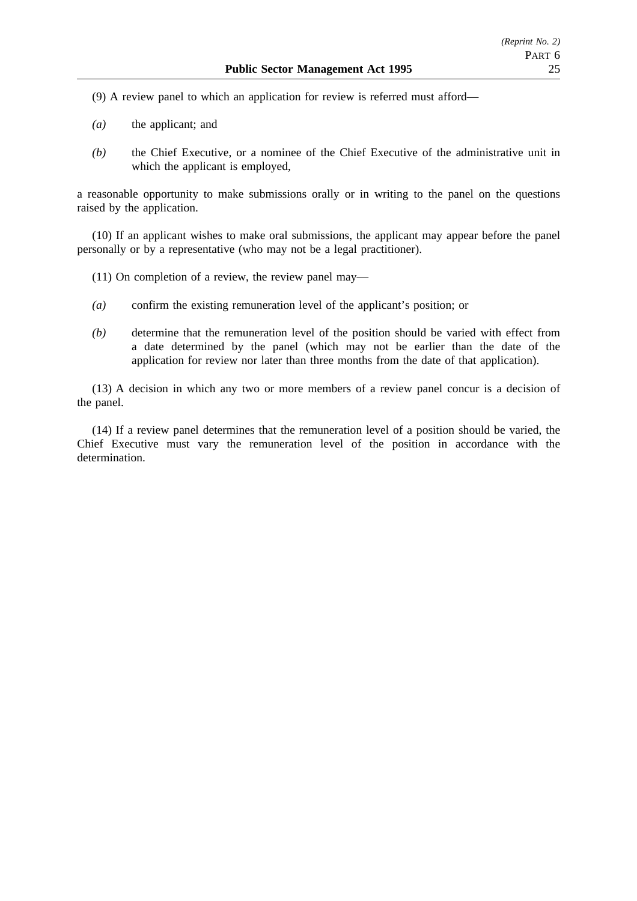(9) A review panel to which an application for review is referred must afford—

*(a)* the applicant; and

*(b)* the Chief Executive, or a nominee of the Chief Executive of the administrative unit in which the applicant is employed,

a reasonable opportunity to make submissions orally or in writing to the panel on the questions raised by the application.

(10) If an applicant wishes to make oral submissions, the applicant may appear before the panel personally or by a representative (who may not be a legal practitioner).

(11) On completion of a review, the review panel may—

*(a)* confirm the existing remuneration level of the applicant's position; or

*(b)* determine that the remuneration level of the position should be varied with effect from a date determined by the panel (which may not be earlier than the date of the application for review nor later than three months from the date of that application).

(13) A decision in which any two or more members of a review panel concur is a decision of the panel.

(14) If a review panel determines that the remuneration level of a position should be varied, the Chief Executive must vary the remuneration level of the position in accordance with the determination.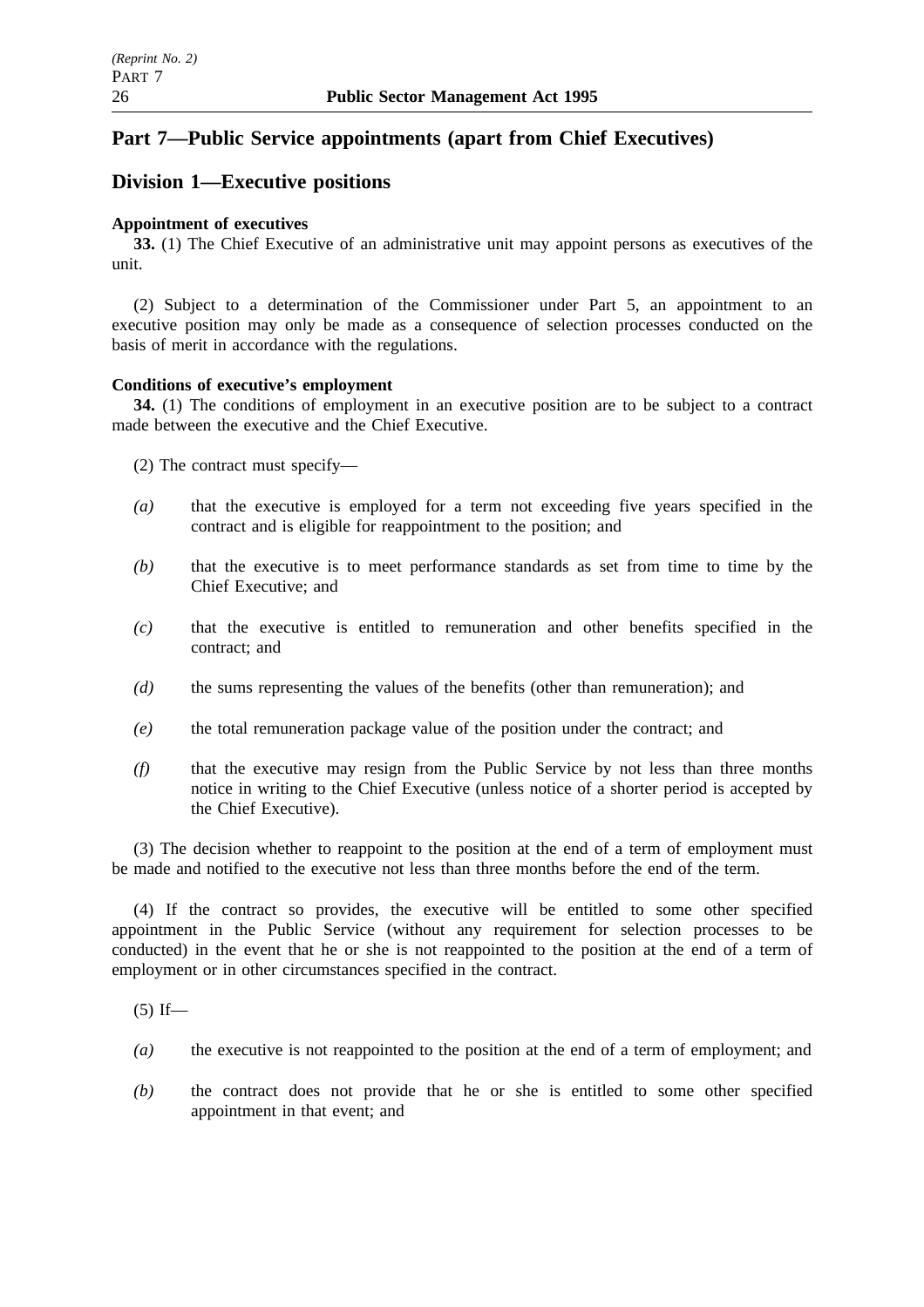# Part 7—Public Service appointments (apart from Chief Executives)

## Division 1—Executive positions

**Appointment of executives**

**33.** (1) The Chief Executive of an administrative unit may appoint persons as executives of the unit.

(2) Subject to a determination of the Commissioner under Part 5, an appointment to an executive position may only be made as a consequence of selection processes conducted on the basis of merit in accordance with the regulations.

**Conditions of executive's employment**

**34.** (1) The conditions of employment in an executive position are to be subject to a contract made between the executive and the Chief Executive.

(2) The contract must specify—

*(a)* that the executive is employed for a term not exceeding five years specified in the contract and is eligible for reappointment to the position; and

*(b)* that the executive is to meet performance standards as set from time to time by the Chief Executive; and

*(c)* that the executive is entitled to remuneration and other benefits specified in the contract; and

*(d)* the sums representing the values of the benefits (other than remuneration); and

*(e)* the total remuneration package value of the position under the contract; and

*(f)* that the executive may resign from the Public Service by not less than three months notice in writing to the Chief Executive (unless notice of a shorter period is accepted by the Chief Executive).

(3) The decision whether to reappoint to the position at the end of a term of employment must be made and notified to the executive not less than three months before the end of the term.

(4) If the contract so provides, the executive will be entitled to some other specified appointment in the Public Service (without any requirement for selection processes to be conducted) in the event that he or she is not reappointed to the position at the end of a term of employment or in other circumstances specified in the contract.

(5) If—

*(a)* the executive is not reappointed to the position at the end of a term of employment; and

*(b)* the contract does not provide that he or she is entitled to some other specified appointment in that event; and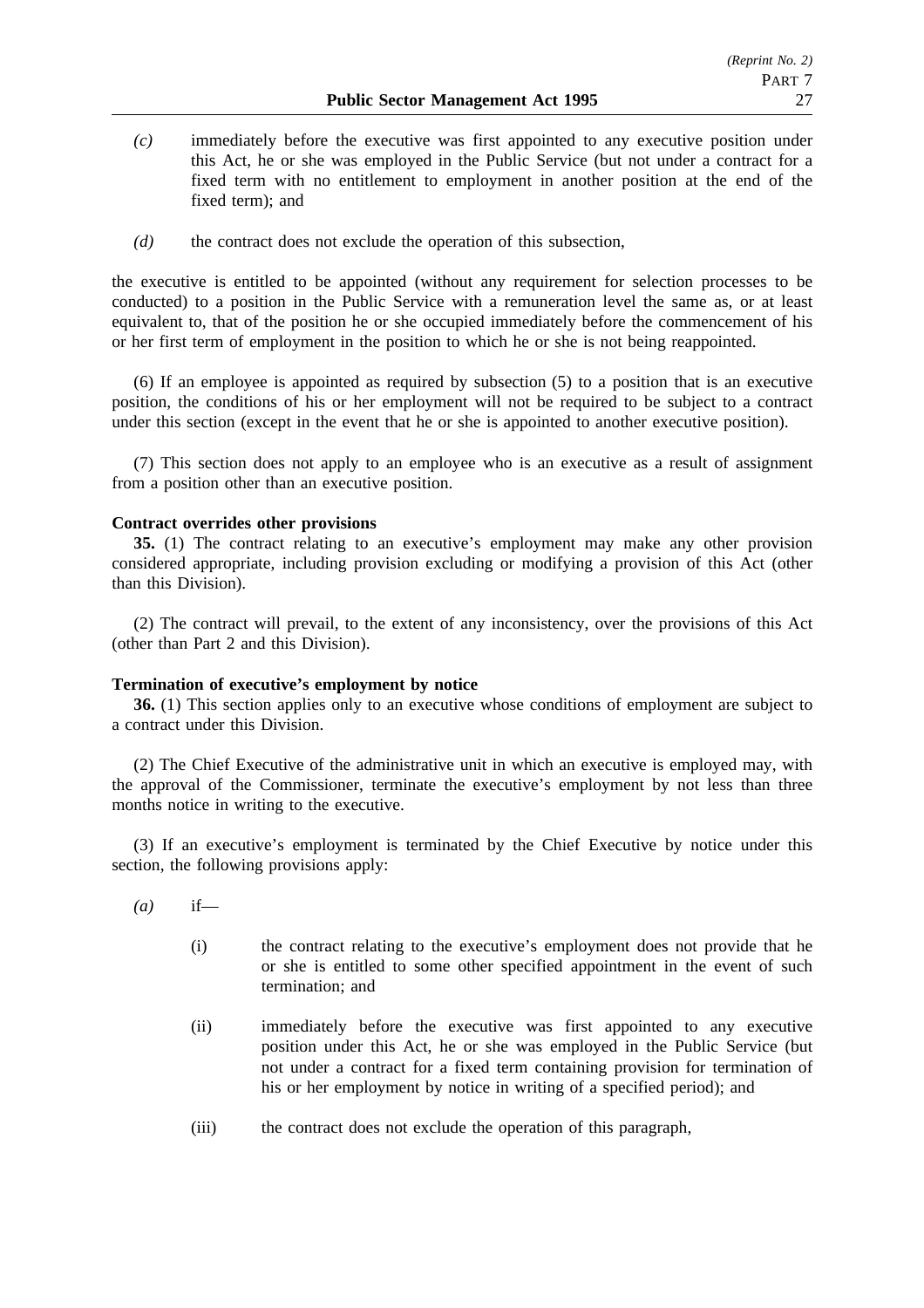*(c)* immediately before the executive was first appointed to any executive position under this Act, he or she was employed in the Public Service (but not under a contract for a fixed term with no entitlement to employment in another position at the end of the fixed term); and

*(d)* the contract does not exclude the operation of this subsection,

the executive is entitled to be appointed (without any requirement for selection processes to be conducted) to a position in the Public Service with a remuneration level the same as, or at least equivalent to, that of the position he or she occupied immediately before the commencement of his or her first term of employment in the position to which he or she is not being reappointed.

(6) If an employee is appointed as required by subsection (5) to a position that is an executive position, the conditions of his or her employment will not be required to be subject to a contract under this section (except in the event that he or she is appointed to another executive position).

(7) This section does not apply to an employee who is an executive as a result of assignment from a position other than an executive position.

**Contract overrides other provisions**

**35.** (1) The contract relating to an executive's employment may make any other provision considered appropriate, including provision excluding or modifying a provision of this Act (other than this Division).

(2) The contract will prevail, to the extent of any inconsistency, over the provisions of this Act (other than Part 2 and this Division).

**Termination of executive's employment by notice**

**36.** (1) This section applies only to an executive whose conditions of employment are subject to a contract under this Division.

(2) The Chief Executive of the administrative unit in which an executive is employed may, with the approval of the Commissioner, terminate the executive's employment by not less than three months notice in writing to the executive.

(3) If an executive's employment is terminated by the Chief Executive by notice under this section, the following provisions apply:

*(a)* if—

(i) the contract relating to the executive's employment does not provide that he or she is entitled to some other specified appointment in the event of such termination; and

(ii) immediately before the executive was first appointed to any executive position under this Act, he or she was employed in the Public Service (but not under a contract for a fixed term containing provision for termination of his or her employment by notice in writing of a specified period); and

(iii) the contract does not exclude the operation of this paragraph,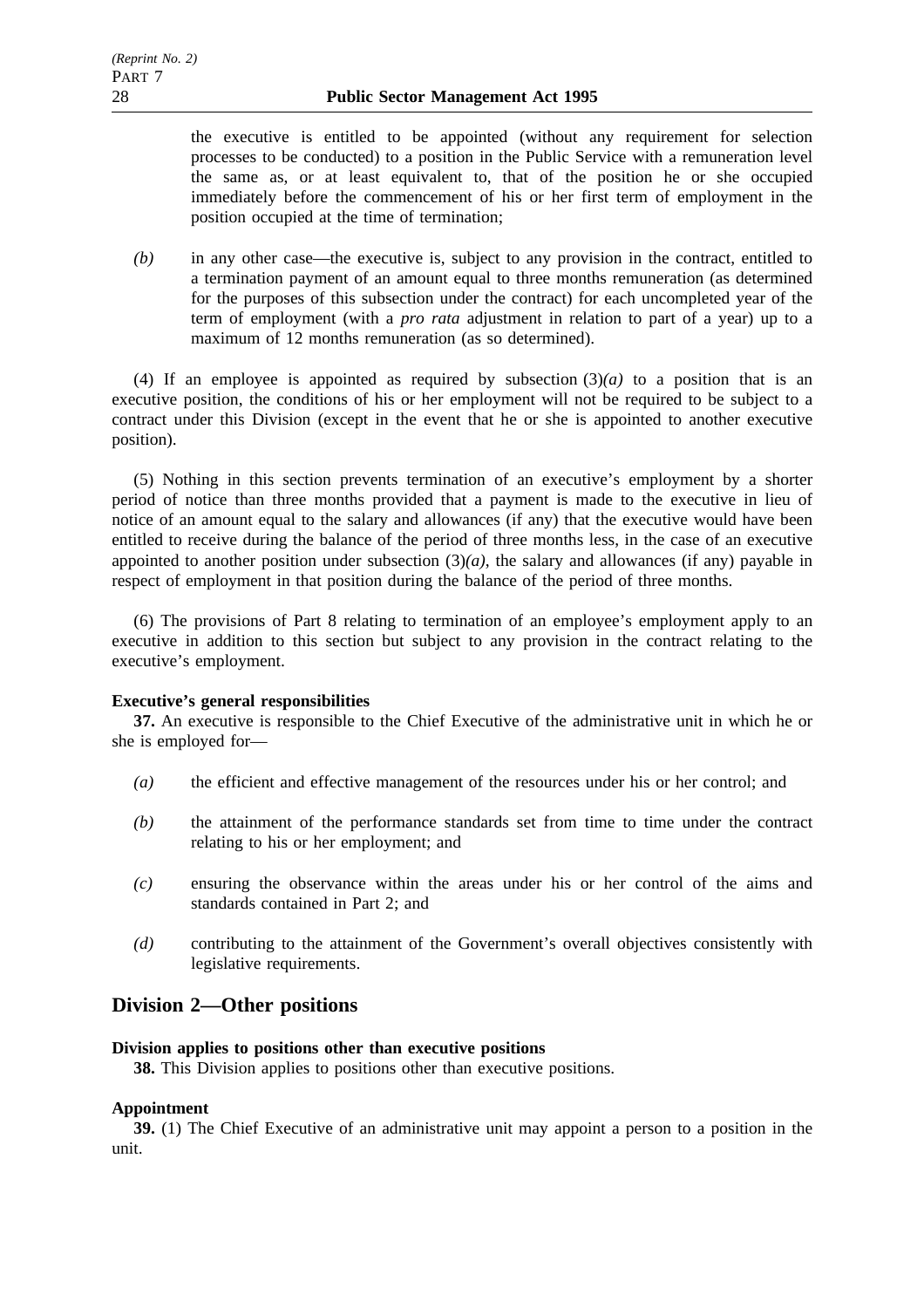the executive is entitled to be appointed (without any requirement for selection processes to be conducted) to a position in the Public Service with a remuneration level the same as, or at least equivalent to, that of the position he or she occupied immediately before the commencement of his or her first term of employment in the position occupied at the time of termination;

*(b)* in any other case—the executive is, subject to any provision in the contract, entitled to a termination payment of an amount equal to three months remuneration (as determined for the purposes of this subsection under the contract) for each uncompleted year of the term of employment (with a *pro rata* adjustment in relation to part of a year) up to a maximum of 12 months remuneration (as so determined).

(4) If an employee is appointed as required by subsection (3)*(a)* to a position that is an executive position, the conditions of his or her employment will not be required to be subject to a contract under this Division (except in the event that he or she is appointed to another executive position).

(5) Nothing in this section prevents termination of an executive's employment by a shorter period of notice than three months provided that a payment is made to the executive in lieu of notice of an amount equal to the salary and allowances (if any) that the executive would have been entitled to receive during the balance of the period of three months less, in the case of an executive appointed to another position under subsection (3)*(a)*, the salary and allowances (if any) payable in respect of employment in that position during the balance of the period of three months.

(6) The provisions of Part 8 relating to termination of an employee's employment apply to an executive in addition to this section but subject to any provision in the contract relating to the executive's employment.

**Executive's general responsibilities**

**37.** An executive is responsible to the Chief Executive of the administrative unit in which he or she is employed for—

*(a)* the efficient and effective management of the resources under his or her control; and

*(b)* the attainment of the performance standards set from time to time under the contract relating to his or her employment; and

*(c)* ensuring the observance within the areas under his or her control of the aims and standards contained in Part 2; and

*(d)* contributing to the attainment of the Government's overall objectives consistently with legislative requirements.

## Division 2—Other positions

**Division applies to positions other than executive positions**

**38.** This Division applies to positions other than executive positions.

**Appointment**

**39.** (1) The Chief Executive of an administrative unit may appoint a person to a position in the unit.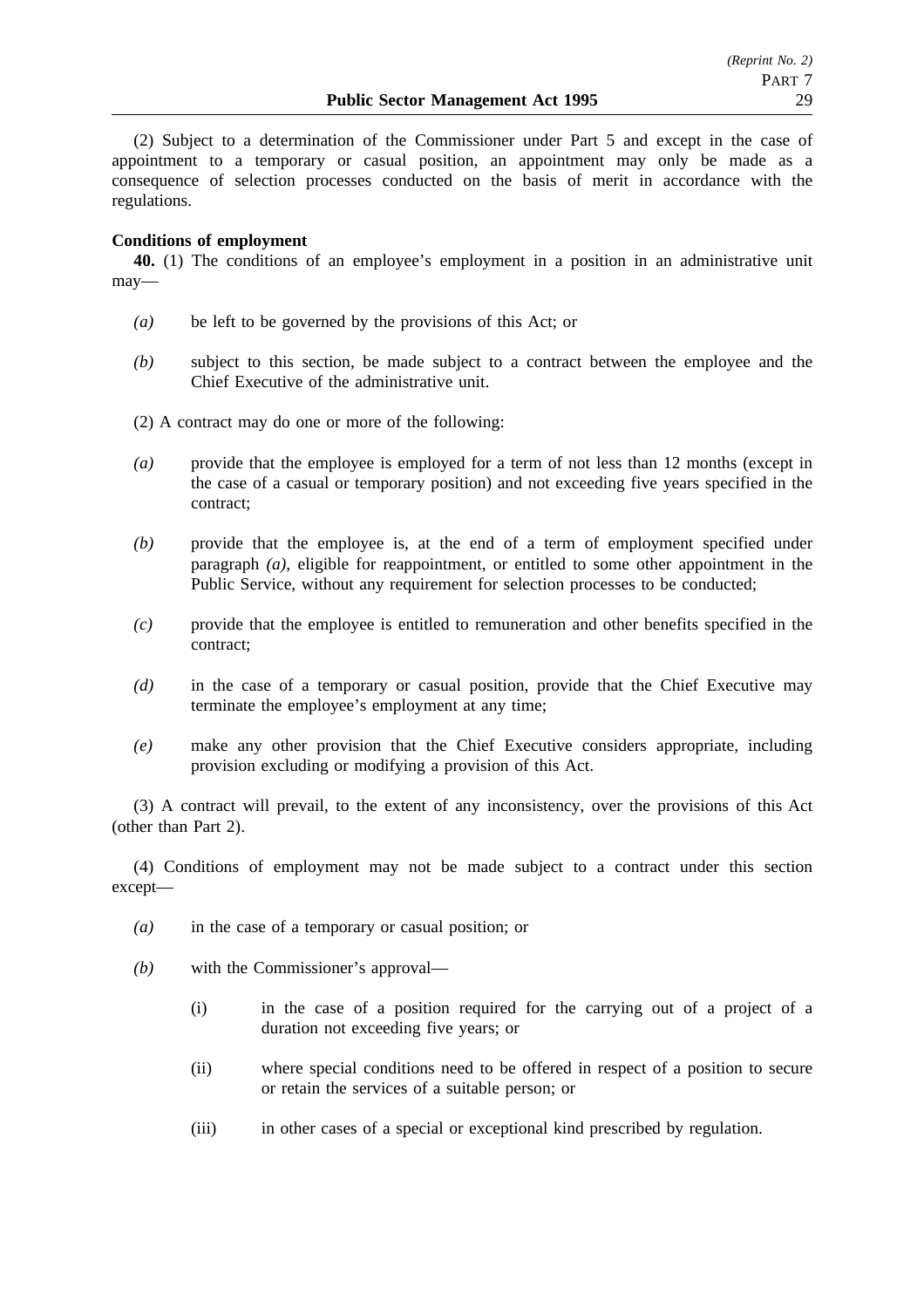(2) Subject to a determination of the Commissioner under Part 5 and except in the case of appointment to a temporary or casual position, an appointment may only be made as a consequence of selection processes conducted on the basis of merit in accordance with the regulations.

**Conditions of employment**

**40.** (1) The conditions of an employee's employment in a position in an administrative unit may—

*(a)* be left to be governed by the provisions of this Act; or

*(b)* subject to this section, be made subject to a contract between the employee and the Chief Executive of the administrative unit.

(2) A contract may do one or more of the following:

*(a)* provide that the employee is employed for a term of not less than 12 months (except in the case of a casual or temporary position) and not exceeding five years specified in the contract;

*(b)* provide that the employee is, at the end of a term of employment specified under paragraph *(a)*, eligible for reappointment, or entitled to some other appointment in the Public Service, without any requirement for selection processes to be conducted;

*(c)* provide that the employee is entitled to remuneration and other benefits specified in the contract;

*(d)* in the case of a temporary or casual position, provide that the Chief Executive may terminate the employee's employment at any time;

*(e)* make any other provision that the Chief Executive considers appropriate, including provision excluding or modifying a provision of this Act.

(3) A contract will prevail, to the extent of any inconsistency, over the provisions of this Act (other than Part 2).

(4) Conditions of employment may not be made subject to a contract under this section except—

*(a)* in the case of a temporary or casual position; or

*(b)* with the Commissioner's approval—

(i) in the case of a position required for the carrying out of a project of a duration not exceeding five years; or

(ii) where special conditions need to be offered in respect of a position to secure or retain the services of a suitable person; or

(iii) in other cases of a special or exceptional kind prescribed by regulation.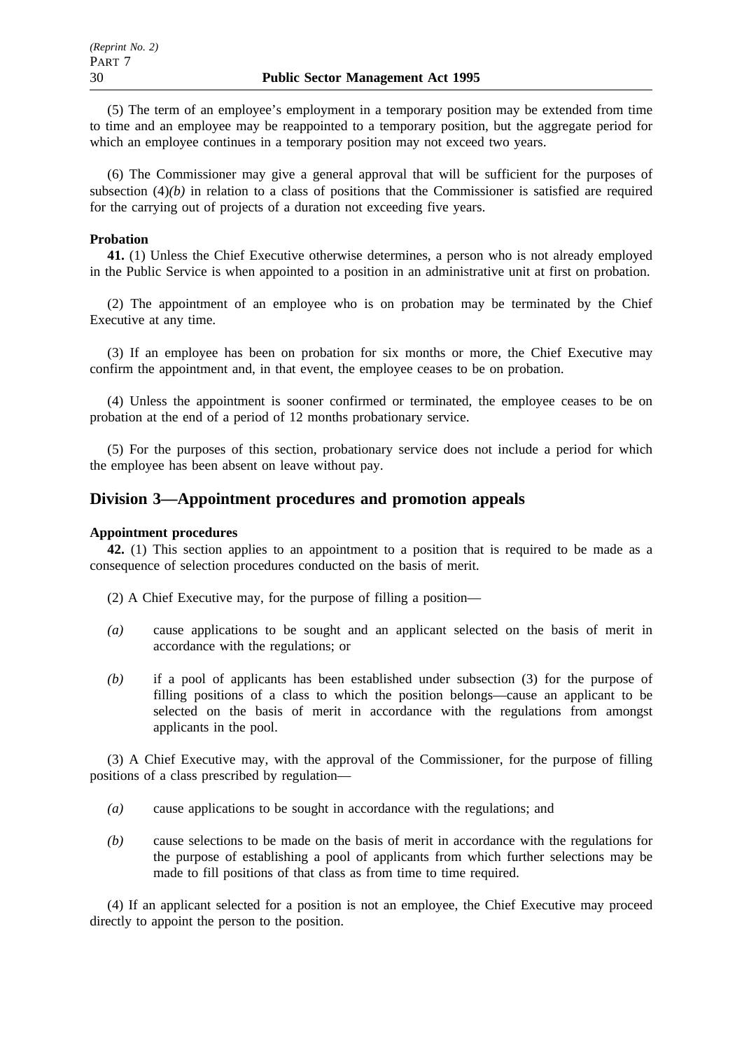(5) The term of an employee's employment in a temporary position may be extended from time to time and an employee may be reappointed to a temporary position, but the aggregate period for which an employee continues in a temporary position may not exceed two years.

(6) The Commissioner may give a general approval that will be sufficient for the purposes of subsection (4)*(b)* in relation to a class of positions that the Commissioner is satisfied are required for the carrying out of projects of a duration not exceeding five years.

**Probation**

**41.** (1) Unless the Chief Executive otherwise determines, a person who is not already employed in the Public Service is when appointed to a position in an administrative unit at first on probation.

(2) The appointment of an employee who is on probation may be terminated by the Chief Executive at any time.

(3) If an employee has been on probation for six months or more, the Chief Executive may confirm the appointment and, in that event, the employee ceases to be on probation.

(4) Unless the appointment is sooner confirmed or terminated, the employee ceases to be on probation at the end of a period of 12 months probationary service.

(5) For the purposes of this section, probationary service does not include a period for which the employee has been absent on leave without pay.

## Division 3—Appointment procedures and promotion appeals

**Appointment procedures**

**42.** (1) This section applies to an appointment to a position that is required to be made as a consequence of selection procedures conducted on the basis of merit.

(2) A Chief Executive may, for the purpose of filling a position—

*(a)* cause applications to be sought and an applicant selected on the basis of merit in accordance with the regulations; or

*(b)* if a pool of applicants has been established under subsection (3) for the purpose of filling positions of a class to which the position belongs—cause an applicant to be selected on the basis of merit in accordance with the regulations from amongst applicants in the pool.

(3) A Chief Executive may, with the approval of the Commissioner, for the purpose of filling positions of a class prescribed by regulation—

*(a)* cause applications to be sought in accordance with the regulations; and

*(b)* cause selections to be made on the basis of merit in accordance with the regulations for the purpose of establishing a pool of applicants from which further selections may be made to fill positions of that class as from time to time required.

(4) If an applicant selected for a position is not an employee, the Chief Executive may proceed directly to appoint the person to the position.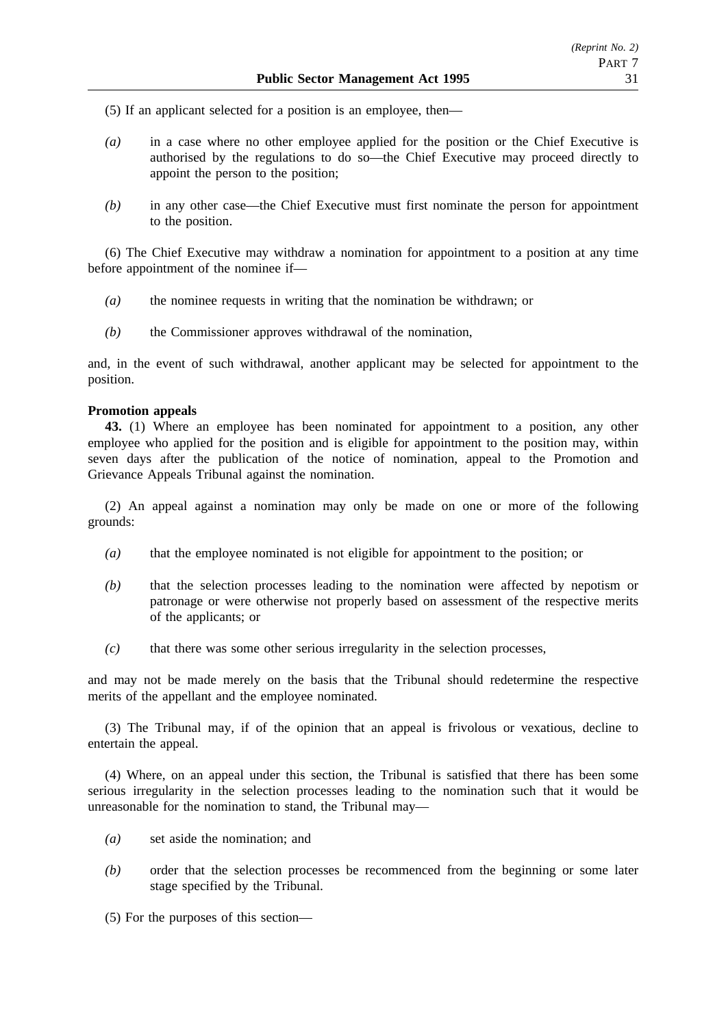(5) If an applicant selected for a position is an employee, then—

*(a)* in a case where no other employee applied for the position or the Chief Executive is authorised by the regulations to do so—the Chief Executive may proceed directly to appoint the person to the position;

*(b)* in any other case—the Chief Executive must first nominate the person for appointment to the position.

(6) The Chief Executive may withdraw a nomination for appointment to a position at any time before appointment of the nominee if—

*(a)* the nominee requests in writing that the nomination be withdrawn; or

*(b)* the Commissioner approves withdrawal of the nomination,

and, in the event of such withdrawal, another applicant may be selected for appointment to the position.

**Promotion appeals**

**43.** (1) Where an employee has been nominated for appointment to a position, any other employee who applied for the position and is eligible for appointment to the position may, within seven days after the publication of the notice of nomination, appeal to the Promotion and Grievance Appeals Tribunal against the nomination.

(2) An appeal against a nomination may only be made on one or more of the following grounds:

*(a)* that the employee nominated is not eligible for appointment to the position; or

*(b)* that the selection processes leading to the nomination were affected by nepotism or patronage or were otherwise not properly based on assessment of the respective merits of the applicants; or

*(c)* that there was some other serious irregularity in the selection processes,

and may not be made merely on the basis that the Tribunal should redetermine the respective merits of the appellant and the employee nominated.

(3) The Tribunal may, if of the opinion that an appeal is frivolous or vexatious, decline to entertain the appeal.

(4) Where, on an appeal under this section, the Tribunal is satisfied that there has been some serious irregularity in the selection processes leading to the nomination such that it would be unreasonable for the nomination to stand, the Tribunal may—

*(a)* set aside the nomination; and

*(b)* order that the selection processes be recommenced from the beginning or some later stage specified by the Tribunal.

(5) For the purposes of this section—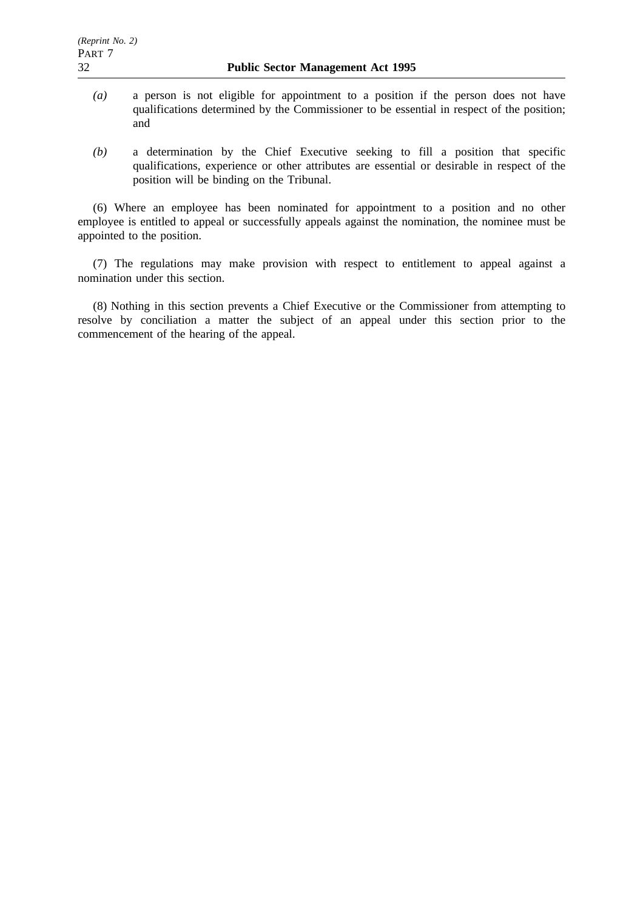*(a)* a person is not eligible for appointment to a position if the person does not have qualifications determined by the Commissioner to be essential in respect of the position; and

*(b)* a determination by the Chief Executive seeking to fill a position that specific qualifications, experience or other attributes are essential or desirable in respect of the position will be binding on the Tribunal.

(6) Where an employee has been nominated for appointment to a position and no other employee is entitled to appeal or successfully appeals against the nomination, the nominee must be appointed to the position.

(7) The regulations may make provision with respect to entitlement to appeal against a nomination under this section.

(8) Nothing in this section prevents a Chief Executive or the Commissioner from attempting to resolve by conciliation a matter the subject of an appeal under this section prior to the commencement of the hearing of the appeal.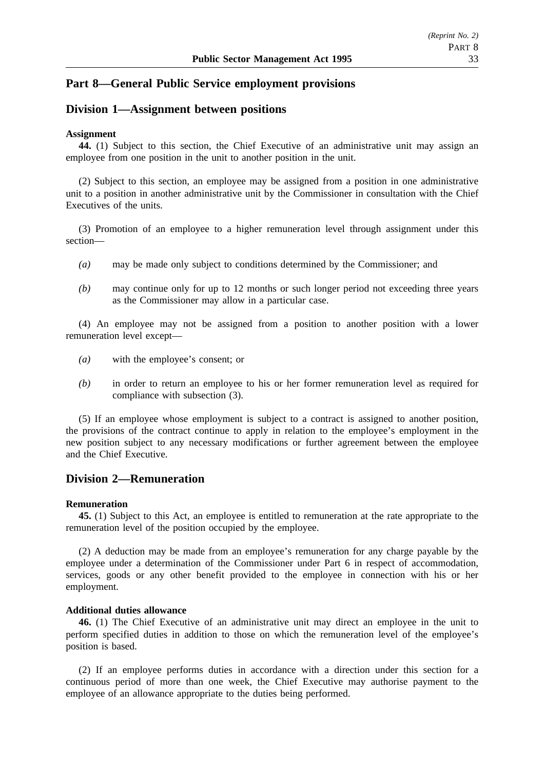## Part 8—General Public Service employment provisions

## Division 1—Assignment between positions

**Assignment**

**44.** (1) Subject to this section, the Chief Executive of an administrative unit may assign an employee from one position in the unit to another position in the unit.

(2) Subject to this section, an employee may be assigned from a position in one administrative unit to a position in another administrative unit by the Commissioner in consultation with the Chief Executives of the units.

(3) Promotion of an employee to a higher remuneration level through assignment under this section—

*(a)* may be made only subject to conditions determined by the Commissioner; and

*(b)* may continue only for up to 12 months or such longer period not exceeding three years as the Commissioner may allow in a particular case.

(4) An employee may not be assigned from a position to another position with a lower remuneration level except—

*(a)* with the employee's consent; or

*(b)* in order to return an employee to his or her former remuneration level as required for compliance with subsection (3).

(5) If an employee whose employment is subject to a contract is assigned to another position, the provisions of the contract continue to apply in relation to the employee's employment in the new position subject to any necessary modifications or further agreement between the employee and the Chief Executive.

## Division 2—Remuneration

**Remuneration**

**45.** (1) Subject to this Act, an employee is entitled to remuneration at the rate appropriate to the remuneration level of the position occupied by the employee.

(2) A deduction may be made from an employee's remuneration for any charge payable by the employee under a determination of the Commissioner under Part 6 in respect of accommodation, services, goods or any other benefit provided to the employee in connection with his or her employment.

**Additional duties allowance**

**46.** (1) The Chief Executive of an administrative unit may direct an employee in the unit to perform specified duties in addition to those on which the remuneration level of the employee's position is based.

(2) If an employee performs duties in accordance with a direction under this section for a continuous period of more than one week, the Chief Executive may authorise payment to the employee of an allowance appropriate to the duties being performed.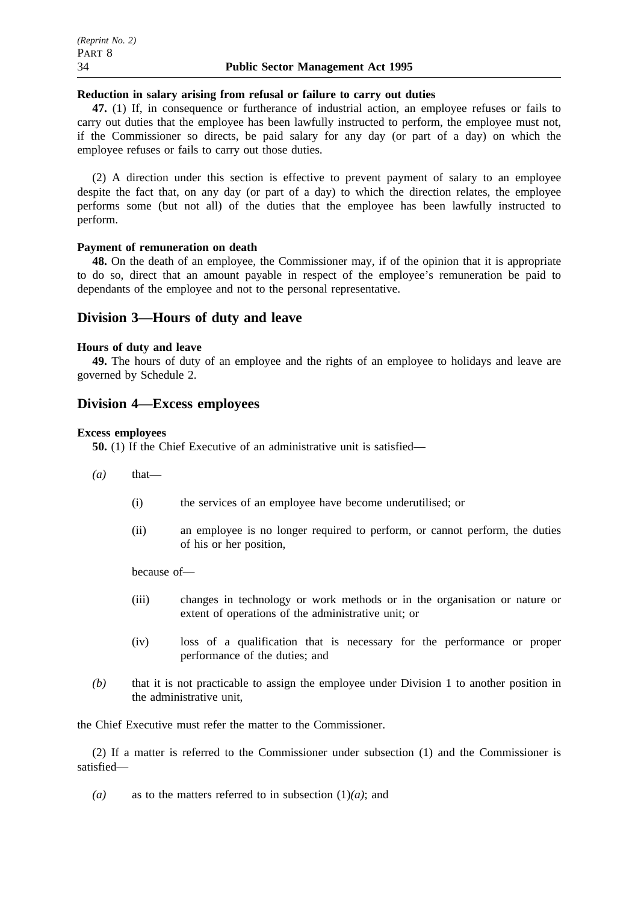**Reduction in salary arising from refusal or failure to carry out duties**

**47.** (1) If, in consequence or furtherance of industrial action, an employee refuses or fails to carry out duties that the employee has been lawfully instructed to perform, the employee must not, if the Commissioner so directs, be paid salary for any day (or part of a day) on which the employee refuses or fails to carry out those duties.

(2) A direction under this section is effective to prevent payment of salary to an employee despite the fact that, on any day (or part of a day) to which the direction relates, the employee performs some (but not all) of the duties that the employee has been lawfully instructed to perform.

**Payment of remuneration on death**

**48.** On the death of an employee, the Commissioner may, if of the opinion that it is appropriate to do so, direct that an amount payable in respect of the employee's remuneration be paid to dependants of the employee and not to the personal representative.

## Division 3—Hours of duty and leave

**Hours of duty and leave**

**49.** The hours of duty of an employee and the rights of an employee to holidays and leave are governed by Schedule 2.

## Division 4—Excess employees

**Excess employees**

**50.** (1) If the Chief Executive of an administrative unit is satisfied—

*(a)* that—

(i) the services of an employee have become underutilised; or

(ii) an employee is no longer required to perform, or cannot perform, the duties of his or her position,

because of—

(iii) changes in technology or work methods or in the organisation or nature or extent of operations of the administrative unit; or

(iv) loss of a qualification that is necessary for the performance or proper performance of the duties; and

*(b)* that it is not practicable to assign the employee under Division 1 to another position in the administrative unit,

the Chief Executive must refer the matter to the Commissioner.

(2) If a matter is referred to the Commissioner under subsection (1) and the Commissioner is satisfied—

*(a)* as to the matters referred to in subsection (1)*(a)*; and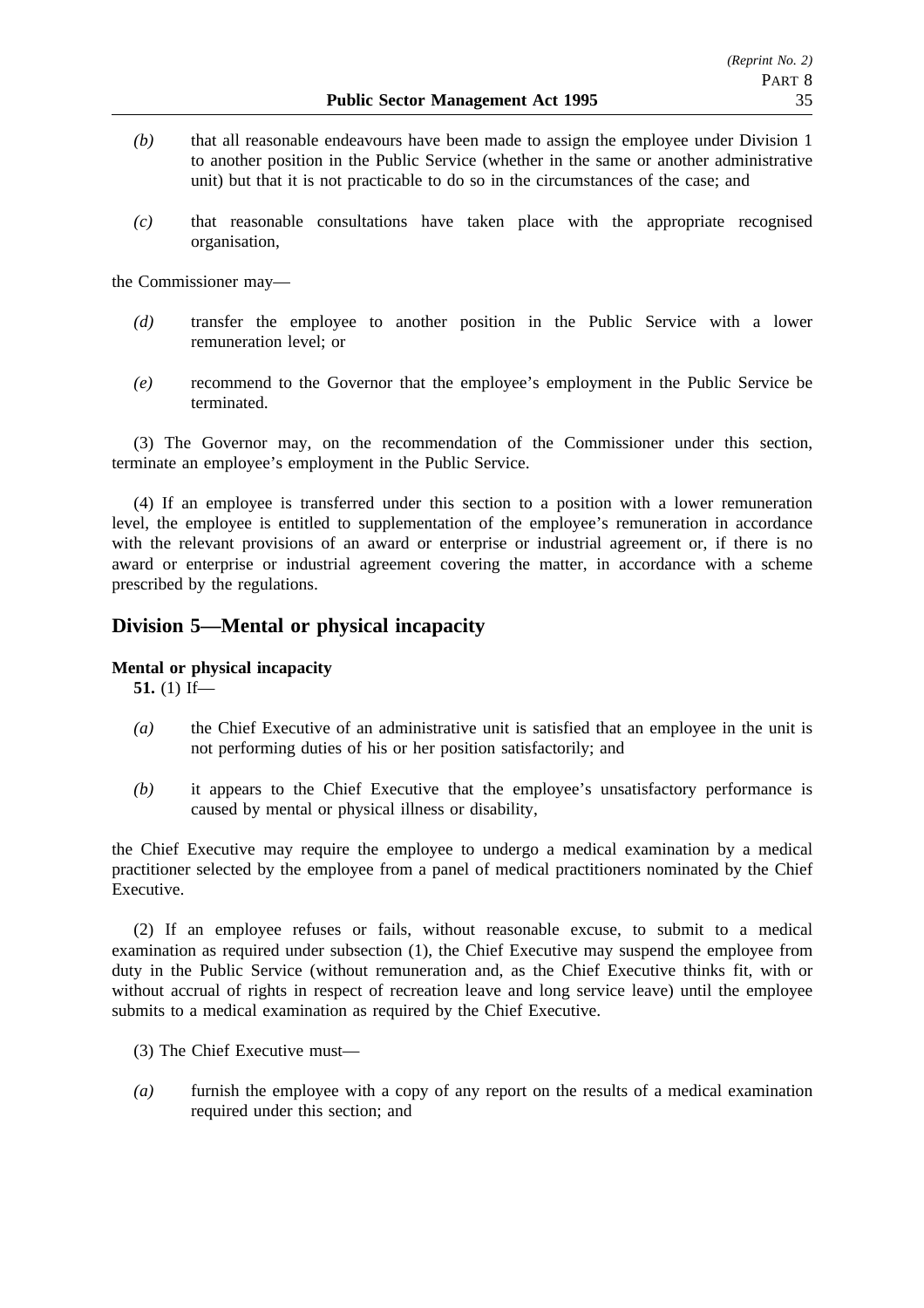*(b)* that all reasonable endeavours have been made to assign the employee under Division 1 to another position in the Public Service (whether in the same or another administrative unit) but that it is not practicable to do so in the circumstances of the case; and

*(c)* that reasonable consultations have taken place with the appropriate recognised organisation,

the Commissioner may—

*(d)* transfer the employee to another position in the Public Service with a lower remuneration level; or

*(e)* recommend to the Governor that the employee's employment in the Public Service be terminated.

(3) The Governor may, on the recommendation of the Commissioner under this section, terminate an employee's employment in the Public Service.

(4) If an employee is transferred under this section to a position with a lower remuneration level, the employee is entitled to supplementation of the employee's remuneration in accordance with the relevant provisions of an award or enterprise or industrial agreement or, if there is no award or enterprise or industrial agreement covering the matter, in accordance with a scheme prescribed by the regulations.

## Division 5—Mental or physical incapacity

**Mental or physical incapacity**

**51.** (1) If—

*(a)* the Chief Executive of an administrative unit is satisfied that an employee in the unit is not performing duties of his or her position satisfactorily; and

*(b)* it appears to the Chief Executive that the employee's unsatisfactory performance is caused by mental or physical illness or disability,

the Chief Executive may require the employee to undergo a medical examination by a medical practitioner selected by the employee from a panel of medical practitioners nominated by the Chief Executive.

(2) If an employee refuses or fails, without reasonable excuse, to submit to a medical examination as required under subsection (1), the Chief Executive may suspend the employee from duty in the Public Service (without remuneration and, as the Chief Executive thinks fit, with or without accrual of rights in respect of recreation leave and long service leave) until the employee submits to a medical examination as required by the Chief Executive.

(3) The Chief Executive must—

*(a)* furnish the employee with a copy of any report on the results of a medical examination required under this section; and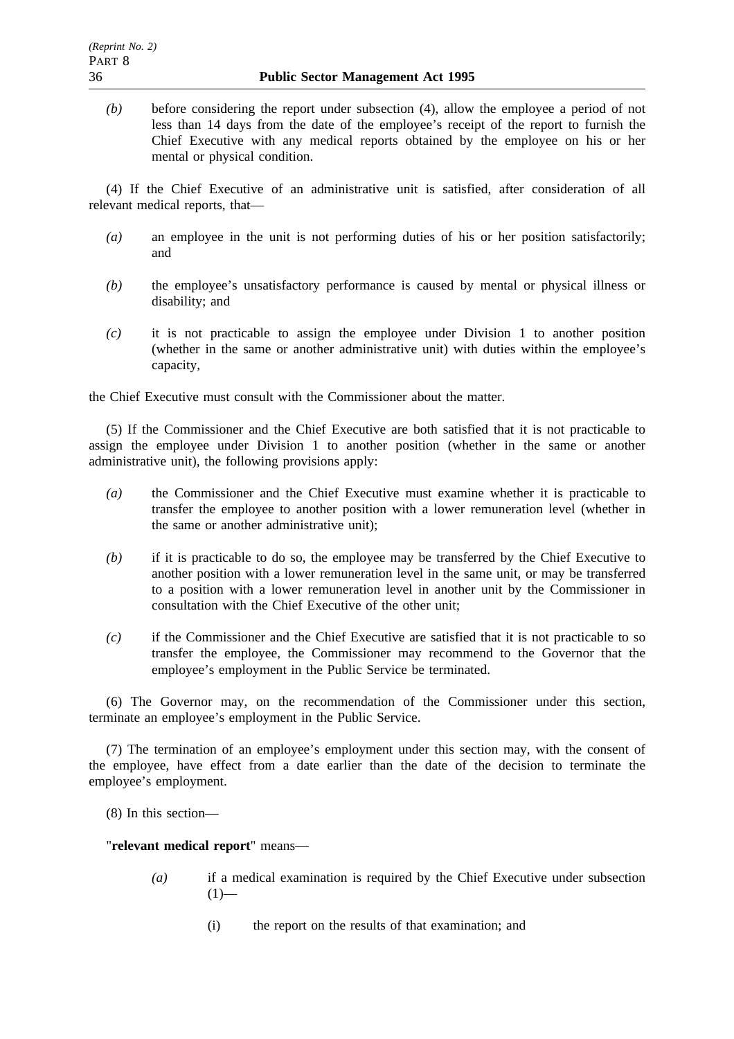*(b)* before considering the report under subsection (4), allow the employee a period of not less than 14 days from the date of the employee's receipt of the report to furnish the Chief Executive with any medical reports obtained by the employee on his or her mental or physical condition.

(4) If the Chief Executive of an administrative unit is satisfied, after consideration of all relevant medical reports, that—

*(a)* an employee in the unit is not performing duties of his or her position satisfactorily; and

*(b)* the employee's unsatisfactory performance is caused by mental or physical illness or disability; and

*(c)* it is not practicable to assign the employee under Division 1 to another position (whether in the same or another administrative unit) with duties within the employee's capacity,

the Chief Executive must consult with the Commissioner about the matter.

(5) If the Commissioner and the Chief Executive are both satisfied that it is not practicable to assign the employee under Division 1 to another position (whether in the same or another administrative unit), the following provisions apply:

*(a)* the Commissioner and the Chief Executive must examine whether it is practicable to transfer the employee to another position with a lower remuneration level (whether in the same or another administrative unit);

*(b)* if it is practicable to do so, the employee may be transferred by the Chief Executive to another position with a lower remuneration level in the same unit, or may be transferred to a position with a lower remuneration level in another unit by the Commissioner in consultation with the Chief Executive of the other unit;

*(c)* if the Commissioner and the Chief Executive are satisfied that it is not practicable to so transfer the employee, the Commissioner may recommend to the Governor that the employee's employment in the Public Service be terminated.

(6) The Governor may, on the recommendation of the Commissioner under this section, terminate an employee's employment in the Public Service.

(7) The termination of an employee's employment under this section may, with the consent of the employee, have effect from a date earlier than the date of the decision to terminate the employee's employment.

(8) In this section—

"**relevant medical report**" means—

*(a)* if a medical examination is required by the Chief Executive under subsection (1)—

(i) the report on the results of that examination; and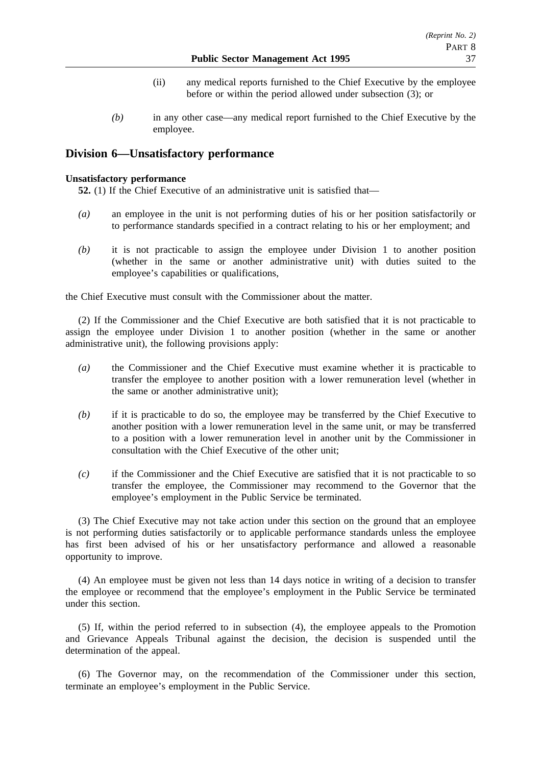(ii) any medical reports furnished to the Chief Executive by the employee before or within the period allowed under subsection (3); or

*(b)* in any other case—any medical report furnished to the Chief Executive by the employee.

## Division 6—Unsatisfactory performance

**Unsatisfactory performance**

**52.** (1) If the Chief Executive of an administrative unit is satisfied that—

*(a)* an employee in the unit is not performing duties of his or her position satisfactorily or to performance standards specified in a contract relating to his or her employment; and

*(b)* it is not practicable to assign the employee under Division 1 to another position (whether in the same or another administrative unit) with duties suited to the employee's capabilities or qualifications,

the Chief Executive must consult with the Commissioner about the matter.

(2) If the Commissioner and the Chief Executive are both satisfied that it is not practicable to assign the employee under Division 1 to another position (whether in the same or another administrative unit), the following provisions apply:

*(a)* the Commissioner and the Chief Executive must examine whether it is practicable to transfer the employee to another position with a lower remuneration level (whether in the same or another administrative unit);

*(b)* if it is practicable to do so, the employee may be transferred by the Chief Executive to another position with a lower remuneration level in the same unit, or may be transferred to a position with a lower remuneration level in another unit by the Commissioner in consultation with the Chief Executive of the other unit;

*(c)* if the Commissioner and the Chief Executive are satisfied that it is not practicable to so transfer the employee, the Commissioner may recommend to the Governor that the employee's employment in the Public Service be terminated.

(3) The Chief Executive may not take action under this section on the ground that an employee is not performing duties satisfactorily or to applicable performance standards unless the employee has first been advised of his or her unsatisfactory performance and allowed a reasonable opportunity to improve.

(4) An employee must be given not less than 14 days notice in writing of a decision to transfer the employee or recommend that the employee's employment in the Public Service be terminated under this section.

(5) If, within the period referred to in subsection (4), the employee appeals to the Promotion and Grievance Appeals Tribunal against the decision, the decision is suspended until the determination of the appeal.

(6) The Governor may, on the recommendation of the Commissioner under this section, terminate an employee's employment in the Public Service.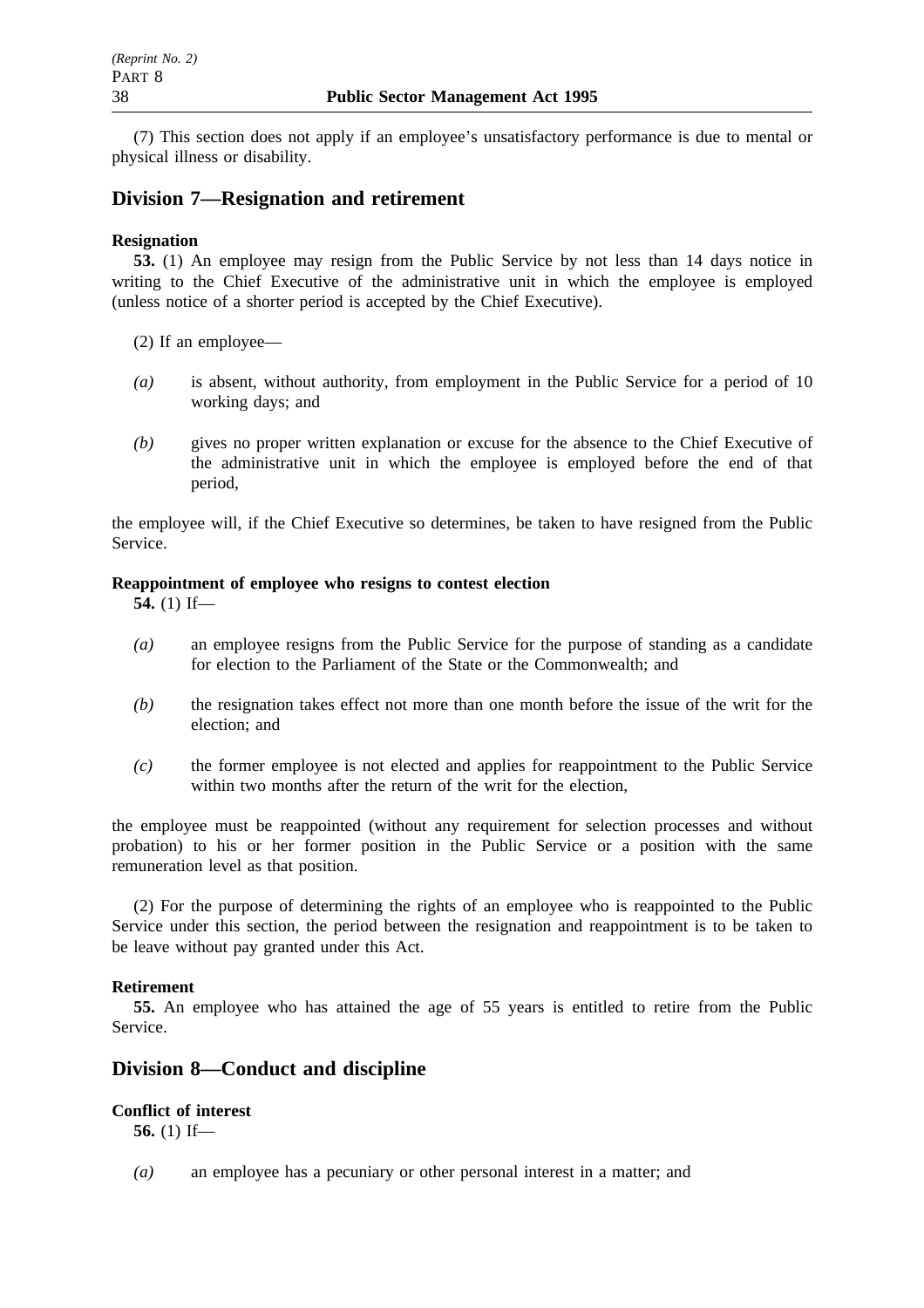(7) This section does not apply if an employee's unsatisfactory performance is due to mental or physical illness or disability.

## Division 7—Resignation and retirement

**Resignation**

**53.** (1) An employee may resign from the Public Service by not less than 14 days notice in writing to the Chief Executive of the administrative unit in which the employee is employed (unless notice of a shorter period is accepted by the Chief Executive).

(2) If an employee—

*(a)* is absent, without authority, from employment in the Public Service for a period of 10 working days; and

*(b)* gives no proper written explanation or excuse for the absence to the Chief Executive of the administrative unit in which the employee is employed before the end of that period,

the employee will, if the Chief Executive so determines, be taken to have resigned from the Public Service.

**Reappointment of employee who resigns to contest election**

**54.** (1) If—

*(a)* an employee resigns from the Public Service for the purpose of standing as a candidate for election to the Parliament of the State or the Commonwealth; and

*(b)* the resignation takes effect not more than one month before the issue of the writ for the election; and

*(c)* the former employee is not elected and applies for reappointment to the Public Service within two months after the return of the writ for the election,

the employee must be reappointed (without any requirement for selection processes and without probation) to his or her former position in the Public Service or a position with the same remuneration level as that position.

(2) For the purpose of determining the rights of an employee who is reappointed to the Public Service under this section, the period between the resignation and reappointment is to be taken to be leave without pay granted under this Act.

**Retirement**

**55.** An employee who has attained the age of 55 years is entitled to retire from the Public Service.

## Division 8—Conduct and discipline

**Conflict of interest**

**56.** (1) If—

*(a)* an employee has a pecuniary or other personal interest in a matter; and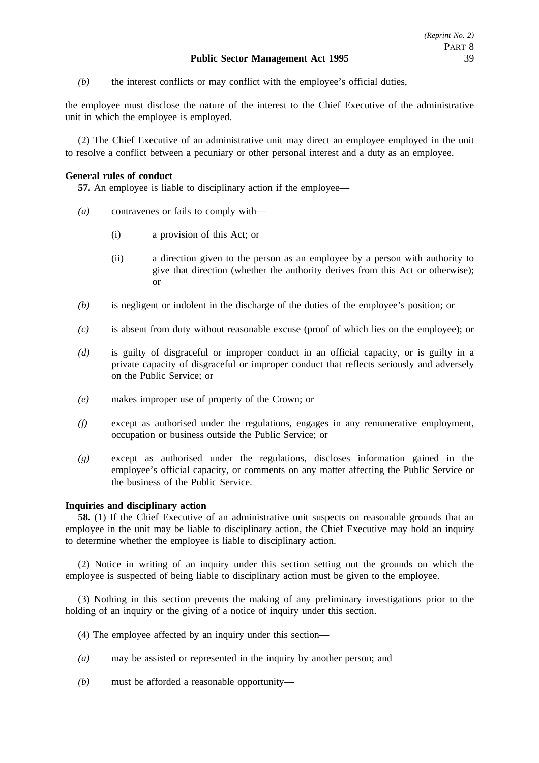*(b)* the interest conflicts or may conflict with the employee's official duties,

the employee must disclose the nature of the interest to the Chief Executive of the administrative unit in which the employee is employed.

(2) The Chief Executive of an administrative unit may direct an employee employed in the unit to resolve a conflict between a pecuniary or other personal interest and a duty as an employee.

**General rules of conduct**

**57.** An employee is liable to disciplinary action if the employee—

*(a)* contravenes or fails to comply with—

(i) a provision of this Act; or

(ii) a direction given to the person as an employee by a person with authority to give that direction (whether the authority derives from this Act or otherwise); or

*(b)* is negligent or indolent in the discharge of the duties of the employee's position; or

*(c)* is absent from duty without reasonable excuse (proof of which lies on the employee); or

*(d)* is guilty of disgraceful or improper conduct in an official capacity, or is guilty in a private capacity of disgraceful or improper conduct that reflects seriously and adversely on the Public Service; or

*(e)* makes improper use of property of the Crown; or

*(f)* except as authorised under the regulations, engages in any remunerative employment, occupation or business outside the Public Service; or

*(g)* except as authorised under the regulations, discloses information gained in the employee's official capacity, or comments on any matter affecting the Public Service or the business of the Public Service.

**Inquiries and disciplinary action**

**58.** (1) If the Chief Executive of an administrative unit suspects on reasonable grounds that an employee in the unit may be liable to disciplinary action, the Chief Executive may hold an inquiry to determine whether the employee is liable to disciplinary action.

(2) Notice in writing of an inquiry under this section setting out the grounds on which the employee is suspected of being liable to disciplinary action must be given to the employee.

(3) Nothing in this section prevents the making of any preliminary investigations prior to the holding of an inquiry or the giving of a notice of inquiry under this section.

(4) The employee affected by an inquiry under this section—

*(a)* may be assisted or represented in the inquiry by another person; and

*(b)* must be afforded a reasonable opportunity—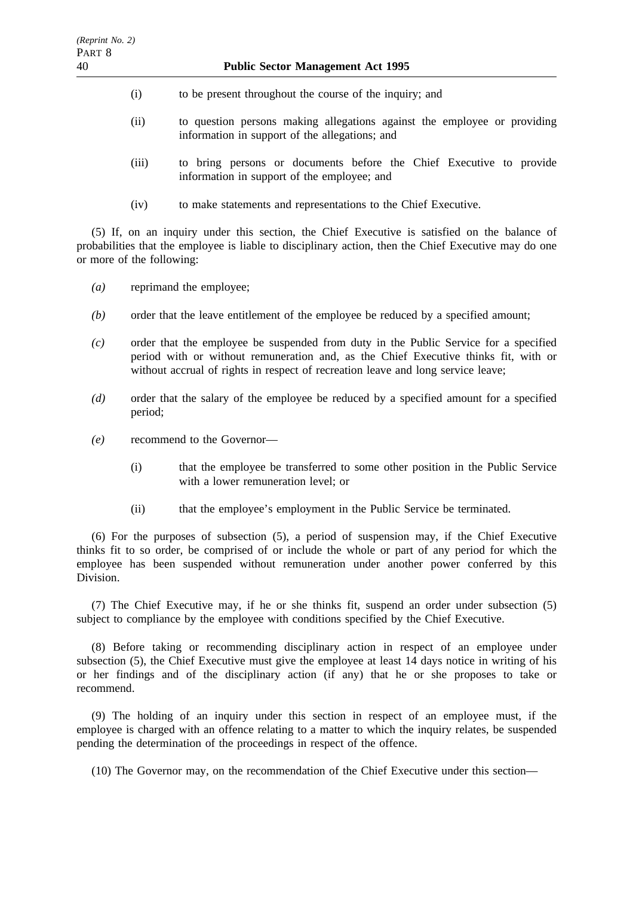(i) to be present throughout the course of the inquiry; and

(ii) to question persons making allegations against the employee or providing information in support of the allegations; and

(iii) to bring persons or documents before the Chief Executive to provide information in support of the employee; and

(iv) to make statements and representations to the Chief Executive.

(5) If, on an inquiry under this section, the Chief Executive is satisfied on the balance of probabilities that the employee is liable to disciplinary action, then the Chief Executive may do one or more of the following:

*(a)* reprimand the employee;

*(b)* order that the leave entitlement of the employee be reduced by a specified amount;

*(c)* order that the employee be suspended from duty in the Public Service for a specified period with or without remuneration and, as the Chief Executive thinks fit, with or without accrual of rights in respect of recreation leave and long service leave;

*(d)* order that the salary of the employee be reduced by a specified amount for a specified period;

*(e)* recommend to the Governor—

(i) that the employee be transferred to some other position in the Public Service with a lower remuneration level; or

(ii) that the employee's employment in the Public Service be terminated.

(6) For the purposes of subsection (5), a period of suspension may, if the Chief Executive thinks fit to so order, be comprised of or include the whole or part of any period for which the employee has been suspended without remuneration under another power conferred by this Division.

(7) The Chief Executive may, if he or she thinks fit, suspend an order under subsection (5) subject to compliance by the employee with conditions specified by the Chief Executive.

(8) Before taking or recommending disciplinary action in respect of an employee under subsection (5), the Chief Executive must give the employee at least 14 days notice in writing of his or her findings and of the disciplinary action (if any) that he or she proposes to take or recommend.

(9) The holding of an inquiry under this section in respect of an employee must, if the employee is charged with an offence relating to a matter to which the inquiry relates, be suspended pending the determination of the proceedings in respect of the offence.

(10) The Governor may, on the recommendation of the Chief Executive under this section—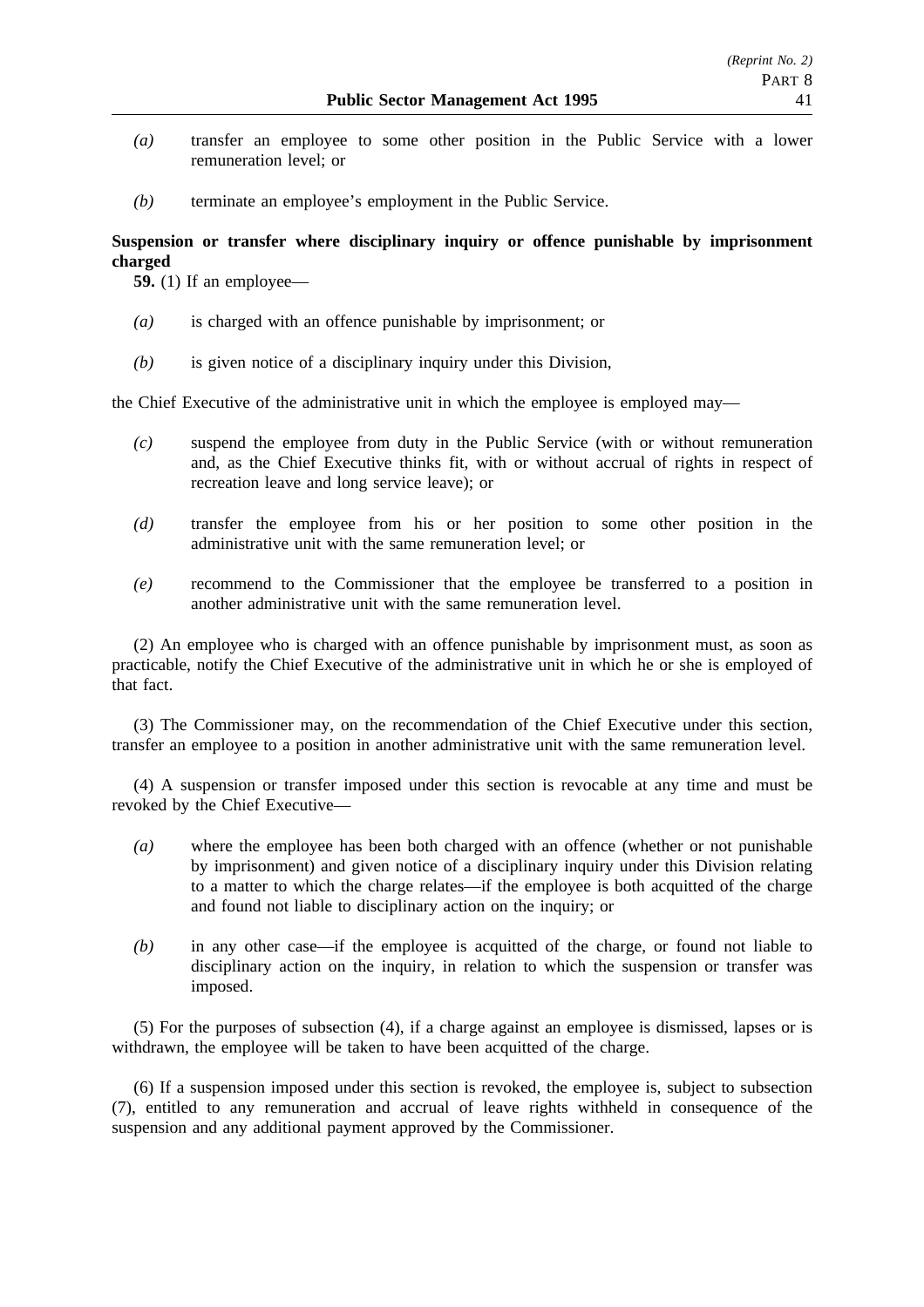*(a)* transfer an employee to some other position in the Public Service with a lower remuneration level; or

*(b)* terminate an employee's employment in the Public Service.

**Suspension or transfer where disciplinary inquiry or offence punishable by imprisonment charged**

**59.** (1) If an employee—

*(a)* is charged with an offence punishable by imprisonment; or

*(b)* is given notice of a disciplinary inquiry under this Division,

the Chief Executive of the administrative unit in which the employee is employed may—

*(c)* suspend the employee from duty in the Public Service (with or without remuneration and, as the Chief Executive thinks fit, with or without accrual of rights in respect of recreation leave and long service leave); or

*(d)* transfer the employee from his or her position to some other position in the administrative unit with the same remuneration level; or

*(e)* recommend to the Commissioner that the employee be transferred to a position in another administrative unit with the same remuneration level.

(2) An employee who is charged with an offence punishable by imprisonment must, as soon as practicable, notify the Chief Executive of the administrative unit in which he or she is employed of that fact.

(3) The Commissioner may, on the recommendation of the Chief Executive under this section, transfer an employee to a position in another administrative unit with the same remuneration level.

(4) A suspension or transfer imposed under this section is revocable at any time and must be revoked by the Chief Executive—

*(a)* where the employee has been both charged with an offence (whether or not punishable by imprisonment) and given notice of a disciplinary inquiry under this Division relating to a matter to which the charge relates—if the employee is both acquitted of the charge and found not liable to disciplinary action on the inquiry; or

*(b)* in any other case—if the employee is acquitted of the charge, or found not liable to disciplinary action on the inquiry, in relation to which the suspension or transfer was imposed.

(5) For the purposes of subsection (4), if a charge against an employee is dismissed, lapses or is withdrawn, the employee will be taken to have been acquitted of the charge.

(6) If a suspension imposed under this section is revoked, the employee is, subject to subsection (7), entitled to any remuneration and accrual of leave rights withheld in consequence of the suspension and any additional payment approved by the Commissioner.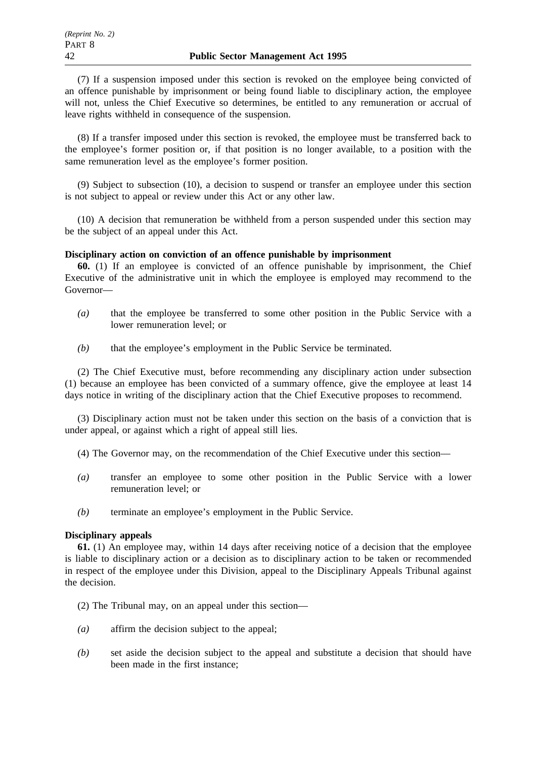(7) If a suspension imposed under this section is revoked on the employee being convicted of an offence punishable by imprisonment or being found liable to disciplinary action, the employee will not, unless the Chief Executive so determines, be entitled to any remuneration or accrual of leave rights withheld in consequence of the suspension.

(8) If a transfer imposed under this section is revoked, the employee must be transferred back to the employee's former position or, if that position is no longer available, to a position with the same remuneration level as the employee's former position.

(9) Subject to subsection (10), a decision to suspend or transfer an employee under this section is not subject to appeal or review under this Act or any other law.

(10) A decision that remuneration be withheld from a person suspended under this section may be the subject of an appeal under this Act.

**Disciplinary action on conviction of an offence punishable by imprisonment**

**60.** (1) If an employee is convicted of an offence punishable by imprisonment, the Chief Executive of the administrative unit in which the employee is employed may recommend to the Governor—

*(a)* that the employee be transferred to some other position in the Public Service with a lower remuneration level; or

*(b)* that the employee's employment in the Public Service be terminated.

(2) The Chief Executive must, before recommending any disciplinary action under subsection (1) because an employee has been convicted of a summary offence, give the employee at least 14 days notice in writing of the disciplinary action that the Chief Executive proposes to recommend.

(3) Disciplinary action must not be taken under this section on the basis of a conviction that is under appeal, or against which a right of appeal still lies.

(4) The Governor may, on the recommendation of the Chief Executive under this section—

*(a)* transfer an employee to some other position in the Public Service with a lower remuneration level; or

*(b)* terminate an employee's employment in the Public Service.

**Disciplinary appeals**

**61.** (1) An employee may, within 14 days after receiving notice of a decision that the employee is liable to disciplinary action or a decision as to disciplinary action to be taken or recommended in respect of the employee under this Division, appeal to the Disciplinary Appeals Tribunal against the decision.

(2) The Tribunal may, on an appeal under this section—

*(a)* affirm the decision subject to the appeal;

*(b)* set aside the decision subject to the appeal and substitute a decision that should have been made in the first instance;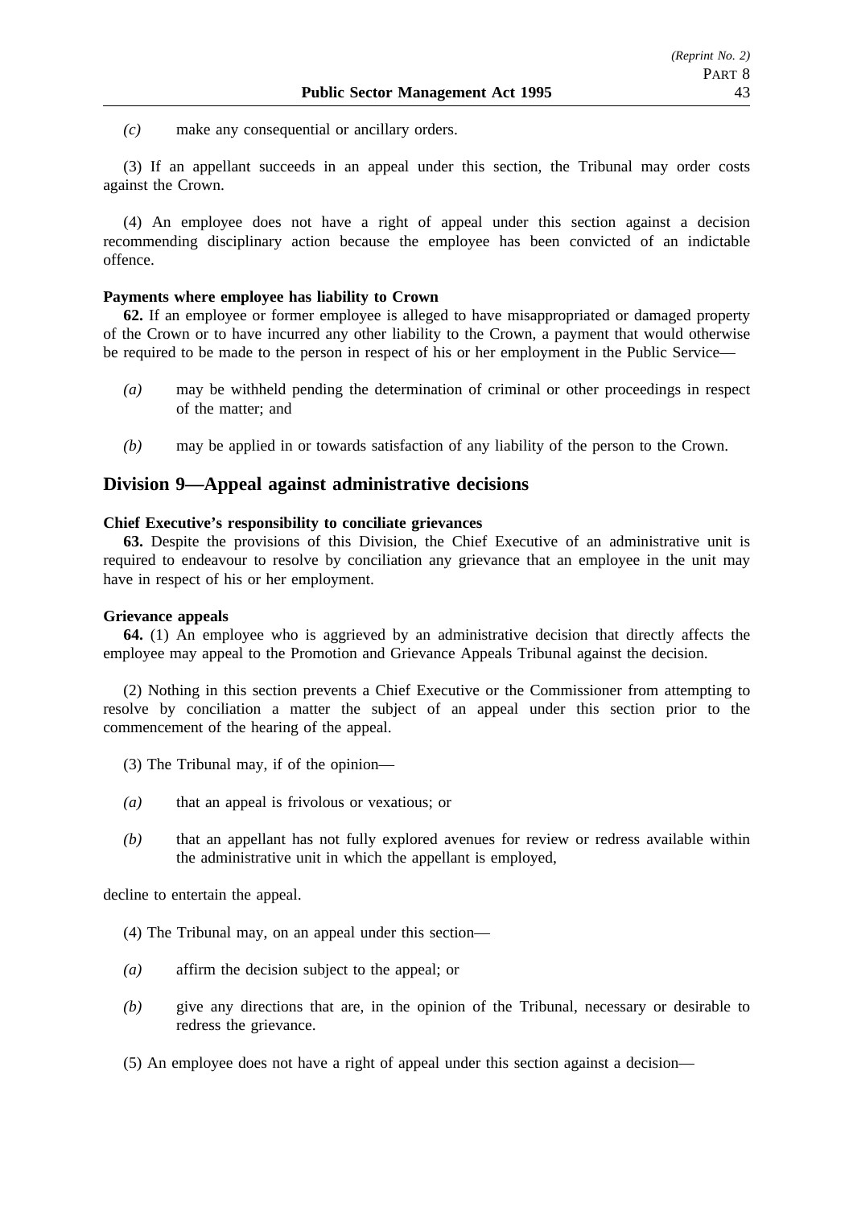*(c)* make any consequential or ancillary orders.

(3) If an appellant succeeds in an appeal under this section, the Tribunal may order costs against the Crown.

(4) An employee does not have a right of appeal under this section against a decision recommending disciplinary action because the employee has been convicted of an indictable offence.

**Payments where employee has liability to Crown**

**62.** If an employee or former employee is alleged to have misappropriated or damaged property of the Crown or to have incurred any other liability to the Crown, a payment that would otherwise be required to be made to the person in respect of his or her employment in the Public Service—

*(a)* may be withheld pending the determination of criminal or other proceedings in respect of the matter; and

*(b)* may be applied in or towards satisfaction of any liability of the person to the Crown.

## Division 9—Appeal against administrative decisions

**Chief Executive's responsibility to conciliate grievances**

**63.** Despite the provisions of this Division, the Chief Executive of an administrative unit is required to endeavour to resolve by conciliation any grievance that an employee in the unit may have in respect of his or her employment.

**Grievance appeals**

**64.** (1) An employee who is aggrieved by an administrative decision that directly affects the employee may appeal to the Promotion and Grievance Appeals Tribunal against the decision.

(2) Nothing in this section prevents a Chief Executive or the Commissioner from attempting to resolve by conciliation a matter the subject of an appeal under this section prior to the commencement of the hearing of the appeal.

(3) The Tribunal may, if of the opinion—

*(a)* that an appeal is frivolous or vexatious; or

*(b)* that an appellant has not fully explored avenues for review or redress available within the administrative unit in which the appellant is employed,

decline to entertain the appeal.

(4) The Tribunal may, on an appeal under this section—

*(a)* affirm the decision subject to the appeal; or

*(b)* give any directions that are, in the opinion of the Tribunal, necessary or desirable to redress the grievance.

(5) An employee does not have a right of appeal under this section against a decision—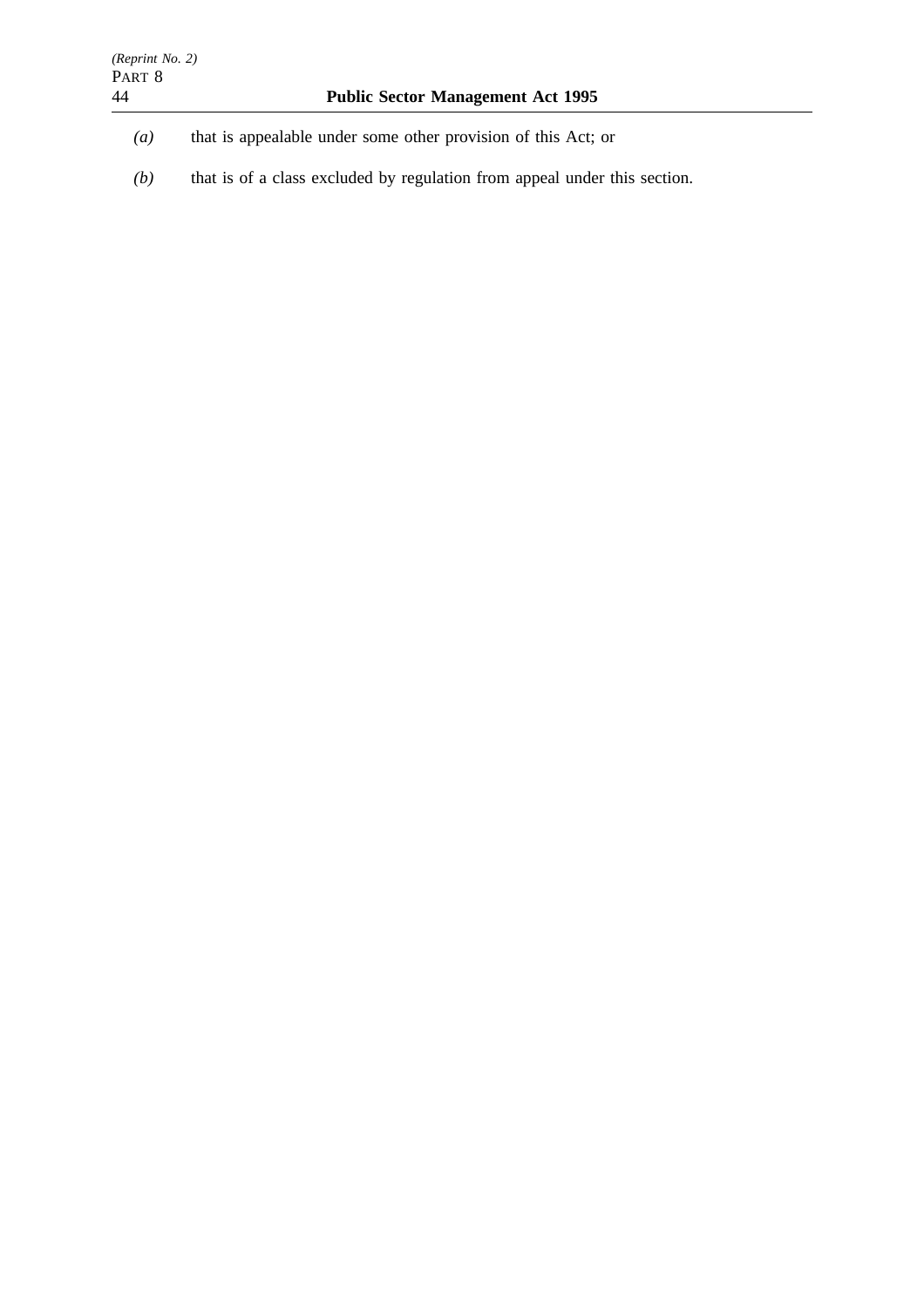*(a)* that is appealable under some other provision of this Act; or

*(b)* that is of a class excluded by regulation from appeal under this section.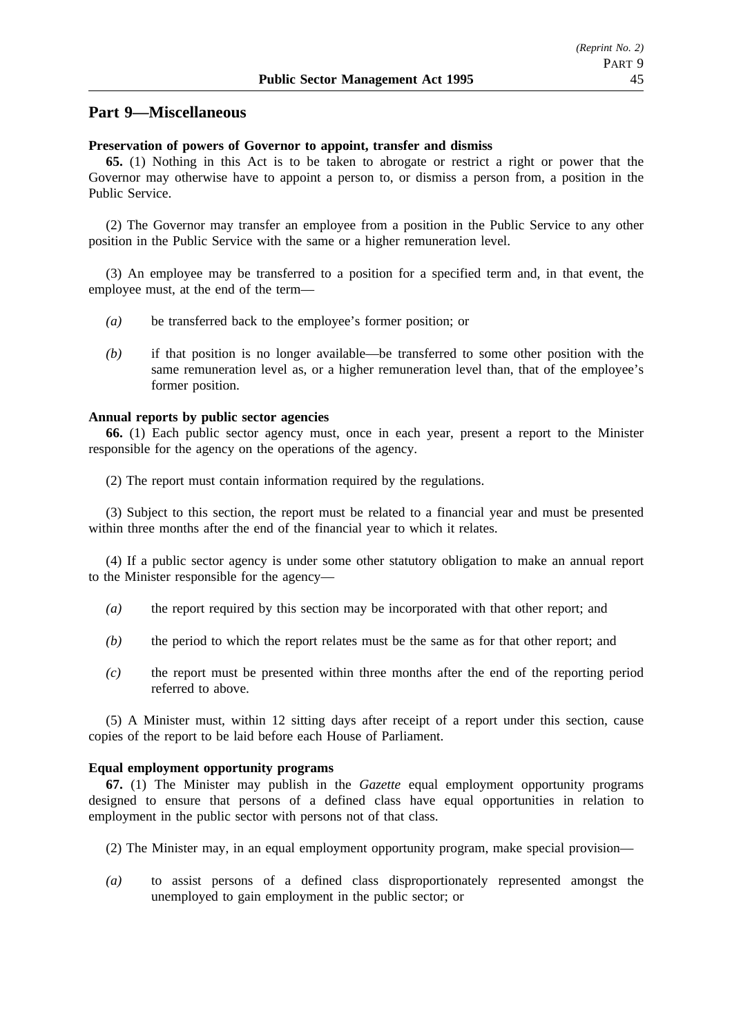## Part 9—Miscellaneous

**Preservation of powers of Governor to appoint, transfer and dismiss**

**65.** (1) Nothing in this Act is to be taken to abrogate or restrict a right or power that the Governor may otherwise have to appoint a person to, or dismiss a person from, a position in the Public Service.

(2) The Governor may transfer an employee from a position in the Public Service to any other position in the Public Service with the same or a higher remuneration level.

(3) An employee may be transferred to a position for a specified term and, in that event, the employee must, at the end of the term—

*(a)* be transferred back to the employee's former position; or

*(b)* if that position is no longer available—be transferred to some other position with the same remuneration level as, or a higher remuneration level than, that of the employee's former position.

**Annual reports by public sector agencies**

**66.** (1) Each public sector agency must, once in each year, present a report to the Minister responsible for the agency on the operations of the agency.

(2) The report must contain information required by the regulations.

(3) Subject to this section, the report must be related to a financial year and must be presented within three months after the end of the financial year to which it relates.

(4) If a public sector agency is under some other statutory obligation to make an annual report to the Minister responsible for the agency—

*(a)* the report required by this section may be incorporated with that other report; and

*(b)* the period to which the report relates must be the same as for that other report; and

*(c)* the report must be presented within three months after the end of the reporting period referred to above.

(5) A Minister must, within 12 sitting days after receipt of a report under this section, cause copies of the report to be laid before each House of Parliament.

**Equal employment opportunity programs**

**67.** (1) The Minister may publish in the *Gazette* equal employment opportunity programs designed to ensure that persons of a defined class have equal opportunities in relation to employment in the public sector with persons not of that class.

(2) The Minister may, in an equal employment opportunity program, make special provision—

*(a)* to assist persons of a defined class disproportionately represented amongst the unemployed to gain employment in the public sector; or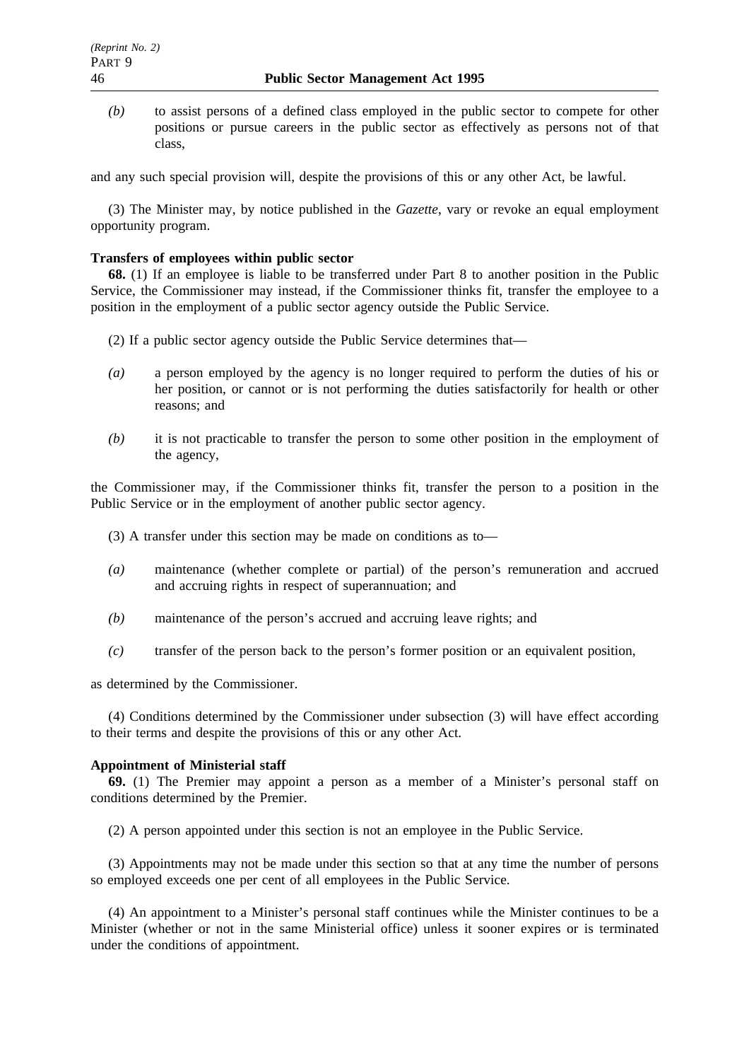*(b)* to assist persons of a defined class employed in the public sector to compete for other positions or pursue careers in the public sector as effectively as persons not of that class,

and any such special provision will, despite the provisions of this or any other Act, be lawful.

(3) The Minister may, by notice published in the *Gazette*, vary or revoke an equal employment opportunity program.

**Transfers of employees within public sector**

**68.** (1) If an employee is liable to be transferred under Part 8 to another position in the Public Service, the Commissioner may instead, if the Commissioner thinks fit, transfer the employee to a position in the employment of a public sector agency outside the Public Service.

(2) If a public sector agency outside the Public Service determines that—

*(a)* a person employed by the agency is no longer required to perform the duties of his or her position, or cannot or is not performing the duties satisfactorily for health or other reasons; and

*(b)* it is not practicable to transfer the person to some other position in the employment of the agency,

the Commissioner may, if the Commissioner thinks fit, transfer the person to a position in the Public Service or in the employment of another public sector agency.

(3) A transfer under this section may be made on conditions as to—

*(a)* maintenance (whether complete or partial) of the person's remuneration and accrued and accruing rights in respect of superannuation; and

*(b)* maintenance of the person's accrued and accruing leave rights; and

*(c)* transfer of the person back to the person's former position or an equivalent position,

as determined by the Commissioner.

(4) Conditions determined by the Commissioner under subsection (3) will have effect according to their terms and despite the provisions of this or any other Act.

**Appointment of Ministerial staff**

**69.** (1) The Premier may appoint a person as a member of a Minister's personal staff on conditions determined by the Premier.

(2) A person appointed under this section is not an employee in the Public Service.

(3) Appointments may not be made under this section so that at any time the number of persons so employed exceeds one per cent of all employees in the Public Service.

(4) An appointment to a Minister's personal staff continues while the Minister continues to be a Minister (whether or not in the same Ministerial office) unless it sooner expires or is terminated under the conditions of appointment.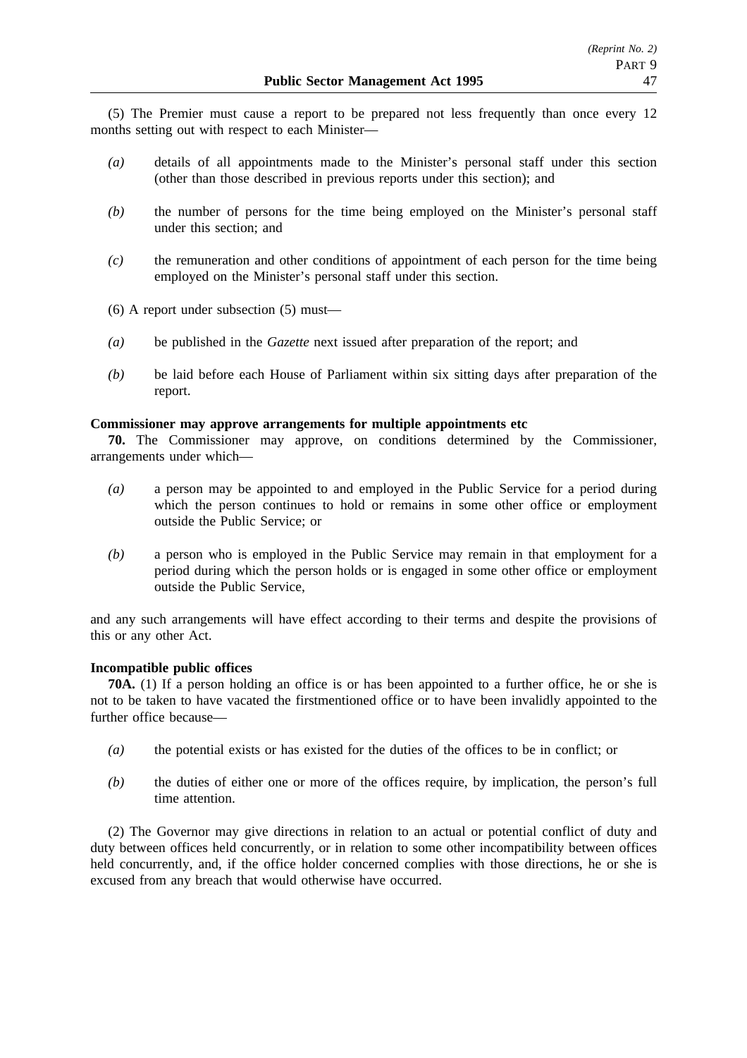(5) The Premier must cause a report to be prepared not less frequently than once every 12 months setting out with respect to each Minister—

*(a)* details of all appointments made to the Minister's personal staff under this section (other than those described in previous reports under this section); and

*(b)* the number of persons for the time being employed on the Minister's personal staff under this section; and

*(c)* the remuneration and other conditions of appointment of each person for the time being employed on the Minister's personal staff under this section.

(6) A report under subsection (5) must—

*(a)* be published in the *Gazette* next issued after preparation of the report; and

*(b)* be laid before each House of Parliament within six sitting days after preparation of the report.

**Commissioner may approve arrangements for multiple appointments etc**

**70.** The Commissioner may approve, on conditions determined by the Commissioner, arrangements under which—

*(a)* a person may be appointed to and employed in the Public Service for a period during which the person continues to hold or remains in some other office or employment outside the Public Service; or

*(b)* a person who is employed in the Public Service may remain in that employment for a period during which the person holds or is engaged in some other office or employment outside the Public Service,

and any such arrangements will have effect according to their terms and despite the provisions of this or any other Act.

**Incompatible public offices**

**70A.** (1) If a person holding an office is or has been appointed to a further office, he or she is not to be taken to have vacated the firstmentioned office or to have been invalidly appointed to the further office because—

*(a)* the potential exists or has existed for the duties of the offices to be in conflict; or

*(b)* the duties of either one or more of the offices require, by implication, the person's full time attention.

(2) The Governor may give directions in relation to an actual or potential conflict of duty and duty between offices held concurrently, or in relation to some other incompatibility between offices held concurrently, and, if the office holder concerned complies with those directions, he or she is excused from any breach that would otherwise have occurred.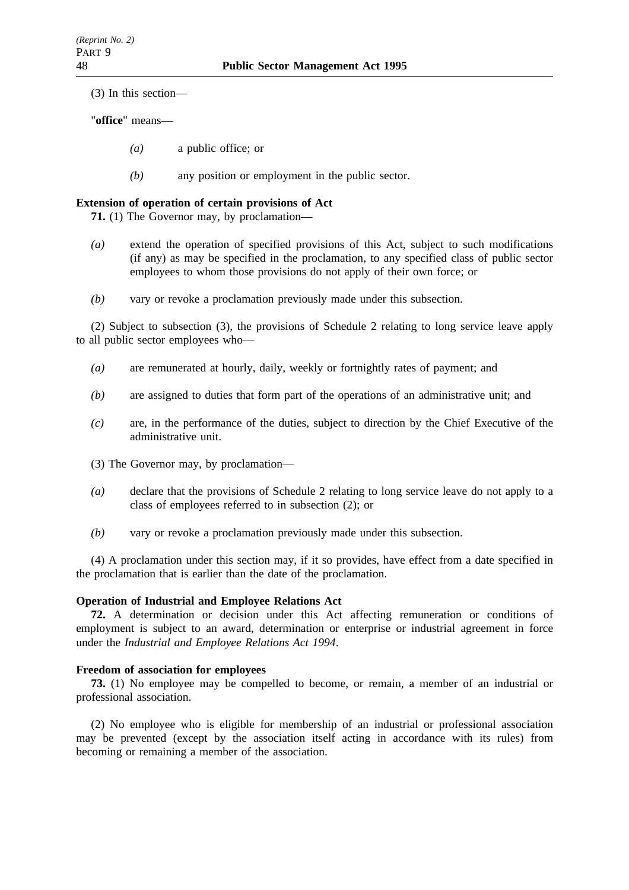(3) In this section—

"**office**" means—

*(a)* a public office; or

*(b)* any position or employment in the public sector.

**Extension of operation of certain provisions of Act**

**71.** (1) The Governor may, by proclamation—

*(a)* extend the operation of specified provisions of this Act, subject to such modifications (if any) as may be specified in the proclamation, to any specified class of public sector employees to whom those provisions do not apply of their own force; or

*(b)* vary or revoke a proclamation previously made under this subsection.

(2) Subject to subsection (3), the provisions of Schedule 2 relating to long service leave apply to all public sector employees who—

*(a)* are remunerated at hourly, daily, weekly or fortnightly rates of payment; and

*(b)* are assigned to duties that form part of the operations of an administrative unit; and

*(c)* are, in the performance of the duties, subject to direction by the Chief Executive of the administrative unit.

(3) The Governor may, by proclamation—

*(a)* declare that the provisions of Schedule 2 relating to long service leave do not apply to a class of employees referred to in subsection (2); or

*(b)* vary or revoke a proclamation previously made under this subsection.

(4) A proclamation under this section may, if it so provides, have effect from a date specified in the proclamation that is earlier than the date of the proclamation.

**Operation of Industrial and Employee Relations Act**

**72.** A determination or decision under this Act affecting remuneration or conditions of employment is subject to an award, determination or enterprise or industrial agreement in force under the *Industrial and Employee Relations Act 1994*.

**Freedom of association for employees**

**73.** (1) No employee may be compelled to become, or remain, a member of an industrial or professional association.

(2) No employee who is eligible for membership of an industrial or professional association may be prevented (except by the association itself acting in accordance with its rules) from becoming or remaining a member of the association.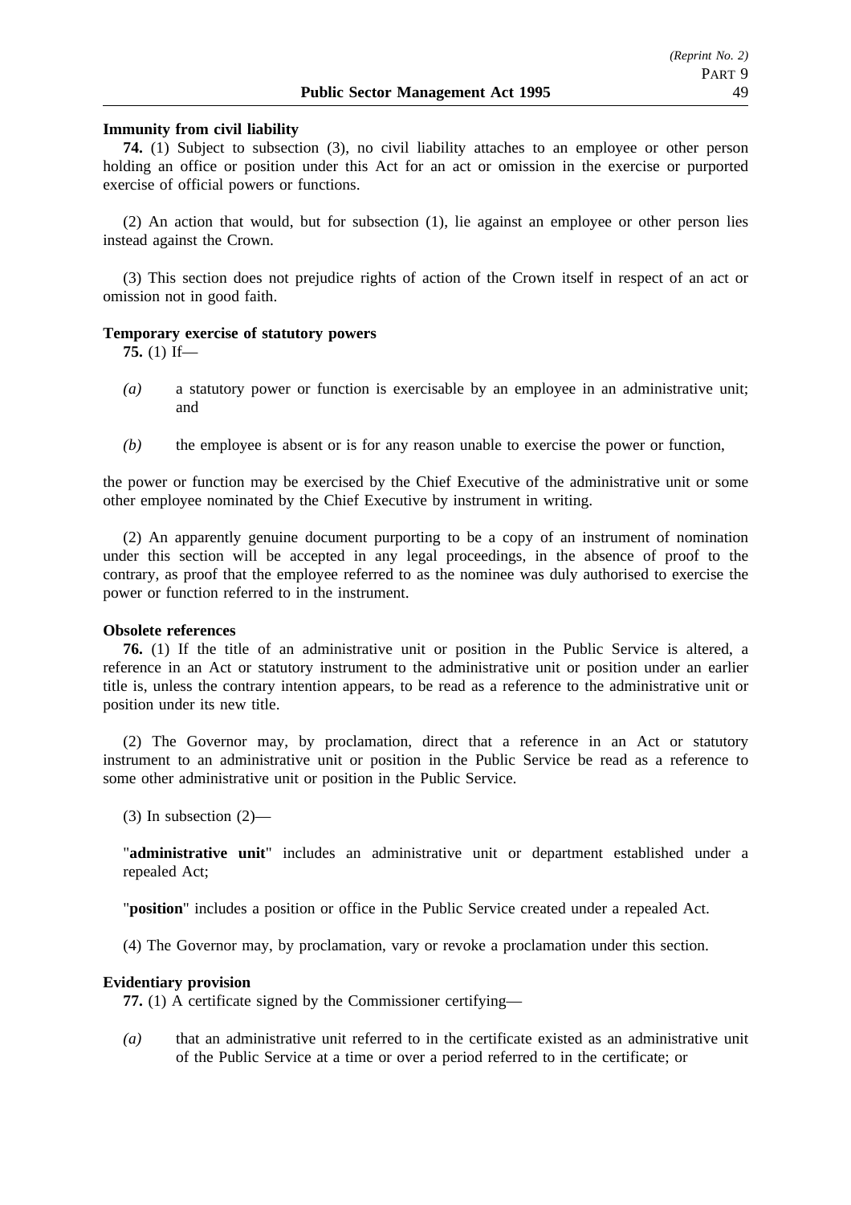**Immunity from civil liability**

**74.** (1) Subject to subsection (3), no civil liability attaches to an employee or other person holding an office or position under this Act for an act or omission in the exercise or purported exercise of official powers or functions.

(2) An action that would, but for subsection (1), lie against an employee or other person lies instead against the Crown.

(3) This section does not prejudice rights of action of the Crown itself in respect of an act or omission not in good faith.

**Temporary exercise of statutory powers**

**75.** (1) If—

*(a)* a statutory power or function is exercisable by an employee in an administrative unit; and

*(b)* the employee is absent or is for any reason unable to exercise the power or function,

the power or function may be exercised by the Chief Executive of the administrative unit or some other employee nominated by the Chief Executive by instrument in writing.

(2) An apparently genuine document purporting to be a copy of an instrument of nomination under this section will be accepted in any legal proceedings, in the absence of proof to the contrary, as proof that the employee referred to as the nominee was duly authorised to exercise the power or function referred to in the instrument.

**Obsolete references**

**76.** (1) If the title of an administrative unit or position in the Public Service is altered, a reference in an Act or statutory instrument to the administrative unit or position under an earlier title is, unless the contrary intention appears, to be read as a reference to the administrative unit or position under its new title.

(2) The Governor may, by proclamation, direct that a reference in an Act or statutory instrument to an administrative unit or position in the Public Service be read as a reference to some other administrative unit or position in the Public Service.

(3) In subsection (2)—

"**administrative unit**" includes an administrative unit or department established under a repealed Act;

"**position**" includes a position or office in the Public Service created under a repealed Act.

(4) The Governor may, by proclamation, vary or revoke a proclamation under this section.

**Evidentiary provision**

**77.** (1) A certificate signed by the Commissioner certifying—

*(a)* that an administrative unit referred to in the certificate existed as an administrative unit of the Public Service at a time or over a period referred to in the certificate; or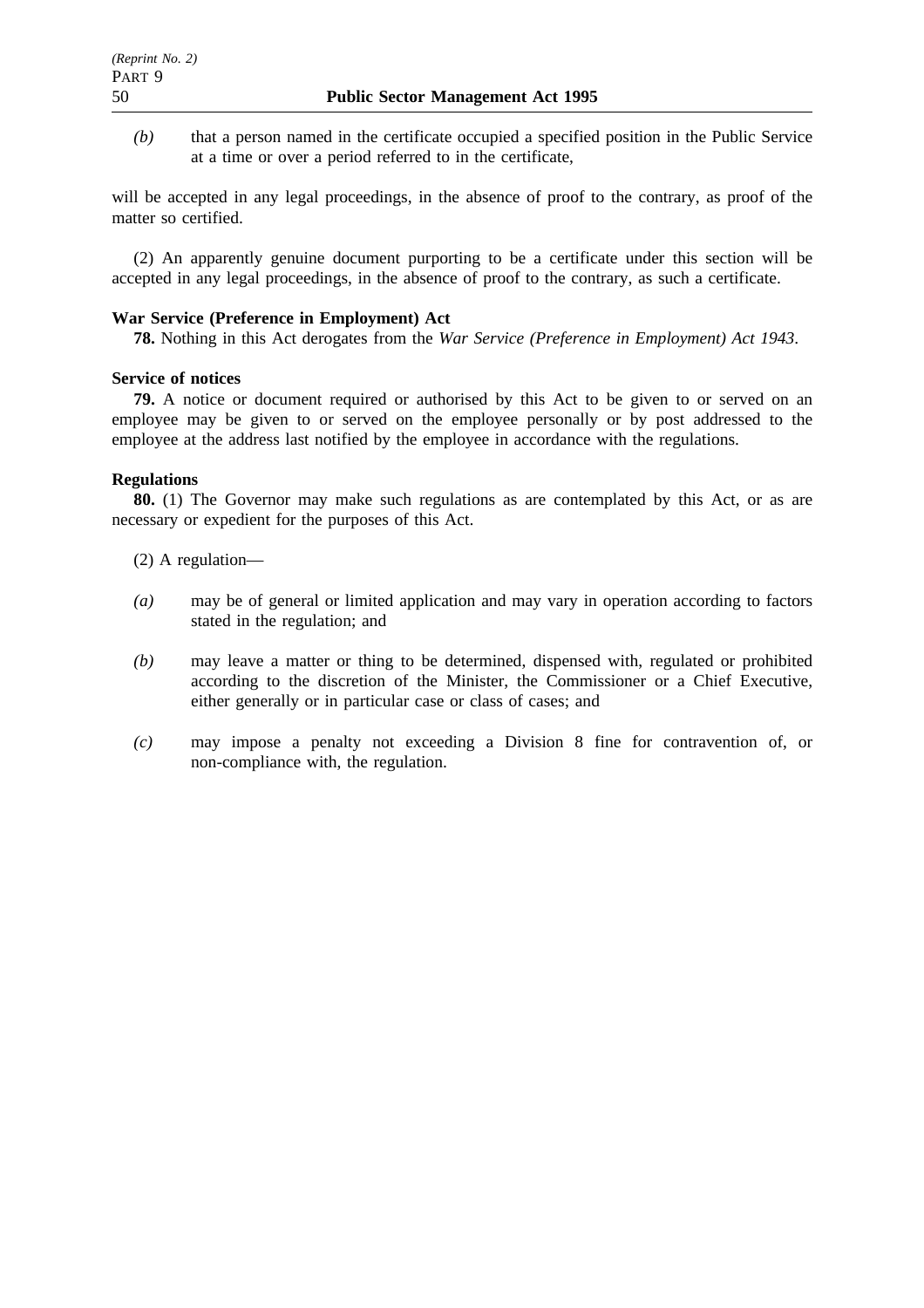*(b)* that a person named in the certificate occupied a specified position in the Public Service at a time or over a period referred to in the certificate,

will be accepted in any legal proceedings, in the absence of proof to the contrary, as proof of the matter so certified.

(2) An apparently genuine document purporting to be a certificate under this section will be accepted in any legal proceedings, in the absence of proof to the contrary, as such a certificate.

**War Service (Preference in Employment) Act**

**78.** Nothing in this Act derogates from the *War Service (Preference in Employment) Act 1943*.

**Service of notices**

**79.** A notice or document required or authorised by this Act to be given to or served on an employee may be given to or served on the employee personally or by post addressed to the employee at the address last notified by the employee in accordance with the regulations.

**Regulations**

**80.** (1) The Governor may make such regulations as are contemplated by this Act, or as are necessary or expedient for the purposes of this Act.

(2) A regulation—

*(a)* may be of general or limited application and may vary in operation according to factors stated in the regulation; and

*(b)* may leave a matter or thing to be determined, dispensed with, regulated or prohibited according to the discretion of the Minister, the Commissioner or a Chief Executive, either generally or in particular case or class of cases; and

*(c)* may impose a penalty not exceeding a Division 8 fine for contravention of, or non-compliance with, the regulation.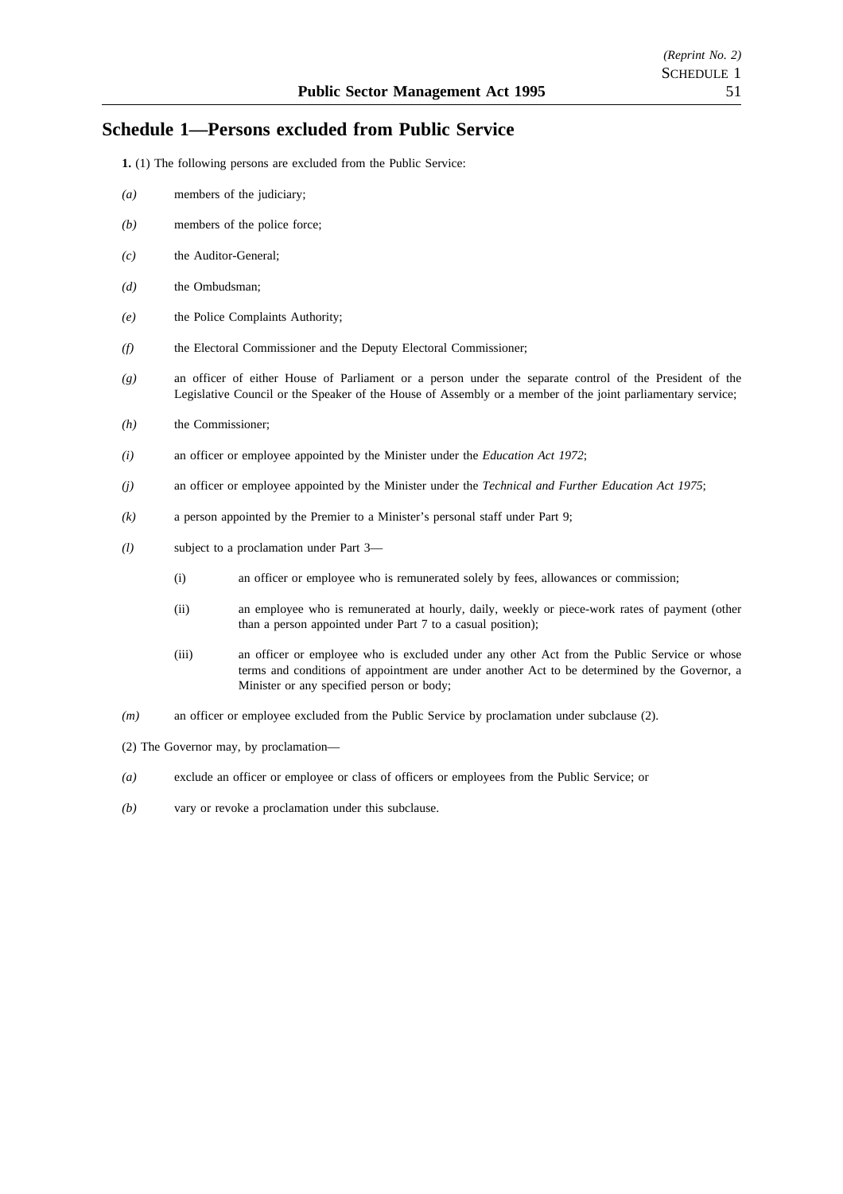## Schedule 1—Persons excluded from Public Service

**1.** (1) The following persons are excluded from the Public Service:

*(a)* members of the judiciary;

*(b)* members of the police force;

*(c)* the Auditor-General;

*(d)* the Ombudsman;

*(e)* the Police Complaints Authority;

*(f)* the Electoral Commissioner and the Deputy Electoral Commissioner;

*(g)* an officer of either House of Parliament or a person under the separate control of the President of the Legislative Council or the Speaker of the House of Assembly or a member of the joint parliamentary service;

*(h)* the Commissioner;

*(i)* an officer or employee appointed by the Minister under the *Education Act 1972*;

*(j)* an officer or employee appointed by the Minister under the *Technical and Further Education Act 1975*;

*(k)* a person appointed by the Premier to a Minister's personal staff under Part 9;

*(l)* subject to a proclamation under Part 3—

- (i) an officer or employee who is remunerated solely by fees, allowances or commission;
- (ii) an employee who is remunerated at hourly, daily, weekly or piece-work rates of payment (other than a person appointed under Part 7 to a casual position);
- (iii) an officer or employee who is excluded under any other Act from the Public Service or whose terms and conditions of appointment are under another Act to be determined by the Governor, a Minister or any specified person or body;

*(m)* an officer or employee excluded from the Public Service by proclamation under subclause (2).

(2) The Governor may, by proclamation—

*(a)* exclude an officer or employee or class of officers or employees from the Public Service; or

*(b)* vary or revoke a proclamation under this subclause.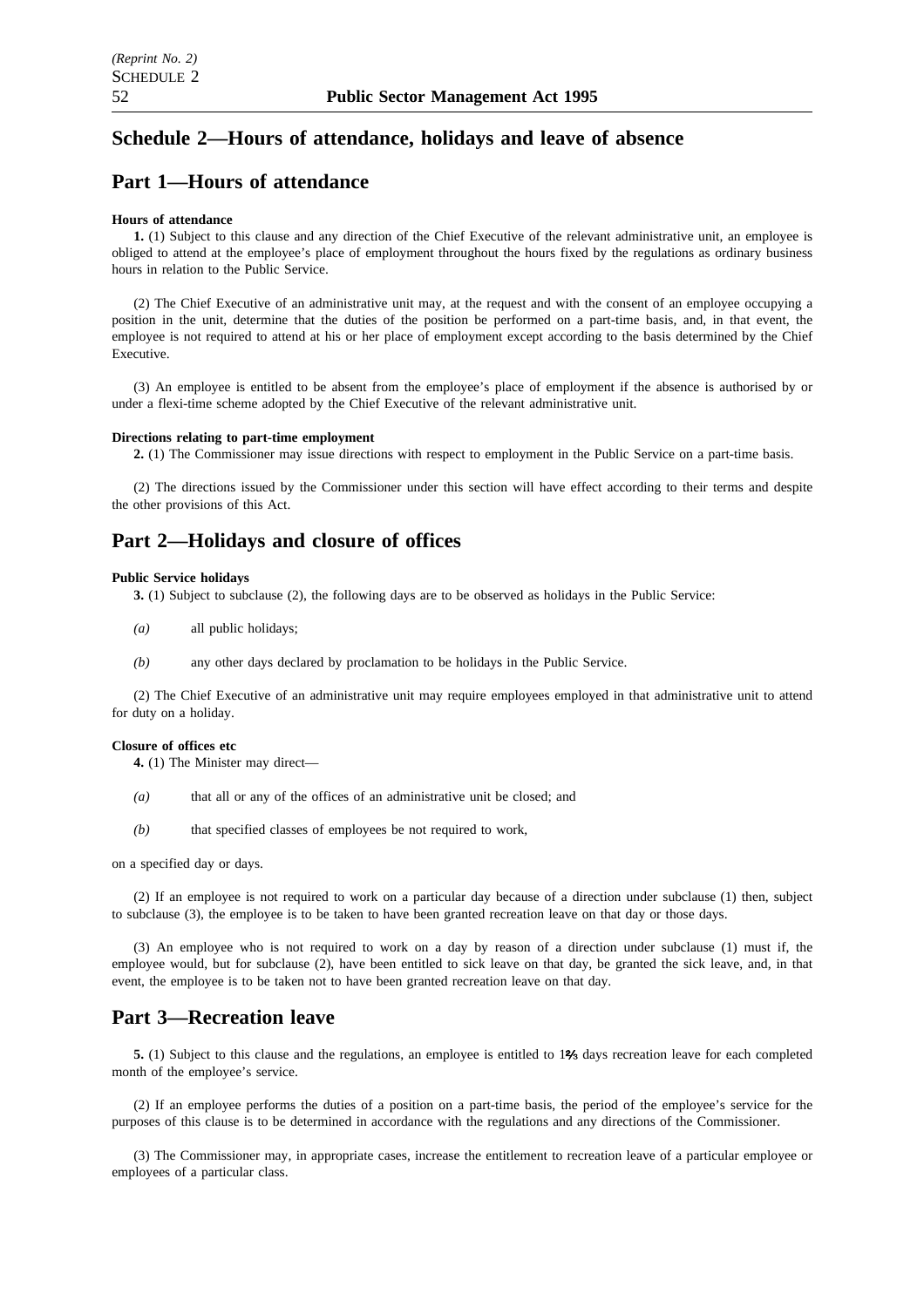# Schedule 2—Hours of attendance, holidays and leave of absence

## Part 1—Hours of attendance

**Hours of attendance**

**1.** (1) Subject to this clause and any direction of the Chief Executive of the relevant administrative unit, an employee is obliged to attend at the employee's place of employment throughout the hours fixed by the regulations as ordinary business hours in relation to the Public Service.

(2) The Chief Executive of an administrative unit may, at the request and with the consent of an employee occupying a position in the unit, determine that the duties of the position be performed on a part-time basis, and, in that event, the employee is not required to attend at his or her place of employment except according to the basis determined by the Chief Executive.

(3) An employee is entitled to be absent from the employee's place of employment if the absence is authorised by or under a flexi-time scheme adopted by the Chief Executive of the relevant administrative unit.

**Directions relating to part-time employment**

**2.** (1) The Commissioner may issue directions with respect to employment in the Public Service on a part-time basis.

(2) The directions issued by the Commissioner under this section will have effect according to their terms and despite the other provisions of this Act.

## Part 2—Holidays and closure of offices

**Public Service holidays**

**3.** (1) Subject to subclause (2), the following days are to be observed as holidays in the Public Service:

*(a)* all public holidays;

*(b)* any other days declared by proclamation to be holidays in the Public Service.

(2) The Chief Executive of an administrative unit may require employees employed in that administrative unit to attend for duty on a holiday.

**Closure of offices etc**

**4.** (1) The Minister may direct—

*(a)* that all or any of the offices of an administrative unit be closed; and

*(b)* that specified classes of employees be not required to work,

on a specified day or days.

(2) If an employee is not required to work on a particular day because of a direction under subclause (1) then, subject to subclause (3), the employee is to be taken to have been granted recreation leave on that day or those days.

(3) An employee who is not required to work on a day by reason of a direction under subclause (1) must if, the employee would, but for subclause (2), have been entitled to sick leave on that day, be granted the sick leave, and, in that event, the employee is to be taken not to have been granted recreation leave on that day.

## Part 3—Recreation leave

**5.** (1) Subject to this clause and the regulations, an employee is entitled to 1⅔ days recreation leave for each completed month of the employee's service.

(2) If an employee performs the duties of a position on a part-time basis, the period of the employee's service for the purposes of this clause is to be determined in accordance with the regulations and any directions of the Commissioner.

(3) The Commissioner may, in appropriate cases, increase the entitlement to recreation leave of a particular employee or employees of a particular class.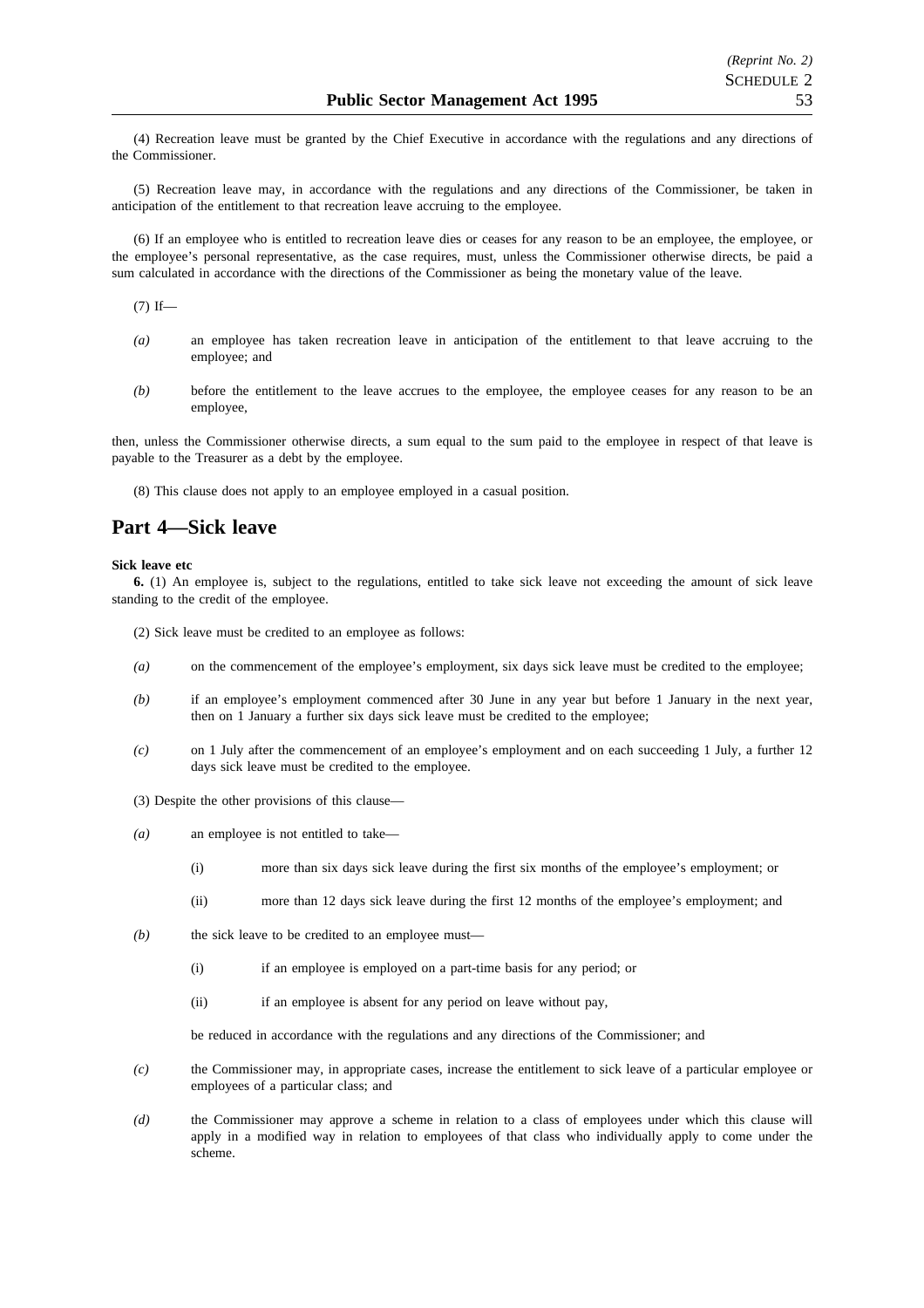(4) Recreation leave must be granted by the Chief Executive in accordance with the regulations and any directions of the Commissioner.

(5) Recreation leave may, in accordance with the regulations and any directions of the Commissioner, be taken in anticipation of the entitlement to that recreation leave accruing to the employee.

(6) If an employee who is entitled to recreation leave dies or ceases for any reason to be an employee, the employee, or the employee's personal representative, as the case requires, must, unless the Commissioner otherwise directs, be paid a sum calculated in accordance with the directions of the Commissioner as being the monetary value of the leave.

(7) If—

*(a)* an employee has taken recreation leave in anticipation of the entitlement to that leave accruing to the employee; and

*(b)* before the entitlement to the leave accrues to the employee, the employee ceases for any reason to be an employee,

then, unless the Commissioner otherwise directs, a sum equal to the sum paid to the employee in respect of that leave is payable to the Treasurer as a debt by the employee.

(8) This clause does not apply to an employee employed in a casual position.

## Part 4—Sick leave

**Sick leave etc**

**6.** (1) An employee is, subject to the regulations, entitled to take sick leave not exceeding the amount of sick leave standing to the credit of the employee.

(2) Sick leave must be credited to an employee as follows:

*(a)* on the commencement of the employee's employment, six days sick leave must be credited to the employee;

*(b)* if an employee's employment commenced after 30 June in any year but before 1 January in the next year, then on 1 January a further six days sick leave must be credited to the employee;

*(c)* on 1 July after the commencement of an employee's employment and on each succeeding 1 July, a further 12 days sick leave must be credited to the employee.

(3) Despite the other provisions of this clause—

*(a)* an employee is not entitled to take—

(i) more than six days sick leave during the first six months of the employee's employment; or

(ii) more than 12 days sick leave during the first 12 months of the employee's employment; and

*(b)* the sick leave to be credited to an employee must—

(i) if an employee is employed on a part-time basis for any period; or

(ii) if an employee is absent for any period on leave without pay,

be reduced in accordance with the regulations and any directions of the Commissioner; and

*(c)* the Commissioner may, in appropriate cases, increase the entitlement to sick leave of a particular employee or employees of a particular class; and

*(d)* the Commissioner may approve a scheme in relation to a class of employees under which this clause will apply in a modified way in relation to employees of that class who individually apply to come under the scheme.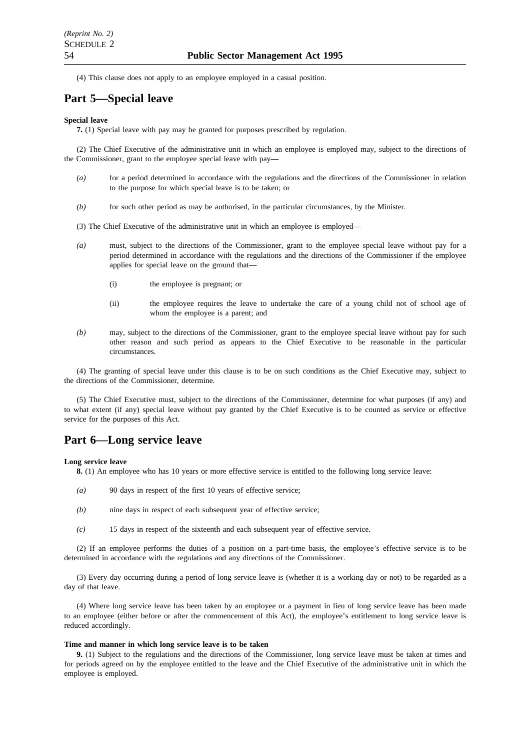(4) This clause does not apply to an employee employed in a casual position.

## Part 5—Special leave

**Special leave**

**7.** (1) Special leave with pay may be granted for purposes prescribed by regulation.

(2) The Chief Executive of the administrative unit in which an employee is employed may, subject to the directions of the Commissioner, grant to the employee special leave with pay—

- *(a)* for a period determined in accordance with the regulations and the directions of the Commissioner in relation to the purpose for which special leave is to be taken; or
- *(b)* for such other period as may be authorised, in the particular circumstances, by the Minister.

(3) The Chief Executive of the administrative unit in which an employee is employed—

- *(a)* must, subject to the directions of the Commissioner, grant to the employee special leave without pay for a period determined in accordance with the regulations and the directions of the Commissioner if the employee applies for special leave on the ground that—
  - (i) the employee is pregnant; or
  - (ii) the employee requires the leave to undertake the care of a young child not of school age of whom the employee is a parent; and
- *(b)* may, subject to the directions of the Commissioner, grant to the employee special leave without pay for such other reason and such period as appears to the Chief Executive to be reasonable in the particular circumstances.

(4) The granting of special leave under this clause is to be on such conditions as the Chief Executive may, subject to the directions of the Commissioner, determine.

(5) The Chief Executive must, subject to the directions of the Commissioner, determine for what purposes (if any) and to what extent (if any) special leave without pay granted by the Chief Executive is to be counted as service or effective service for the purposes of this Act.

## Part 6—Long service leave

**Long service leave**

**8.** (1) An employee who has 10 years or more effective service is entitled to the following long service leave:

- *(a)* 90 days in respect of the first 10 years of effective service;
- *(b)* nine days in respect of each subsequent year of effective service;
- *(c)* 15 days in respect of the sixteenth and each subsequent year of effective service.

(2) If an employee performs the duties of a position on a part-time basis, the employee's effective service is to be determined in accordance with the regulations and any directions of the Commissioner.

(3) Every day occurring during a period of long service leave is (whether it is a working day or not) to be regarded as a day of that leave.

(4) Where long service leave has been taken by an employee or a payment in lieu of long service leave has been made to an employee (either before or after the commencement of this Act), the employee's entitlement to long service leave is reduced accordingly.

**Time and manner in which long service leave is to be taken**

**9.** (1) Subject to the regulations and the directions of the Commissioner, long service leave must be taken at times and for periods agreed on by the employee entitled to the leave and the Chief Executive of the administrative unit in which the employee is employed.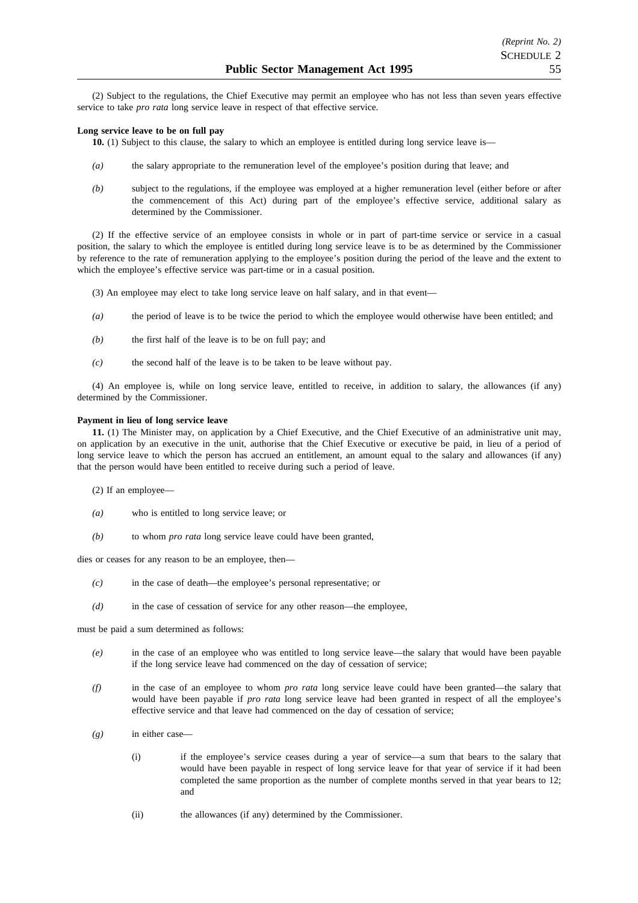(2) Subject to the regulations, the Chief Executive may permit an employee who has not less than seven years effective service to take *pro rata* long service leave in respect of that effective service.

**Long service leave to be on full pay**

**10.** (1) Subject to this clause, the salary to which an employee is entitled during long service leave is—

*(a)* the salary appropriate to the remuneration level of the employee's position during that leave; and

*(b)* subject to the regulations, if the employee was employed at a higher remuneration level (either before or after the commencement of this Act) during part of the employee's effective service, additional salary as determined by the Commissioner.

(2) If the effective service of an employee consists in whole or in part of part-time service or service in a casual position, the salary to which the employee is entitled during long service leave is to be as determined by the Commissioner by reference to the rate of remuneration applying to the employee's position during the period of the leave and the extent to which the employee's effective service was part-time or in a casual position.

(3) An employee may elect to take long service leave on half salary, and in that event—

*(a)* the period of leave is to be twice the period to which the employee would otherwise have been entitled; and

*(b)* the first half of the leave is to be on full pay; and

*(c)* the second half of the leave is to be taken to be leave without pay.

(4) An employee is, while on long service leave, entitled to receive, in addition to salary, the allowances (if any) determined by the Commissioner.

**Payment in lieu of long service leave**

**11.** (1) The Minister may, on application by a Chief Executive, and the Chief Executive of an administrative unit may, on application by an executive in the unit, authorise that the Chief Executive or executive be paid, in lieu of a period of long service leave to which the person has accrued an entitlement, an amount equal to the salary and allowances (if any) that the person would have been entitled to receive during such a period of leave.

(2) If an employee—

*(a)* who is entitled to long service leave; or

*(b)* to whom *pro rata* long service leave could have been granted,

dies or ceases for any reason to be an employee, then—

*(c)* in the case of death—the employee's personal representative; or

*(d)* in the case of cessation of service for any other reason—the employee,

must be paid a sum determined as follows:

*(e)* in the case of an employee who was entitled to long service leave—the salary that would have been payable if the long service leave had commenced on the day of cessation of service;

*(f)* in the case of an employee to whom *pro rata* long service leave could have been granted—the salary that would have been payable if *pro rata* long service leave had been granted in respect of all the employee's effective service and that leave had commenced on the day of cessation of service;

*(g)* in either case—

(i) if the employee's service ceases during a year of service—a sum that bears to the salary that would have been payable in respect of long service leave for that year of service if it had been completed the same proportion as the number of complete months served in that year bears to 12; and

(ii) the allowances (if any) determined by the Commissioner.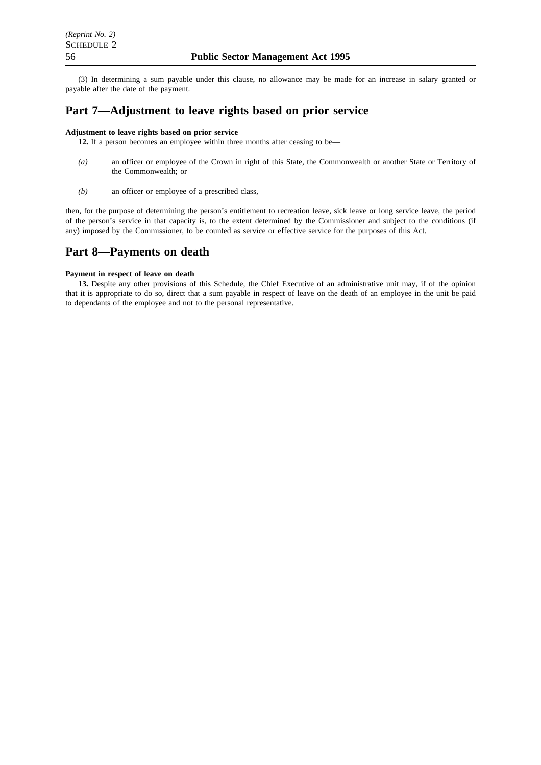(3) In determining a sum payable under this clause, no allowance may be made for an increase in salary granted or payable after the date of the payment.

## Part 7—Adjustment to leave rights based on prior service

**Adjustment to leave rights based on prior service**

**12.** If a person becomes an employee within three months after ceasing to be—

*(a)* an officer or employee of the Crown in right of this State, the Commonwealth or another State or Territory of the Commonwealth; or

*(b)* an officer or employee of a prescribed class,

then, for the purpose of determining the person's entitlement to recreation leave, sick leave or long service leave, the period of the person's service in that capacity is, to the extent determined by the Commissioner and subject to the conditions (if any) imposed by the Commissioner, to be counted as service or effective service for the purposes of this Act.

## Part 8—Payments on death

**Payment in respect of leave on death**

**13.** Despite any other provisions of this Schedule, the Chief Executive of an administrative unit may, if of the opinion that it is appropriate to do so, direct that a sum payable in respect of leave on the death of an employee in the unit be paid to dependants of the employee and not to the personal representative.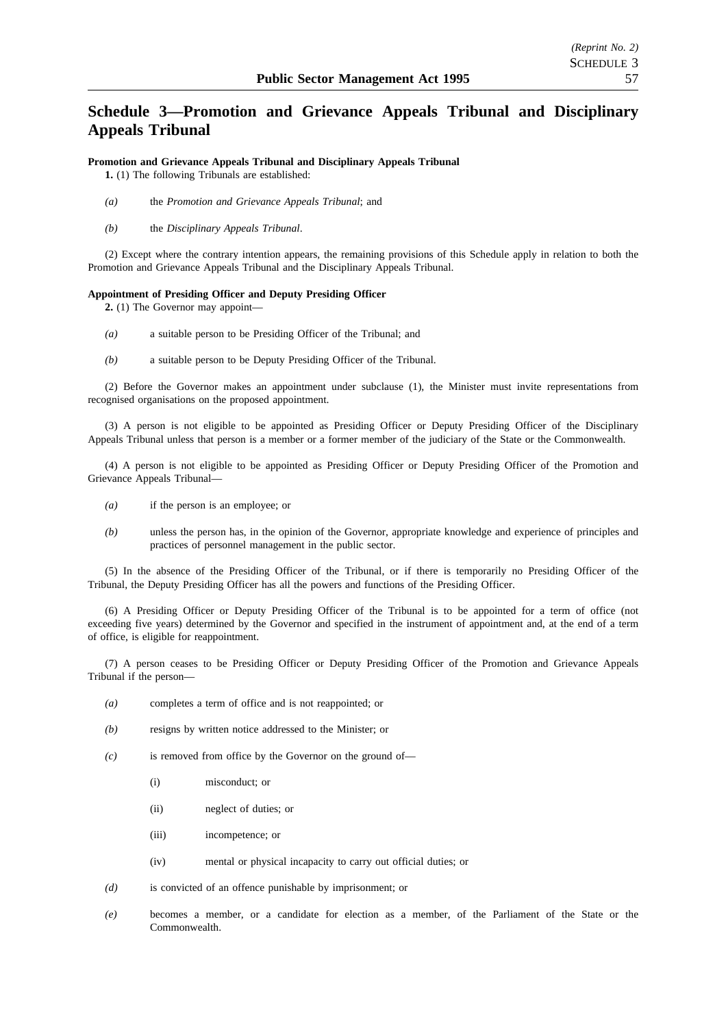## Schedule 3—Promotion and Grievance Appeals Tribunal and Disciplinary Appeals Tribunal

**Promotion and Grievance Appeals Tribunal and Disciplinary Appeals Tribunal**

**1.** (1) The following Tribunals are established:

*(a)* the *Promotion and Grievance Appeals Tribunal*; and

*(b)* the *Disciplinary Appeals Tribunal*.

(2) Except where the contrary intention appears, the remaining provisions of this Schedule apply in relation to both the Promotion and Grievance Appeals Tribunal and the Disciplinary Appeals Tribunal.

**Appointment of Presiding Officer and Deputy Presiding Officer**

**2.** (1) The Governor may appoint—

*(a)* a suitable person to be Presiding Officer of the Tribunal; and

*(b)* a suitable person to be Deputy Presiding Officer of the Tribunal.

(2) Before the Governor makes an appointment under subclause (1), the Minister must invite representations from recognised organisations on the proposed appointment.

(3) A person is not eligible to be appointed as Presiding Officer or Deputy Presiding Officer of the Disciplinary Appeals Tribunal unless that person is a member or a former member of the judiciary of the State or the Commonwealth.

(4) A person is not eligible to be appointed as Presiding Officer or Deputy Presiding Officer of the Promotion and Grievance Appeals Tribunal—

*(a)* if the person is an employee; or

*(b)* unless the person has, in the opinion of the Governor, appropriate knowledge and experience of principles and practices of personnel management in the public sector.

(5) In the absence of the Presiding Officer of the Tribunal, or if there is temporarily no Presiding Officer of the Tribunal, the Deputy Presiding Officer has all the powers and functions of the Presiding Officer.

(6) A Presiding Officer or Deputy Presiding Officer of the Tribunal is to be appointed for a term of office (not exceeding five years) determined by the Governor and specified in the instrument of appointment and, at the end of a term of office, is eligible for reappointment.

(7) A person ceases to be Presiding Officer or Deputy Presiding Officer of the Promotion and Grievance Appeals Tribunal if the person—

*(a)* completes a term of office and is not reappointed; or

*(b)* resigns by written notice addressed to the Minister; or

*(c)* is removed from office by the Governor on the ground of—

(i) misconduct; or

(ii) neglect of duties; or

(iii) incompetence; or

(iv) mental or physical incapacity to carry out official duties; or

*(d)* is convicted of an offence punishable by imprisonment; or

*(e)* becomes a member, or a candidate for election as a member, of the Parliament of the State or the Commonwealth.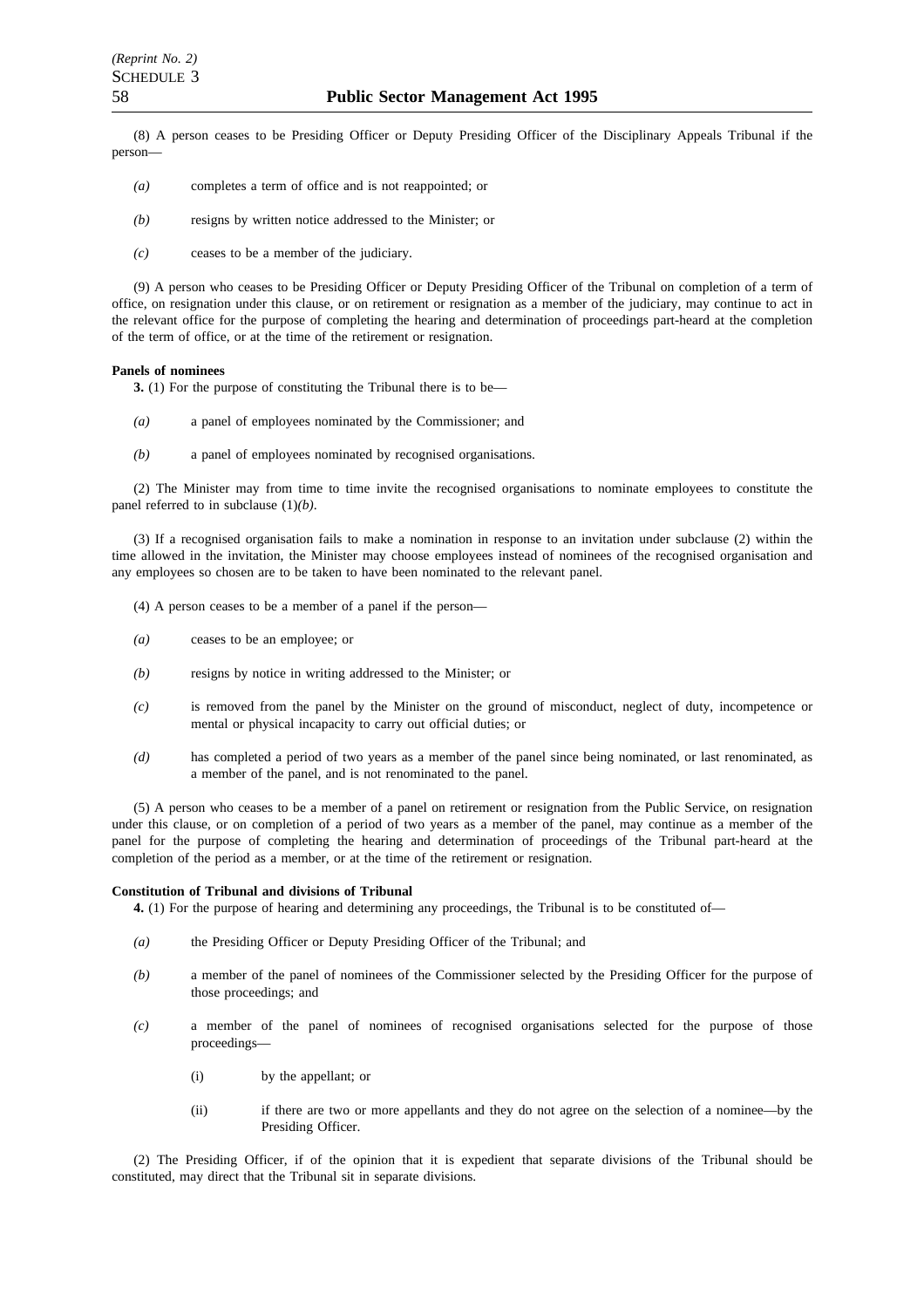(8) A person ceases to be Presiding Officer or Deputy Presiding Officer of the Disciplinary Appeals Tribunal if the person—

*(a)* completes a term of office and is not reappointed; or

*(b)* resigns by written notice addressed to the Minister; or

*(c)* ceases to be a member of the judiciary.

(9) A person who ceases to be Presiding Officer or Deputy Presiding Officer of the Tribunal on completion of a term of office, on resignation under this clause, or on retirement or resignation as a member of the judiciary, may continue to act in the relevant office for the purpose of completing the hearing and determination of proceedings part-heard at the completion of the term of office, or at the time of the retirement or resignation.

**Panels of nominees**

**3.** (1) For the purpose of constituting the Tribunal there is to be—

*(a)* a panel of employees nominated by the Commissioner; and

*(b)* a panel of employees nominated by recognised organisations.

(2) The Minister may from time to time invite the recognised organisations to nominate employees to constitute the panel referred to in subclause (1)*(b)*.

(3) If a recognised organisation fails to make a nomination in response to an invitation under subclause (2) within the time allowed in the invitation, the Minister may choose employees instead of nominees of the recognised organisation and any employees so chosen are to be taken to have been nominated to the relevant panel.

(4) A person ceases to be a member of a panel if the person—

*(a)* ceases to be an employee; or

*(b)* resigns by notice in writing addressed to the Minister; or

*(c)* is removed from the panel by the Minister on the ground of misconduct, neglect of duty, incompetence or mental or physical incapacity to carry out official duties; or

*(d)* has completed a period of two years as a member of the panel since being nominated, or last renominated, as a member of the panel, and is not renominated to the panel.

(5) A person who ceases to be a member of a panel on retirement or resignation from the Public Service, on resignation under this clause, or on completion of a period of two years as a member of the panel, may continue as a member of the panel for the purpose of completing the hearing and determination of proceedings of the Tribunal part-heard at the completion of the period as a member, or at the time of the retirement or resignation.

**Constitution of Tribunal and divisions of Tribunal**

**4.** (1) For the purpose of hearing and determining any proceedings, the Tribunal is to be constituted of—

*(a)* the Presiding Officer or Deputy Presiding Officer of the Tribunal; and

*(b)* a member of the panel of nominees of the Commissioner selected by the Presiding Officer for the purpose of those proceedings; and

*(c)* a member of the panel of nominees of recognised organisations selected for the purpose of those proceedings—

(i) by the appellant; or

(ii) if there are two or more appellants and they do not agree on the selection of a nominee—by the Presiding Officer.

(2) The Presiding Officer, if of the opinion that it is expedient that separate divisions of the Tribunal should be constituted, may direct that the Tribunal sit in separate divisions.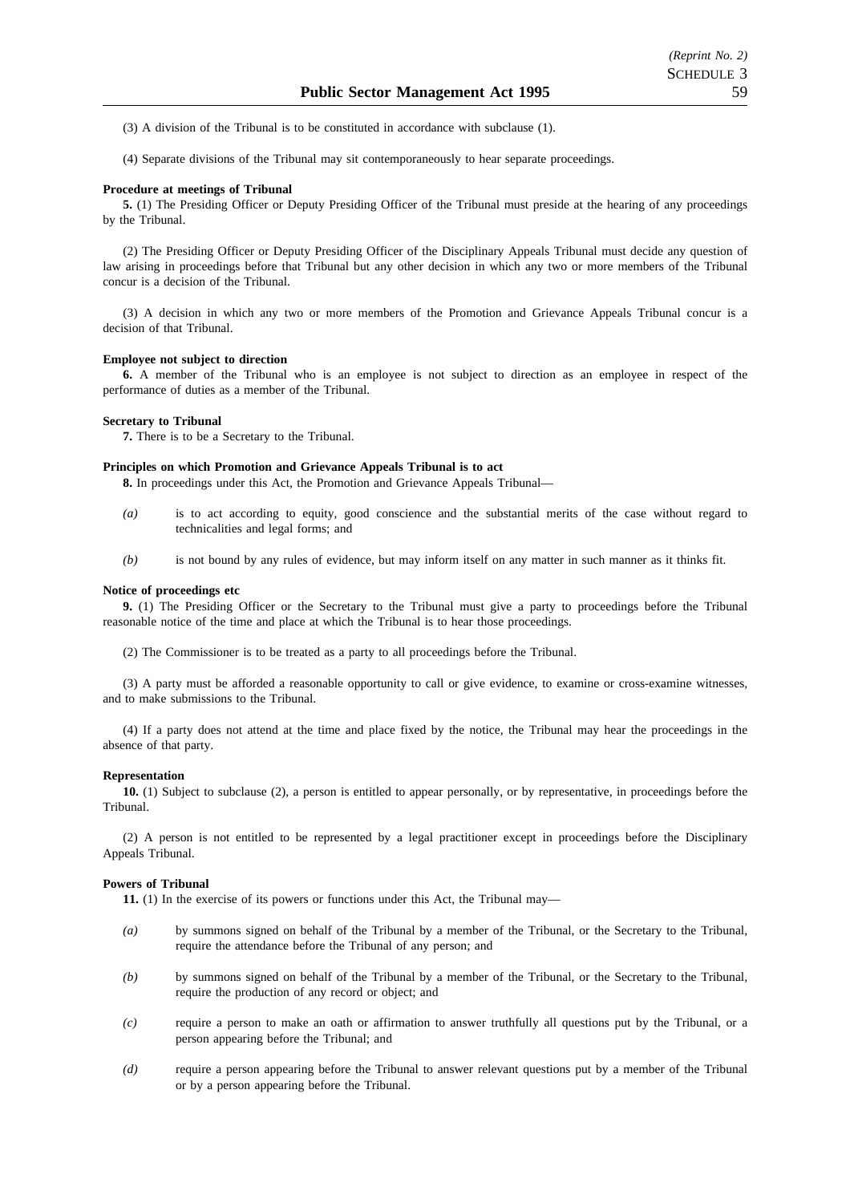(3) A division of the Tribunal is to be constituted in accordance with subclause (1).

(4) Separate divisions of the Tribunal may sit contemporaneously to hear separate proceedings.

**Procedure at meetings of Tribunal**

**5.** (1) The Presiding Officer or Deputy Presiding Officer of the Tribunal must preside at the hearing of any proceedings by the Tribunal.

(2) The Presiding Officer or Deputy Presiding Officer of the Disciplinary Appeals Tribunal must decide any question of law arising in proceedings before that Tribunal but any other decision in which any two or more members of the Tribunal concur is a decision of the Tribunal.

(3) A decision in which any two or more members of the Promotion and Grievance Appeals Tribunal concur is a decision of that Tribunal.

**Employee not subject to direction**

**6.** A member of the Tribunal who is an employee is not subject to direction as an employee in respect of the performance of duties as a member of the Tribunal.

**Secretary to Tribunal**

**7.** There is to be a Secretary to the Tribunal.

**Principles on which Promotion and Grievance Appeals Tribunal is to act**

**8.** In proceedings under this Act, the Promotion and Grievance Appeals Tribunal—

*(a)* is to act according to equity, good conscience and the substantial merits of the case without regard to technicalities and legal forms; and

*(b)* is not bound by any rules of evidence, but may inform itself on any matter in such manner as it thinks fit.

**Notice of proceedings etc**

**9.** (1) The Presiding Officer or the Secretary to the Tribunal must give a party to proceedings before the Tribunal reasonable notice of the time and place at which the Tribunal is to hear those proceedings.

(2) The Commissioner is to be treated as a party to all proceedings before the Tribunal.

(3) A party must be afforded a reasonable opportunity to call or give evidence, to examine or cross-examine witnesses, and to make submissions to the Tribunal.

(4) If a party does not attend at the time and place fixed by the notice, the Tribunal may hear the proceedings in the absence of that party.

**Representation**

**10.** (1) Subject to subclause (2), a person is entitled to appear personally, or by representative, in proceedings before the Tribunal.

(2) A person is not entitled to be represented by a legal practitioner except in proceedings before the Disciplinary Appeals Tribunal.

**Powers of Tribunal**

**11.** (1) In the exercise of its powers or functions under this Act, the Tribunal may—

*(a)* by summons signed on behalf of the Tribunal by a member of the Tribunal, or the Secretary to the Tribunal, require the attendance before the Tribunal of any person; and

*(b)* by summons signed on behalf of the Tribunal by a member of the Tribunal, or the Secretary to the Tribunal, require the production of any record or object; and

*(c)* require a person to make an oath or affirmation to answer truthfully all questions put by the Tribunal, or a person appearing before the Tribunal; and

*(d)* require a person appearing before the Tribunal to answer relevant questions put by a member of the Tribunal or by a person appearing before the Tribunal.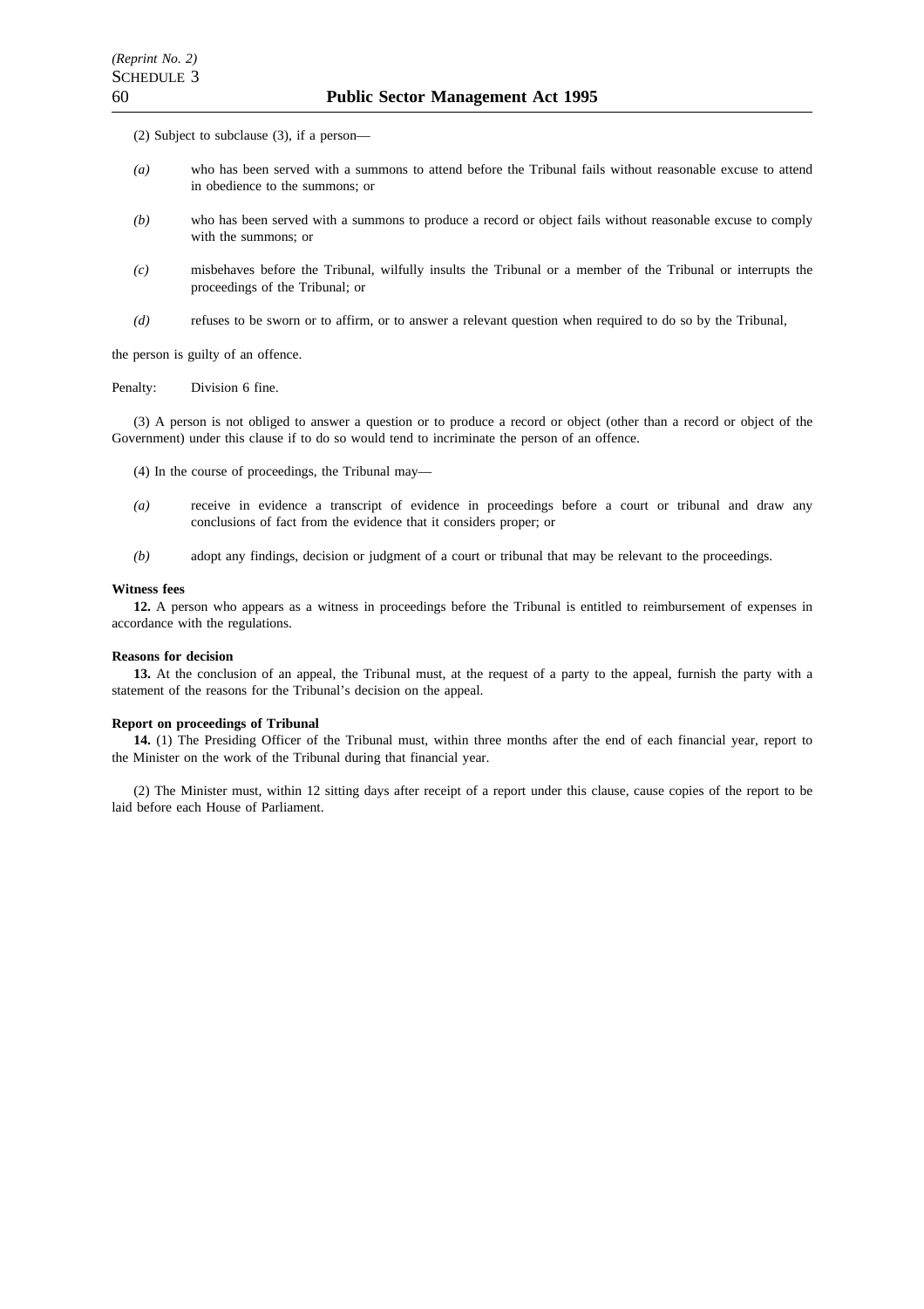(2) Subject to subclause (3), if a person—

*(a)* who has been served with a summons to attend before the Tribunal fails without reasonable excuse to attend in obedience to the summons; or

*(b)* who has been served with a summons to produce a record or object fails without reasonable excuse to comply with the summons; or

*(c)* misbehaves before the Tribunal, wilfully insults the Tribunal or a member of the Tribunal or interrupts the proceedings of the Tribunal; or

*(d)* refuses to be sworn or to affirm, or to answer a relevant question when required to do so by the Tribunal,

the person is guilty of an offence.

Penalty: Division 6 fine.

(3) A person is not obliged to answer a question or to produce a record or object (other than a record or object of the Government) under this clause if to do so would tend to incriminate the person of an offence.

(4) In the course of proceedings, the Tribunal may—

*(a)* receive in evidence a transcript of evidence in proceedings before a court or tribunal and draw any conclusions of fact from the evidence that it considers proper; or

*(b)* adopt any findings, decision or judgment of a court or tribunal that may be relevant to the proceedings.

**Witness fees**

**12.** A person who appears as a witness in proceedings before the Tribunal is entitled to reimbursement of expenses in accordance with the regulations.

**Reasons for decision**

**13.** At the conclusion of an appeal, the Tribunal must, at the request of a party to the appeal, furnish the party with a statement of the reasons for the Tribunal's decision on the appeal.

**Report on proceedings of Tribunal**

**14.** (1) The Presiding Officer of the Tribunal must, within three months after the end of each financial year, report to the Minister on the work of the Tribunal during that financial year.

(2) The Minister must, within 12 sitting days after receipt of a report under this clause, cause copies of the report to be laid before each House of Parliament.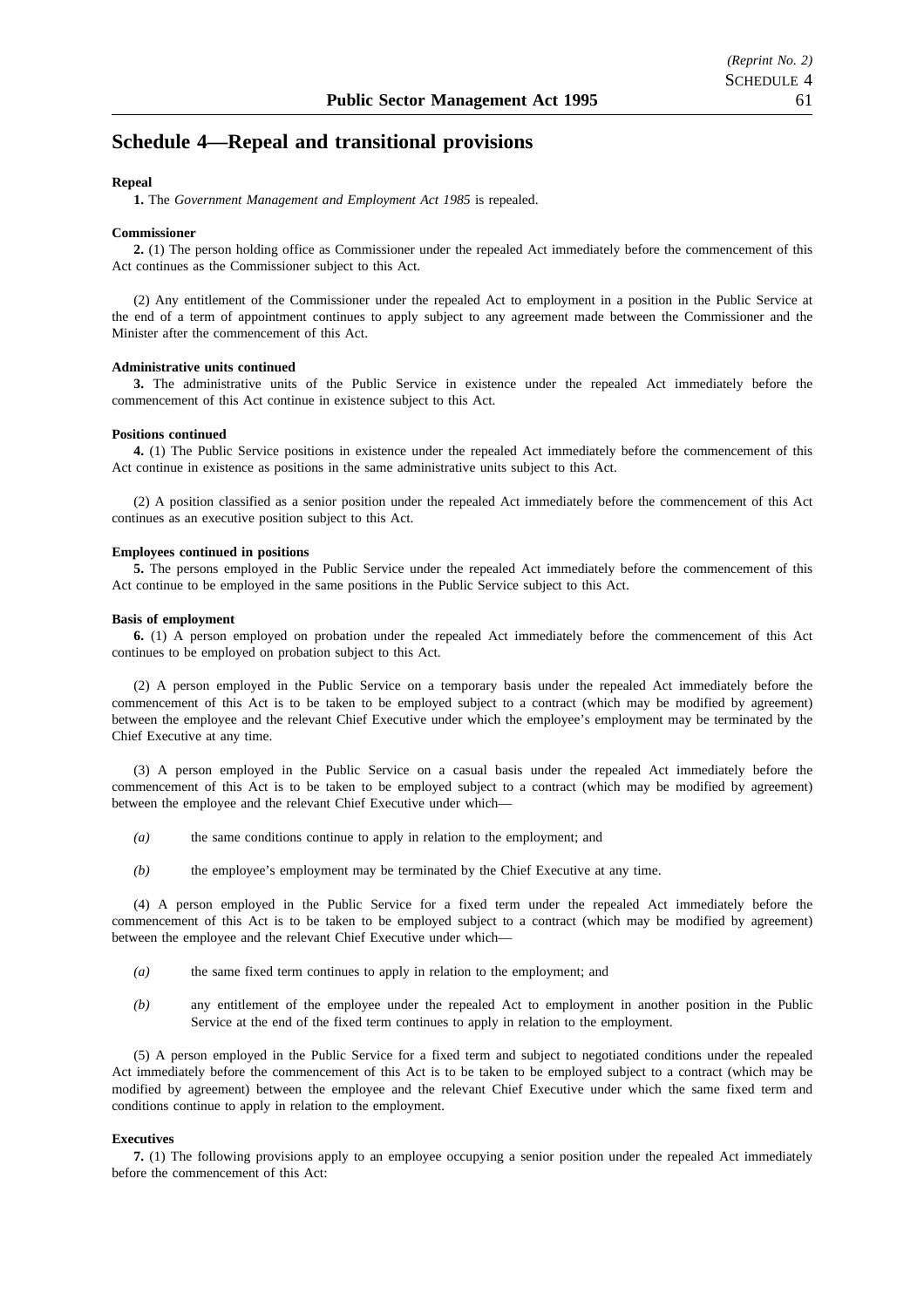## Schedule 4—Repeal and transitional provisions

**Repeal**

**1.** The *Government Management and Employment Act 1985* is repealed.

**Commissioner**

**2.** (1) The person holding office as Commissioner under the repealed Act immediately before the commencement of this Act continues as the Commissioner subject to this Act.

(2) Any entitlement of the Commissioner under the repealed Act to employment in a position in the Public Service at the end of a term of appointment continues to apply subject to any agreement made between the Commissioner and the Minister after the commencement of this Act.

**Administrative units continued**

**3.** The administrative units of the Public Service in existence under the repealed Act immediately before the commencement of this Act continue in existence subject to this Act.

**Positions continued**

**4.** (1) The Public Service positions in existence under the repealed Act immediately before the commencement of this Act continue in existence as positions in the same administrative units subject to this Act.

(2) A position classified as a senior position under the repealed Act immediately before the commencement of this Act continues as an executive position subject to this Act.

**Employees continued in positions**

**5.** The persons employed in the Public Service under the repealed Act immediately before the commencement of this Act continue to be employed in the same positions in the Public Service subject to this Act.

**Basis of employment**

**6.** (1) A person employed on probation under the repealed Act immediately before the commencement of this Act continues to be employed on probation subject to this Act.

(2) A person employed in the Public Service on a temporary basis under the repealed Act immediately before the commencement of this Act is to be taken to be employed subject to a contract (which may be modified by agreement) between the employee and the relevant Chief Executive under which the employee's employment may be terminated by the Chief Executive at any time.

(3) A person employed in the Public Service on a casual basis under the repealed Act immediately before the commencement of this Act is to be taken to be employed subject to a contract (which may be modified by agreement) between the employee and the relevant Chief Executive under which—

*(a)* the same conditions continue to apply in relation to the employment; and

*(b)* the employee's employment may be terminated by the Chief Executive at any time.

(4) A person employed in the Public Service for a fixed term under the repealed Act immediately before the commencement of this Act is to be taken to be employed subject to a contract (which may be modified by agreement) between the employee and the relevant Chief Executive under which—

*(a)* the same fixed term continues to apply in relation to the employment; and

*(b)* any entitlement of the employee under the repealed Act to employment in another position in the Public Service at the end of the fixed term continues to apply in relation to the employment.

(5) A person employed in the Public Service for a fixed term and subject to negotiated conditions under the repealed Act immediately before the commencement of this Act is to be taken to be employed subject to a contract (which may be modified by agreement) between the employee and the relevant Chief Executive under which the same fixed term and conditions continue to apply in relation to the employment.

**Executives**

**7.** (1) The following provisions apply to an employee occupying a senior position under the repealed Act immediately before the commencement of this Act: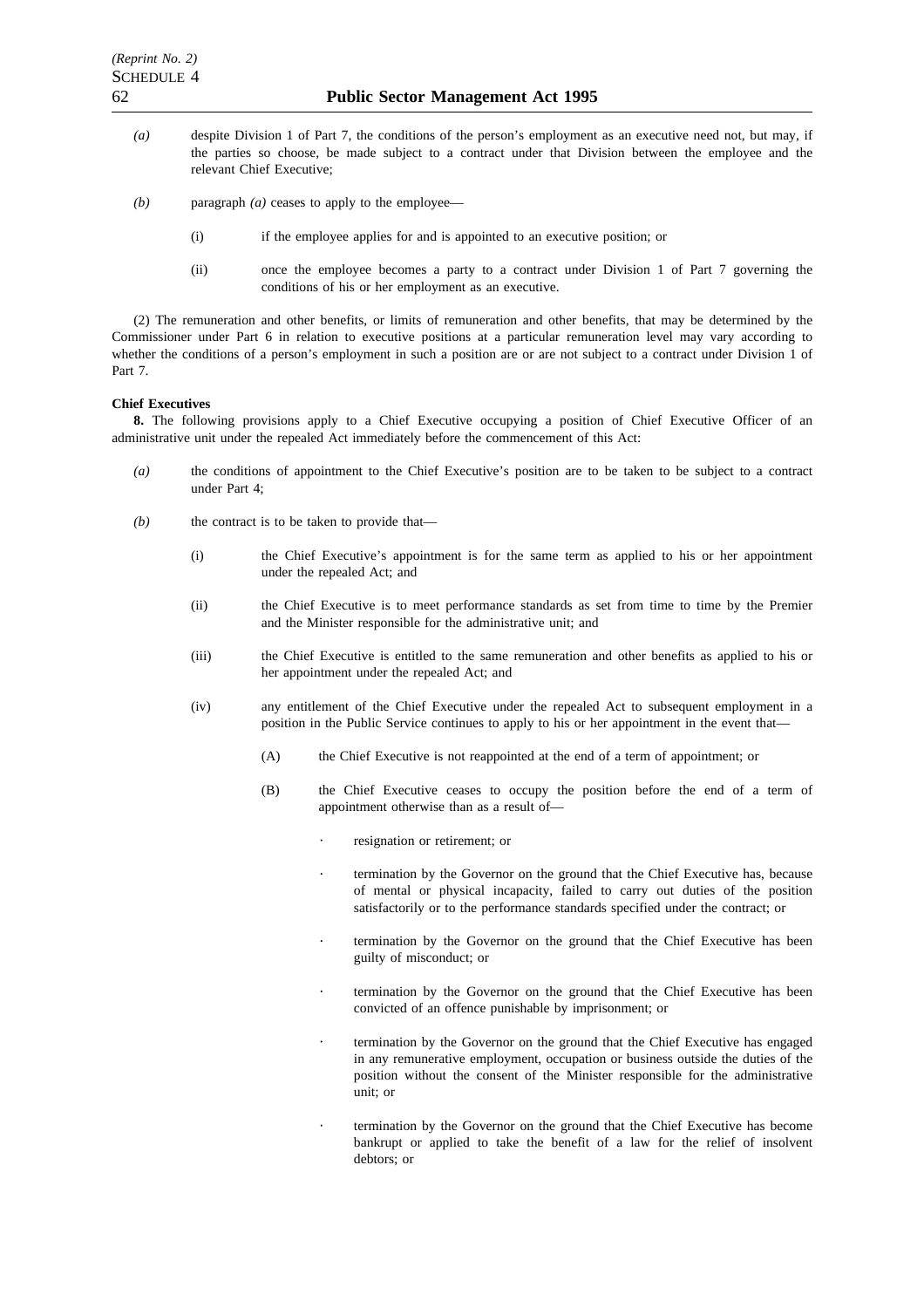*(a)* despite Division 1 of Part 7, the conditions of the person's employment as an executive need not, but may, if the parties so choose, be made subject to a contract under that Division between the employee and the relevant Chief Executive;

*(b)* paragraph *(a)* ceases to apply to the employee—

(i) if the employee applies for and is appointed to an executive position; or

(ii) once the employee becomes a party to a contract under Division 1 of Part 7 governing the conditions of his or her employment as an executive.

(2) The remuneration and other benefits, or limits of remuneration and other benefits, that may be determined by the Commissioner under Part 6 in relation to executive positions at a particular remuneration level may vary according to whether the conditions of a person's employment in such a position are or are not subject to a contract under Division 1 of Part 7.

**Chief Executives**

**8.** The following provisions apply to a Chief Executive occupying a position of Chief Executive Officer of an administrative unit under the repealed Act immediately before the commencement of this Act:

*(a)* the conditions of appointment to the Chief Executive's position are to be taken to be subject to a contract under Part 4;

*(b)* the contract is to be taken to provide that—

(i) the Chief Executive's appointment is for the same term as applied to his or her appointment under the repealed Act; and

(ii) the Chief Executive is to meet performance standards as set from time to time by the Premier and the Minister responsible for the administrative unit; and

(iii) the Chief Executive is entitled to the same remuneration and other benefits as applied to his or her appointment under the repealed Act; and

(iv) any entitlement of the Chief Executive under the repealed Act to subsequent employment in a position in the Public Service continues to apply to his or her appointment in the event that—

(A) the Chief Executive is not reappointed at the end of a term of appointment; or

(B) the Chief Executive ceases to occupy the position before the end of a term of appointment otherwise than as a result of—

· resignation or retirement; or

· termination by the Governor on the ground that the Chief Executive has, because of mental or physical incapacity, failed to carry out duties of the position satisfactorily or to the performance standards specified under the contract; or

· termination by the Governor on the ground that the Chief Executive has been guilty of misconduct; or

· termination by the Governor on the ground that the Chief Executive has been convicted of an offence punishable by imprisonment; or

· termination by the Governor on the ground that the Chief Executive has engaged in any remunerative employment, occupation or business outside the duties of the position without the consent of the Minister responsible for the administrative unit; or

· termination by the Governor on the ground that the Chief Executive has become bankrupt or applied to take the benefit of a law for the relief of insolvent debtors; or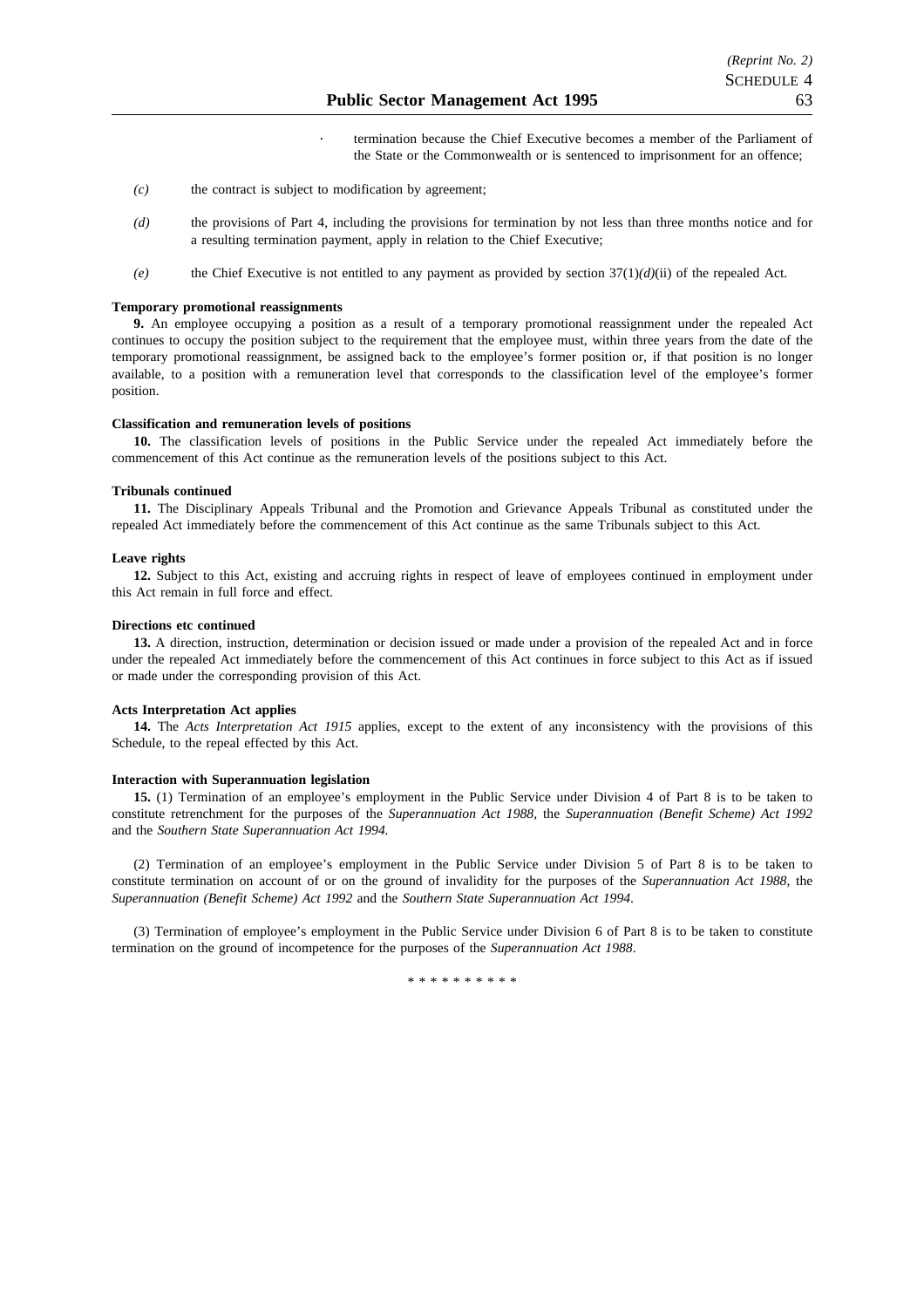- termination because the Chief Executive becomes a member of the Parliament of the State or the Commonwealth or is sentenced to imprisonment for an offence;

*(c)* the contract is subject to modification by agreement;

*(d)* the provisions of Part 4, including the provisions for termination by not less than three months notice and for a resulting termination payment, apply in relation to the Chief Executive;

*(e)* the Chief Executive is not entitled to any payment as provided by section 37(1)*(d)*(ii) of the repealed Act.

**Temporary promotional reassignments**

**9.** An employee occupying a position as a result of a temporary promotional reassignment under the repealed Act continues to occupy the position subject to the requirement that the employee must, within three years from the date of the temporary promotional reassignment, be assigned back to the employee's former position or, if that position is no longer available, to a position with a remuneration level that corresponds to the classification level of the employee's former position.

**Classification and remuneration levels of positions**

**10.** The classification levels of positions in the Public Service under the repealed Act immediately before the commencement of this Act continue as the remuneration levels of the positions subject to this Act.

**Tribunals continued**

**11.** The Disciplinary Appeals Tribunal and the Promotion and Grievance Appeals Tribunal as constituted under the repealed Act immediately before the commencement of this Act continue as the same Tribunals subject to this Act.

**Leave rights**

**12.** Subject to this Act, existing and accruing rights in respect of leave of employees continued in employment under this Act remain in full force and effect.

**Directions etc continued**

**13.** A direction, instruction, determination or decision issued or made under a provision of the repealed Act and in force under the repealed Act immediately before the commencement of this Act continues in force subject to this Act as if issued or made under the corresponding provision of this Act.

**Acts Interpretation Act applies**

**14.** The *Acts Interpretation Act 1915* applies, except to the extent of any inconsistency with the provisions of this Schedule, to the repeal effected by this Act.

**Interaction with Superannuation legislation**

**15.** (1) Termination of an employee's employment in the Public Service under Division 4 of Part 8 is to be taken to constitute retrenchment for the purposes of the *Superannuation Act 1988*, the *Superannuation (Benefit Scheme) Act 1992* and the *Southern State Superannuation Act 1994*.

(2) Termination of an employee's employment in the Public Service under Division 5 of Part 8 is to be taken to constitute termination on account of or on the ground of invalidity for the purposes of the *Superannuation Act 1988*, the *Superannuation (Benefit Scheme) Act 1992* and the *Southern State Superannuation Act 1994*.

(3) Termination of employee's employment in the Public Service under Division 6 of Part 8 is to be taken to constitute termination on the ground of incompetence for the purposes of the *Superannuation Act 1988*.

* * * * * * * * * *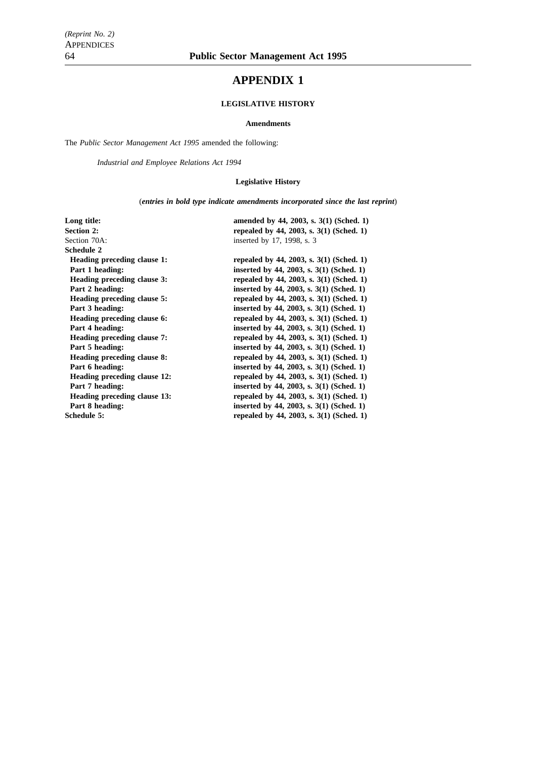# APPENDIX 1

### LEGISLATIVE HISTORY

#### Amendments

The *Public Sector Management Act 1995* amended the following:

*Industrial and Employee Relations Act 1994*

#### Legislative History

(***entries in bold type indicate amendments incorporated since the last reprint***)

| | |
|---|---|
| **Long title:** | **amended by 44, 2003, s. 3(1) (Sched. 1)** |
| **Section 2:** | **repealed by 44, 2003, s. 3(1) (Sched. 1)** |
| Section 70A: | inserted by 17, 1998, s. 3 |
| **Schedule 2** | |
| **Heading preceding clause 1:** | **repealed by 44, 2003, s. 3(1) (Sched. 1)** |
| **Part 1 heading:** | **inserted by 44, 2003, s. 3(1) (Sched. 1)** |
| **Heading preceding clause 3:** | **repealed by 44, 2003, s. 3(1) (Sched. 1)** |
| **Part 2 heading:** | **inserted by 44, 2003, s. 3(1) (Sched. 1)** |
| **Heading preceding clause 5:** | **repealed by 44, 2003, s. 3(1) (Sched. 1)** |
| **Part 3 heading:** | **inserted by 44, 2003, s. 3(1) (Sched. 1)** |
| **Heading preceding clause 6:** | **repealed by 44, 2003, s. 3(1) (Sched. 1)** |
| **Part 4 heading:** | **inserted by 44, 2003, s. 3(1) (Sched. 1)** |
| **Heading preceding clause 7:** | **repealed by 44, 2003, s. 3(1) (Sched. 1)** |
| **Part 5 heading:** | **inserted by 44, 2003, s. 3(1) (Sched. 1)** |
| **Heading preceding clause 8:** | **repealed by 44, 2003, s. 3(1) (Sched. 1)** |
| **Part 6 heading:** | **inserted by 44, 2003, s. 3(1) (Sched. 1)** |
| **Heading preceding clause 12:** | **repealed by 44, 2003, s. 3(1) (Sched. 1)** |
| **Part 7 heading:** | **inserted by 44, 2003, s. 3(1) (Sched. 1)** |
| **Heading preceding clause 13:** | **repealed by 44, 2003, s. 3(1) (Sched. 1)** |
| **Part 8 heading:** | **inserted by 44, 2003, s. 3(1) (Sched. 1)** |
| **Schedule 5:** | **repealed by 44, 2003, s. 3(1) (Sched. 1)** |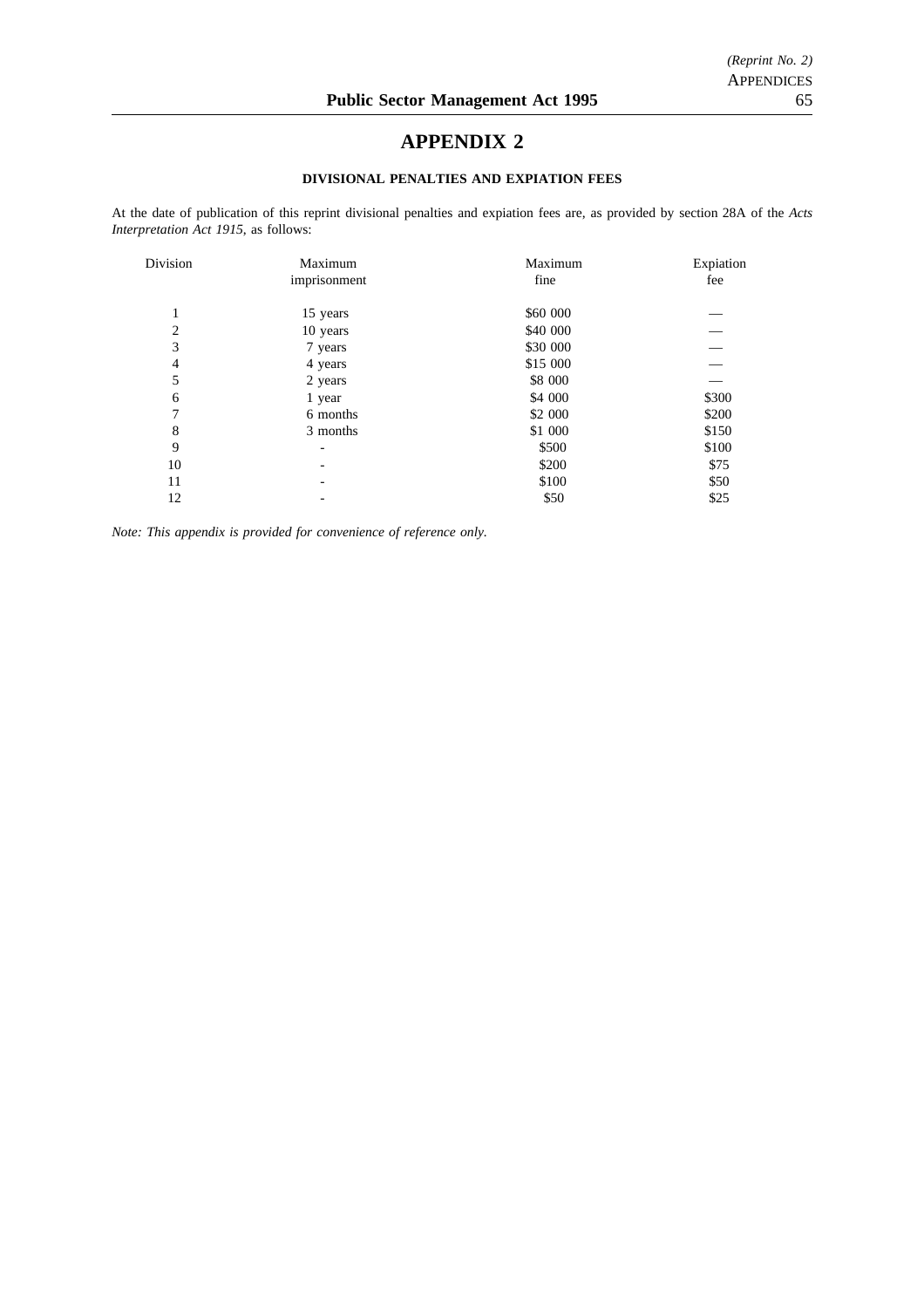# APPENDIX 2

**DIVISIONAL PENALTIES AND EXPIATION FEES**

At the date of publication of this reprint divisional penalties and expiation fees are, as provided by section 28A of the *Acts Interpretation Act 1915*, as follows:

| Division | Maximum imprisonment | Maximum fine | Expiation fee |
|---|---|---|---|
| 1 | 15 years | $60 000 | — |
| 2 | 10 years | $40 000 | — |
| 3 | 7 years | $30 000 | — |
| 4 | 4 years | $15 000 | — |
| 5 | 2 years | $8 000 | — |
| 6 | 1 year | $4 000 | $300 |
| 7 | 6 months | $2 000 | $200 |
| 8 | 3 months | $1 000 | $150 |
| 9 | - | $500 | $100 |
| 10 | - | $200 | $75 |
| 11 | - | $100 | $50 |
| 12 | - | $50 | $25 |

*Note: This appendix is provided for convenience of reference only.*